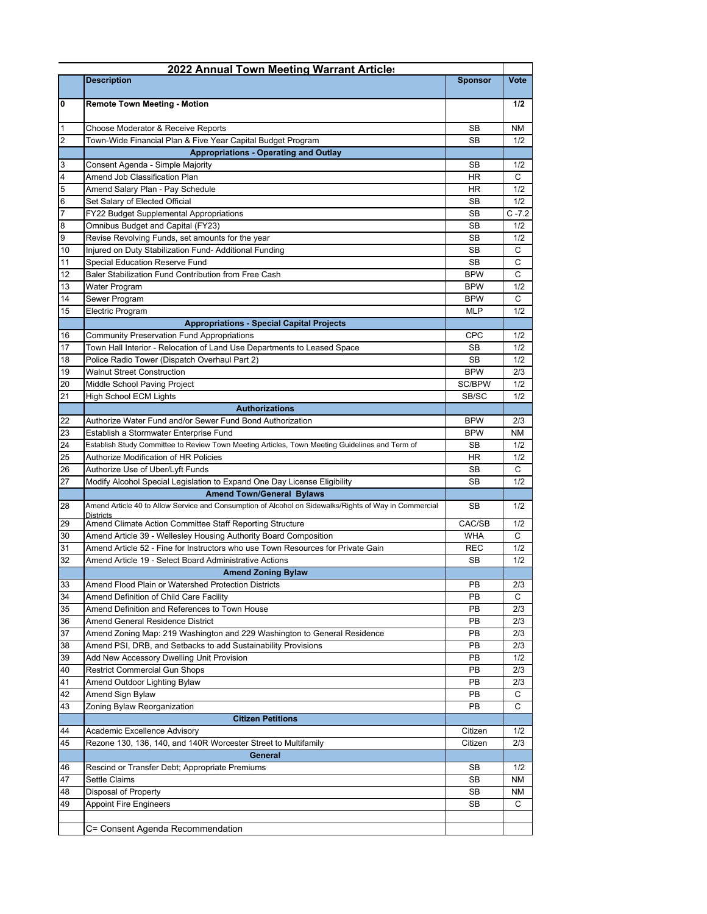## 2022 Annual Town Meeting Warrant Articles

| | Description | Sponsor | Vote |
|---|---|---|---|
| 0 | **Remote Town Meeting - Motion** | | **1/2** |
| 1 | Choose Moderator & Receive Reports | SB | NM |
| 2 | Town-Wide Financial Plan & Five Year Capital Budget Program | SB | 1/2 |
| | **Appropriations - Operating and Outlay** | | |
| 3 | Consent Agenda - Simple Majority | SB | 1/2 |
| 4 | Amend Job Classification Plan | HR | C |
| 5 | Amend Salary Plan - Pay Schedule | HR | 1/2 |
| 6 | Set Salary of Elected Official | SB | 1/2 |
| 7 | FY22 Budget Supplemental Appropriations | SB | C -7.2 |
| 8 | Omnibus Budget and Capital (FY23) | SB | 1/2 |
| 9 | Revise Revolving Funds, set amounts for the year | SB | 1/2 |
| 10 | Injured on Duty Stabilization Fund- Additional Funding | SB | C |
| 11 | Special Education Reserve Fund | SB | C |
| 12 | Baler Stabilization Fund Contribution from Free Cash | BPW | C |
| 13 | Water Program | BPW | 1/2 |
| 14 | Sewer Program | BPW | C |
| 15 | Electric Program | MLP | 1/2 |
| | **Appropriations - Special Capital Projects** | | |
| 16 | Community Preservation Fund Appropriations | CPC | 1/2 |
| 17 | Town Hall Interior - Relocation of Land Use Departments to Leased Space | SB | 1/2 |
| 18 | Police Radio Tower (Dispatch Overhaul Part 2) | SB | 1/2 |
| 19 | Walnut Street Construction | BPW | 2/3 |
| 20 | Middle School Paving Project | SC/BPW | 1/2 |
| 21 | High School ECM Lights | SB/SC | 1/2 |
| | **Authorizations** | | |
| 22 | Authorize Water Fund and/or Sewer Fund Bond Authorization | BPW | 2/3 |
| 23 | Establish a Stormwater Enterprise Fund | BPW | NM |
| 24 | Establish Study Committee to Review Town Meeting Articles, Town Meeting Guidelines and Term of | SB | 1/2 |
| 25 | Authorize Modification of HR Policies | HR | 1/2 |
| 26 | Authorize Use of Uber/Lyft Funds | SB | C |
| 27 | Modify Alcohol Special Legislation to Expand One Day License Eligibility | SB | 1/2 |
| | **Amend Town/General Bylaws** | | |
| 28 | Amend Article 40 to Allow Service and Consumption of Alcohol on Sidewalks/Rights of Way in Commercial Districts | SB | 1/2 |
| 29 | Amend Climate Action Committee Staff Reporting Structure | CAC/SB | 1/2 |
| 30 | Amend Article 39 - Wellesley Housing Authority Board Composition | WHA | C |
| 31 | Amend Article 52 - Fine for Instructors who use Town Resources for Private Gain | REC | 1/2 |
| 32 | Amend Article 19 - Select Board Administrative Actions | SB | 1/2 |
| | **Amend Zoning Bylaw** | | |
| 33 | Amend Flood Plain or Watershed Protection Districts | PB | 2/3 |
| 34 | Amend Definition of Child Care Facility | PB | C |
| 35 | Amend Definition and References to Town House | PB | 2/3 |
| 36 | Amend General Residence District | PB | 2/3 |
| 37 | Amend Zoning Map: 219 Washington and 229 Washington to General Residence | PB | 2/3 |
| 38 | Amend PSI, DRB, and Setbacks to add Sustainability Provisions | PB | 2/3 |
| 39 | Add New Accessory Dwelling Unit Provision | PB | 1/2 |
| 40 | Restrict Commercial Gun Shops | PB | 2/3 |
| 41 | Amend Outdoor Lighting Bylaw | PB | 2/3 |
| 42 | Amend Sign Bylaw | PB | C |
| 43 | Zoning Bylaw Reorganization | PB | C |
| | **Citizen Petitions** | | |
| 44 | Academic Excellence Advisory | Citizen | 1/2 |
| 45 | Rezone 130, 136, 140, and 140R Worcester Street to Multifamily | Citizen | 2/3 |
| | **General** | | |
| 46 | Rescind or Transfer Debt; Appropriate Premiums | SB | 1/2 |
| 47 | Settle Claims | SB | NM |
| 48 | Disposal of Property | SB | NM |
| 49 | Appoint Fire Engineers | SB | C |
| | | | |
| | C= Consent Agenda Recommendation | | |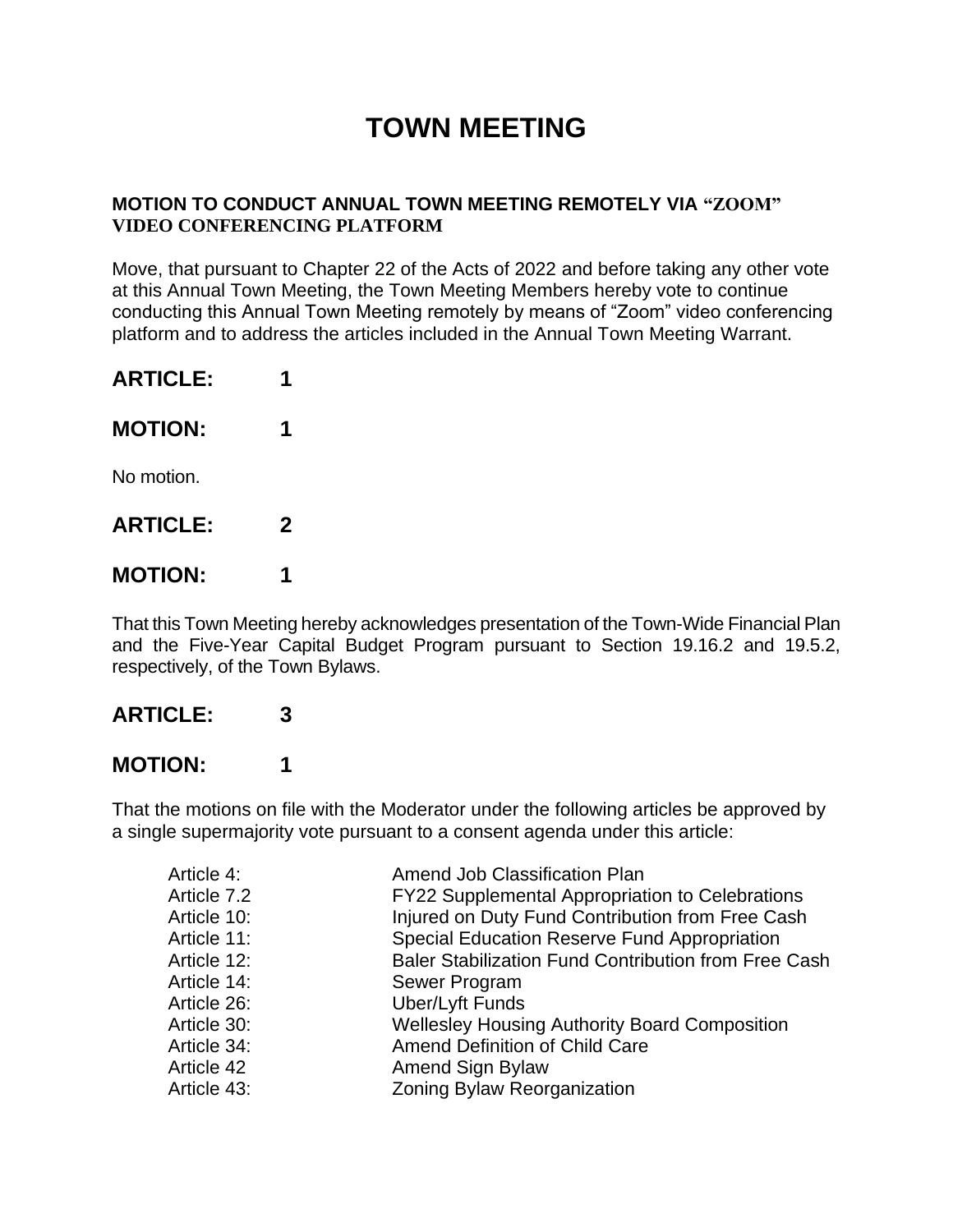# TOWN MEETING

**MOTION TO CONDUCT ANNUAL TOWN MEETING REMOTELY VIA "ZOOM" VIDEO CONFERENCING PLATFORM**

Move, that pursuant to Chapter 22 of the Acts of 2022 and before taking any other vote at this Annual Town Meeting, the Town Meeting Members hereby vote to continue conducting this Annual Town Meeting remotely by means of "Zoom" video conferencing platform and to address the articles included in the Annual Town Meeting Warrant.

## ARTICLE: 1

## MOTION: 1

No motion.

## ARTICLE: 2

## MOTION: 1

That this Town Meeting hereby acknowledges presentation of the Town-Wide Financial Plan and the Five-Year Capital Budget Program pursuant to Section 19.16.2 and 19.5.2, respectively, of the Town Bylaws.

## ARTICLE: 3

## MOTION: 1

That the motions on file with the Moderator under the following articles be approved by a single supermajority vote pursuant to a consent agenda under this article:

| | |
|---|---|
| Article 4: | Amend Job Classification Plan |
| Article 7.2 | FY22 Supplemental Appropriation to Celebrations |
| Article 10: | Injured on Duty Fund Contribution from Free Cash |
| Article 11: | Special Education Reserve Fund Appropriation |
| Article 12: | Baler Stabilization Fund Contribution from Free Cash |
| Article 14: | Sewer Program |
| Article 26: | Uber/Lyft Funds |
| Article 30: | Wellesley Housing Authority Board Composition |
| Article 34: | Amend Definition of Child Care |
| Article 42 | Amend Sign Bylaw |
| Article 43: | Zoning Bylaw Reorganization |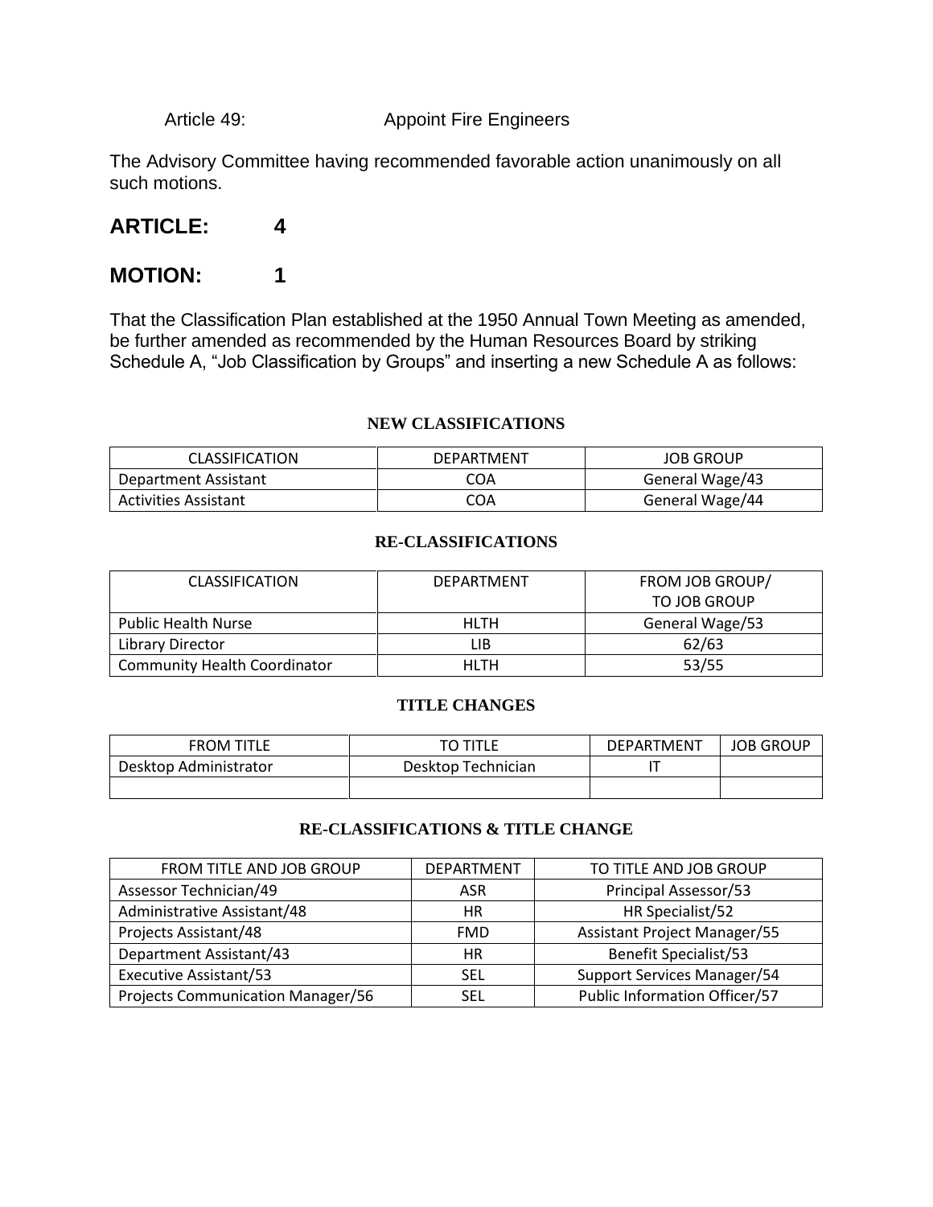Article 49: Appoint Fire Engineers

The Advisory Committee having recommended favorable action unanimously on all such motions.

## ARTICLE: 4

## MOTION: 1

That the Classification Plan established at the 1950 Annual Town Meeting as amended, be further amended as recommended by the Human Resources Board by striking Schedule A, "Job Classification by Groups" and inserting a new Schedule A as follows:

### NEW CLASSIFICATIONS

| CLASSIFICATION | DEPARTMENT | JOB GROUP |
|---|---|---|
| Department Assistant | COA | General Wage/43 |
| Activities Assistant | COA | General Wage/44 |

### RE-CLASSIFICATIONS

| CLASSIFICATION | DEPARTMENT | FROM JOB GROUP/ TO JOB GROUP |
|---|---|---|
| Public Health Nurse | HLTH | General Wage/53 |
| Library Director | LIB | 62/63 |
| Community Health Coordinator | HLTH | 53/55 |

### TITLE CHANGES

| FROM TITLE | TO TITLE | DEPARTMENT | JOB GROUP |
|---|---|---|---|
| Desktop Administrator | Desktop Technician | IT | |
| | | | |

### RE-CLASSIFICATIONS & TITLE CHANGE

| FROM TITLE AND JOB GROUP | DEPARTMENT | TO TITLE AND JOB GROUP |
|---|---|---|
| Assessor Technician/49 | ASR | Principal Assessor/53 |
| Administrative Assistant/48 | HR | HR Specialist/52 |
| Projects Assistant/48 | FMD | Assistant Project Manager/55 |
| Department Assistant/43 | HR | Benefit Specialist/53 |
| Executive Assistant/53 | SEL | Support Services Manager/54 |
| Projects Communication Manager/56 | SEL | Public Information Officer/57 |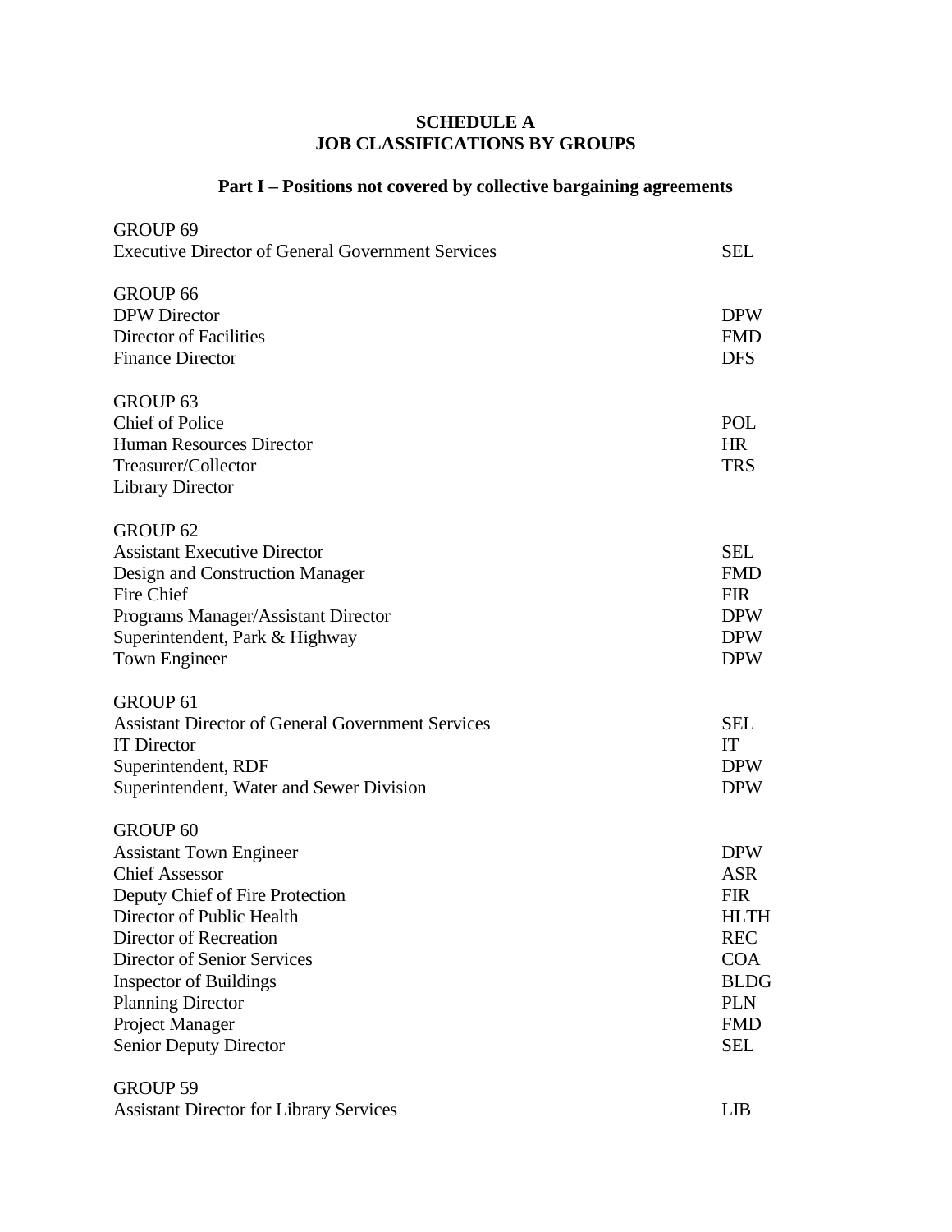# SCHEDULE A
# JOB CLASSIFICATIONS BY GROUPS

## Part I – Positions not covered by collective bargaining agreements

| | |
|---|---|
| **GROUP 69** | |
| Executive Director of General Government Services | SEL |
| **GROUP 66** | |
| DPW Director | DPW |
| Director of Facilities | FMD |
| Finance Director | DFS |
| **GROUP 63** | |
| Chief of Police | POL |
| Human Resources Director | HR |
| Treasurer/Collector | TRS |
| Library Director | |
| **GROUP 62** | |
| Assistant Executive Director | SEL |
| Design and Construction Manager | FMD |
| Fire Chief | FIR |
| Programs Manager/Assistant Director | DPW |
| Superintendent, Park & Highway | DPW |
| Town Engineer | DPW |
| **GROUP 61** | |
| Assistant Director of General Government Services | SEL |
| IT Director | IT |
| Superintendent, RDF | DPW |
| Superintendent, Water and Sewer Division | DPW |
| **GROUP 60** | |
| Assistant Town Engineer | DPW |
| Chief Assessor | ASR |
| Deputy Chief of Fire Protection | FIR |
| Director of Public Health | HLTH |
| Director of Recreation | REC |
| Director of Senior Services | COA |
| Inspector of Buildings | BLDG |
| Planning Director | PLN |
| Project Manager | FMD |
| Senior Deputy Director | SEL |
| **GROUP 59** | |
| Assistant Director for Library Services | LIB |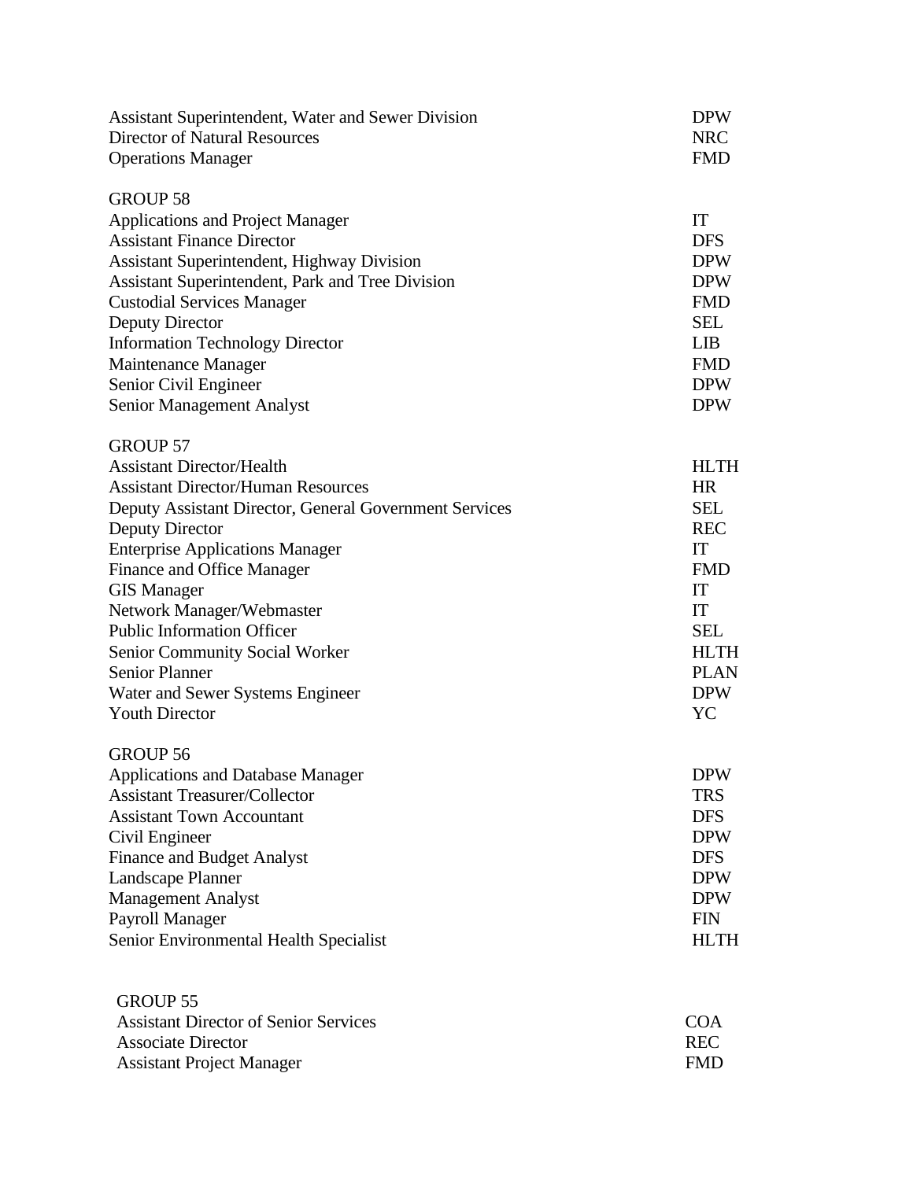| | |
|---|---|
| Assistant Superintendent, Water and Sewer Division | DPW |
| Director of Natural Resources | NRC |
| Operations Manager | FMD |

GROUP 58

| | |
|---|---|
| Applications and Project Manager | IT |
| Assistant Finance Director | DFS |
| Assistant Superintendent, Highway Division | DPW |
| Assistant Superintendent, Park and Tree Division | DPW |
| Custodial Services Manager | FMD |
| Deputy Director | SEL |
| Information Technology Director | LIB |
| Maintenance Manager | FMD |
| Senior Civil Engineer | DPW |
| Senior Management Analyst | DPW |

GROUP 57

| | |
|---|---|
| Assistant Director/Health | HLTH |
| Assistant Director/Human Resources | HR |
| Deputy Assistant Director, General Government Services | SEL |
| Deputy Director | REC |
| Enterprise Applications Manager | IT |
| Finance and Office Manager | FMD |
| GIS Manager | IT |
| Network Manager/Webmaster | IT |
| Public Information Officer | SEL |
| Senior Community Social Worker | HLTH |
| Senior Planner | PLAN |
| Water and Sewer Systems Engineer | DPW |
| Youth Director | YC |

GROUP 56

| | |
|---|---|
| Applications and Database Manager | DPW |
| Assistant Treasurer/Collector | TRS |
| Assistant Town Accountant | DFS |
| Civil Engineer | DPW |
| Finance and Budget Analyst | DFS |
| Landscape Planner | DPW |
| Management Analyst | DPW |
| Payroll Manager | FIN |
| Senior Environmental Health Specialist | HLTH |

GROUP 55

| | |
|---|---|
| Assistant Director of Senior Services | COA |
| Associate Director | REC |
| Assistant Project Manager | FMD |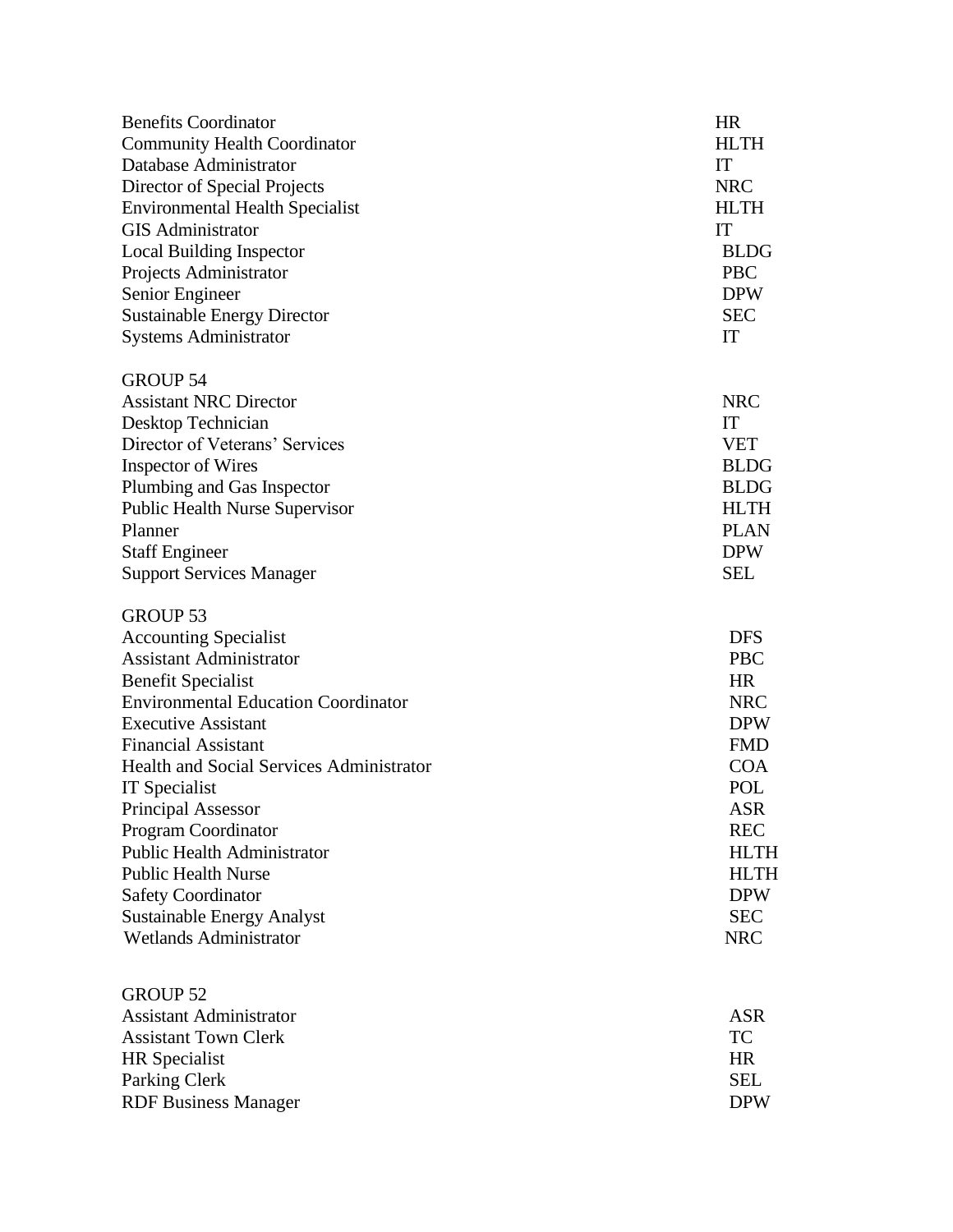| | |
|---|---|
| Benefits Coordinator | HR |
| Community Health Coordinator | HLTH |
| Database Administrator | IT |
| Director of Special Projects | NRC |
| Environmental Health Specialist | HLTH |
| GIS Administrator | IT |
| Local Building Inspector | BLDG |
| Projects Administrator | PBC |
| Senior Engineer | DPW |
| Sustainable Energy Director | SEC |
| Systems Administrator | IT |

GROUP 54

| | |
|---|---|
| Assistant NRC Director | NRC |
| Desktop Technician | IT |
| Director of Veterans' Services | VET |
| Inspector of Wires | BLDG |
| Plumbing and Gas Inspector | BLDG |
| Public Health Nurse Supervisor | HLTH |
| Planner | PLAN |
| Staff Engineer | DPW |
| Support Services Manager | SEL |

GROUP 53

| | |
|---|---|
| Accounting Specialist | DFS |
| Assistant Administrator | PBC |
| Benefit Specialist | HR |
| Environmental Education Coordinator | NRC |
| Executive Assistant | DPW |
| Financial Assistant | FMD |
| Health and Social Services Administrator | COA |
| IT Specialist | POL |
| Principal Assessor | ASR |
| Program Coordinator | REC |
| Public Health Administrator | HLTH |
| Public Health Nurse | HLTH |
| Safety Coordinator | DPW |
| Sustainable Energy Analyst | SEC |
| Wetlands Administrator | NRC |

GROUP 52

| | |
|---|---|
| Assistant Administrator | ASR |
| Assistant Town Clerk | TC |
| HR Specialist | HR |
| Parking Clerk | SEL |
| RDF Business Manager | DPW |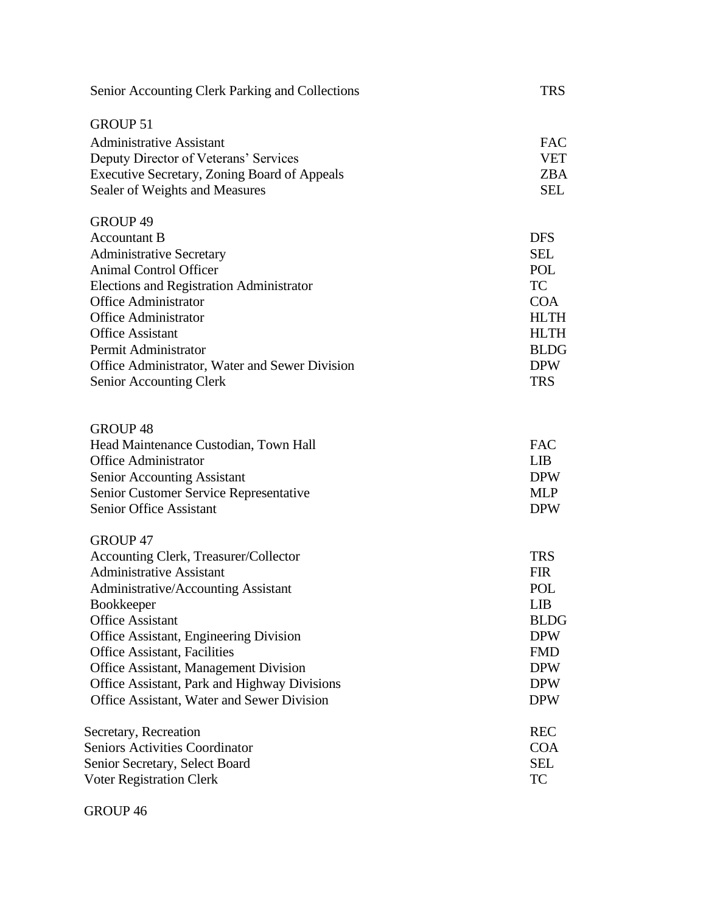| | |
|---|---|
| Senior Accounting Clerk Parking and Collections | TRS |

GROUP 51

| | |
|---|---|
| Administrative Assistant | FAC |
| Deputy Director of Veterans' Services | VET |
| Executive Secretary, Zoning Board of Appeals | ZBA |
| Sealer of Weights and Measures | SEL |

GROUP 49

| | |
|---|---|
| Accountant B | DFS |
| Administrative Secretary | SEL |
| Animal Control Officer | POL |
| Elections and Registration Administrator | TC |
| Office Administrator | COA |
| Office Administrator | HLTH |
| Office Assistant | HLTH |
| Permit Administrator | BLDG |
| Office Administrator, Water and Sewer Division | DPW |
| Senior Accounting Clerk | TRS |

GROUP 48

| | |
|---|---|
| Head Maintenance Custodian, Town Hall | FAC |
| Office Administrator | LIB |
| Senior Accounting Assistant | DPW |
| Senior Customer Service Representative | MLP |
| Senior Office Assistant | DPW |

GROUP 47

| | |
|---|---|
| Accounting Clerk, Treasurer/Collector | TRS |
| Administrative Assistant | FIR |
| Administrative/Accounting Assistant | POL |
| Bookkeeper | LIB |
| Office Assistant | BLDG |
| Office Assistant, Engineering Division | DPW |
| Office Assistant, Facilities | FMD |
| Office Assistant, Management Division | DPW |
| Office Assistant, Park and Highway Divisions | DPW |
| Office Assistant, Water and Sewer Division | DPW |
| Secretary, Recreation | REC |
| Seniors Activities Coordinator | COA |
| Senior Secretary, Select Board | SEL |
| Voter Registration Clerk | TC |

GROUP 46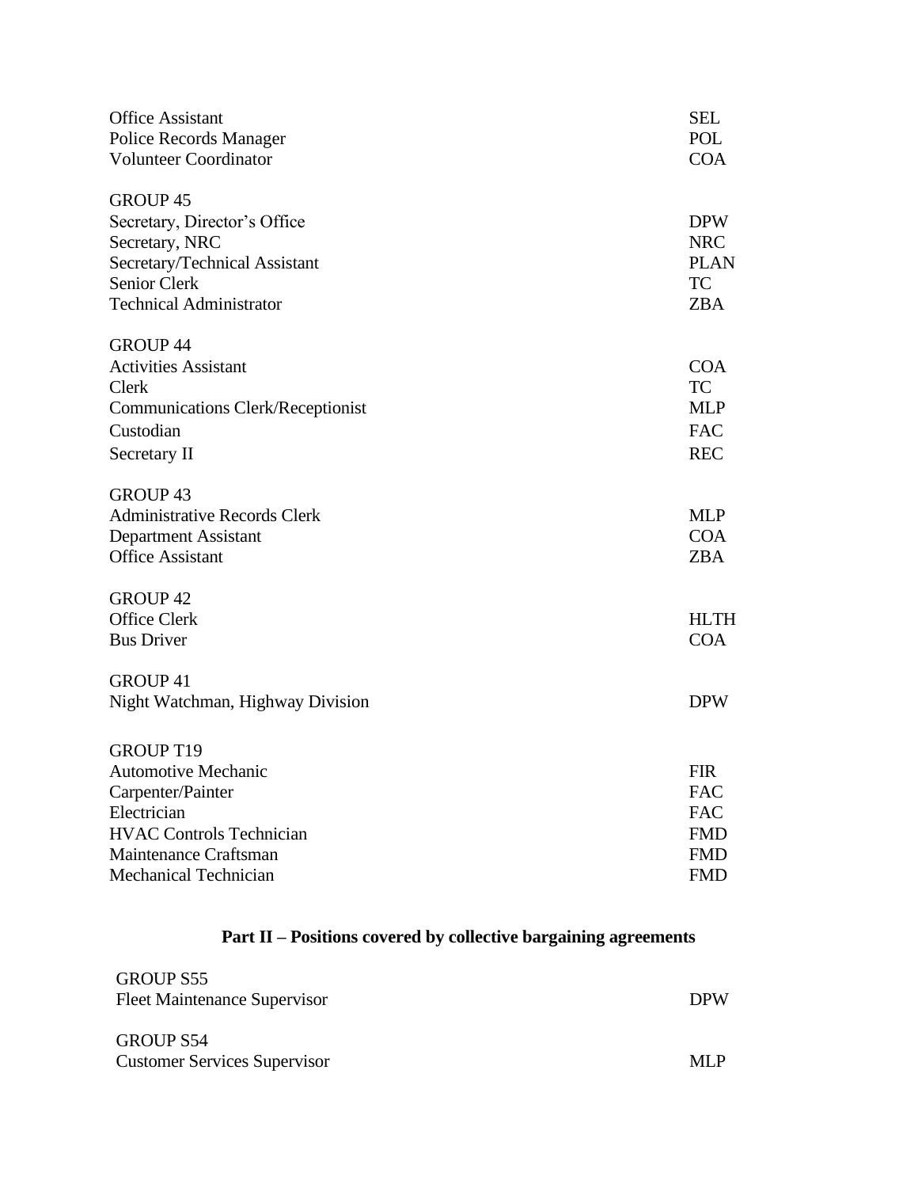| | |
|---|---|
| Office Assistant | SEL |
| Police Records Manager | POL |
| Volunteer Coordinator | COA |
| **GROUP 45** | |
| Secretary, Director's Office | DPW |
| Secretary, NRC | NRC |
| Secretary/Technical Assistant | PLAN |
| Senior Clerk | TC |
| Technical Administrator | ZBA |
| **GROUP 44** | |
| Activities Assistant | COA |
| Clerk | TC |
| Communications Clerk/Receptionist | MLP |
| Custodian | FAC |
| Secretary II | REC |
| **GROUP 43** | |
| Administrative Records Clerk | MLP |
| Department Assistant | COA |
| Office Assistant | ZBA |
| **GROUP 42** | |
| Office Clerk | HLTH |
| Bus Driver | COA |
| **GROUP 41** | |
| Night Watchman, Highway Division | DPW |
| **GROUP T19** | |
| Automotive Mechanic | FIR |
| Carpenter/Painter | FAC |
| Electrician | FAC |
| HVAC Controls Technician | FMD |
| Maintenance Craftsman | FMD |
| Mechanical Technician | FMD |

## Part II – Positions covered by collective bargaining agreements

| | |
|---|---|
| **GROUP S55** | |
| Fleet Maintenance Supervisor | DPW |
| **GROUP S54** | |
| Customer Services Supervisor | MLP |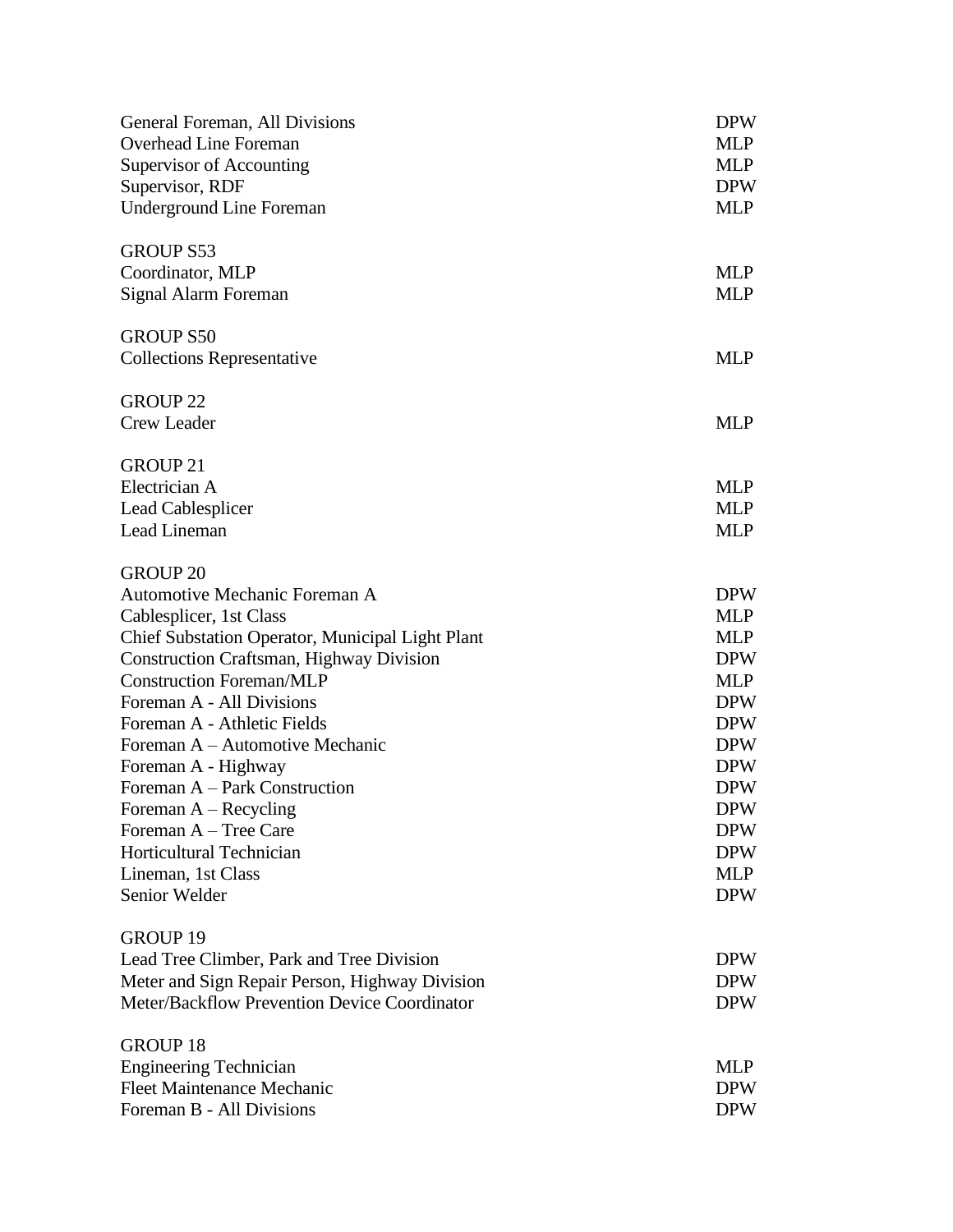| | |
|---|---|
| General Foreman, All Divisions | DPW |
| Overhead Line Foreman | MLP |
| Supervisor of Accounting | MLP |
| Supervisor, RDF | DPW |
| Underground Line Foreman | MLP |

GROUP S53

| | |
|---|---|
| Coordinator, MLP | MLP |
| Signal Alarm Foreman | MLP |

GROUP S50

| | |
|---|---|
| Collections Representative | MLP |

GROUP 22

| | |
|---|---|
| Crew Leader | MLP |

GROUP 21

| | |
|---|---|
| Electrician A | MLP |
| Lead Cablesplicer | MLP |
| Lead Lineman | MLP |

GROUP 20

| | |
|---|---|
| Automotive Mechanic Foreman A | DPW |
| Cablesplicer, 1st Class | MLP |
| Chief Substation Operator, Municipal Light Plant | MLP |
| Construction Craftsman, Highway Division | DPW |
| Construction Foreman/MLP | MLP |
| Foreman A - All Divisions | DPW |
| Foreman A - Athletic Fields | DPW |
| Foreman A – Automotive Mechanic | DPW |
| Foreman A - Highway | DPW |
| Foreman A – Park Construction | DPW |
| Foreman A – Recycling | DPW |
| Foreman A – Tree Care | DPW |
| Horticultural Technician | DPW |
| Lineman, 1st Class | MLP |
| Senior Welder | DPW |

GROUP 19

| | |
|---|---|
| Lead Tree Climber, Park and Tree Division | DPW |
| Meter and Sign Repair Person, Highway Division | DPW |
| Meter/Backflow Prevention Device Coordinator | DPW |

GROUP 18

| | |
|---|---|
| Engineering Technician | MLP |
| Fleet Maintenance Mechanic | DPW |
| Foreman B - All Divisions | DPW |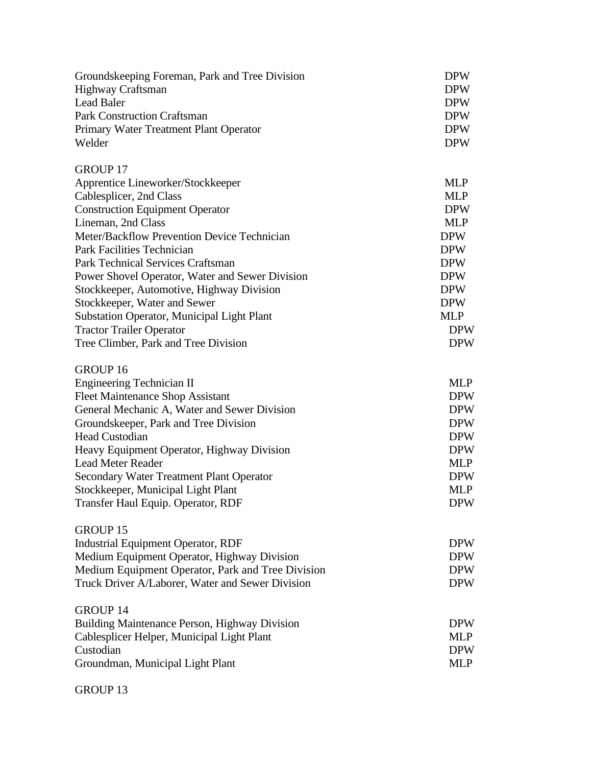| | |
|---|---|
| Groundskeeping Foreman, Park and Tree Division | DPW |
| Highway Craftsman | DPW |
| Lead Baler | DPW |
| Park Construction Craftsman | DPW |
| Primary Water Treatment Plant Operator | DPW |
| Welder | DPW |

GROUP 17

| | |
|---|---|
| Apprentice Lineworker/Stockkeeper | MLP |
| Cablesplicer, 2nd Class | MLP |
| Construction Equipment Operator | DPW |
| Lineman, 2nd Class | MLP |
| Meter/Backflow Prevention Device Technician | DPW |
| Park Facilities Technician | DPW |
| Park Technical Services Craftsman | DPW |
| Power Shovel Operator, Water and Sewer Division | DPW |
| Stockkeeper, Automotive, Highway Division | DPW |
| Stockkeeper, Water and Sewer | DPW |
| Substation Operator, Municipal Light Plant | MLP |
| Tractor Trailer Operator | DPW |
| Tree Climber, Park and Tree Division | DPW |

GROUP 16

| | |
|---|---|
| Engineering Technician II | MLP |
| Fleet Maintenance Shop Assistant | DPW |
| General Mechanic A, Water and Sewer Division | DPW |
| Groundskeeper, Park and Tree Division | DPW |
| Head Custodian | DPW |
| Heavy Equipment Operator, Highway Division | DPW |
| Lead Meter Reader | MLP |
| Secondary Water Treatment Plant Operator | DPW |
| Stockkeeper, Municipal Light Plant | MLP |
| Transfer Haul Equip. Operator, RDF | DPW |

GROUP 15

| | |
|---|---|
| Industrial Equipment Operator, RDF | DPW |
| Medium Equipment Operator, Highway Division | DPW |
| Medium Equipment Operator, Park and Tree Division | DPW |
| Truck Driver A/Laborer, Water and Sewer Division | DPW |

GROUP 14

| | |
|---|---|
| Building Maintenance Person, Highway Division | DPW |
| Cablesplicer Helper, Municipal Light Plant | MLP |
| Custodian | DPW |
| Groundman, Municipal Light Plant | MLP |

GROUP 13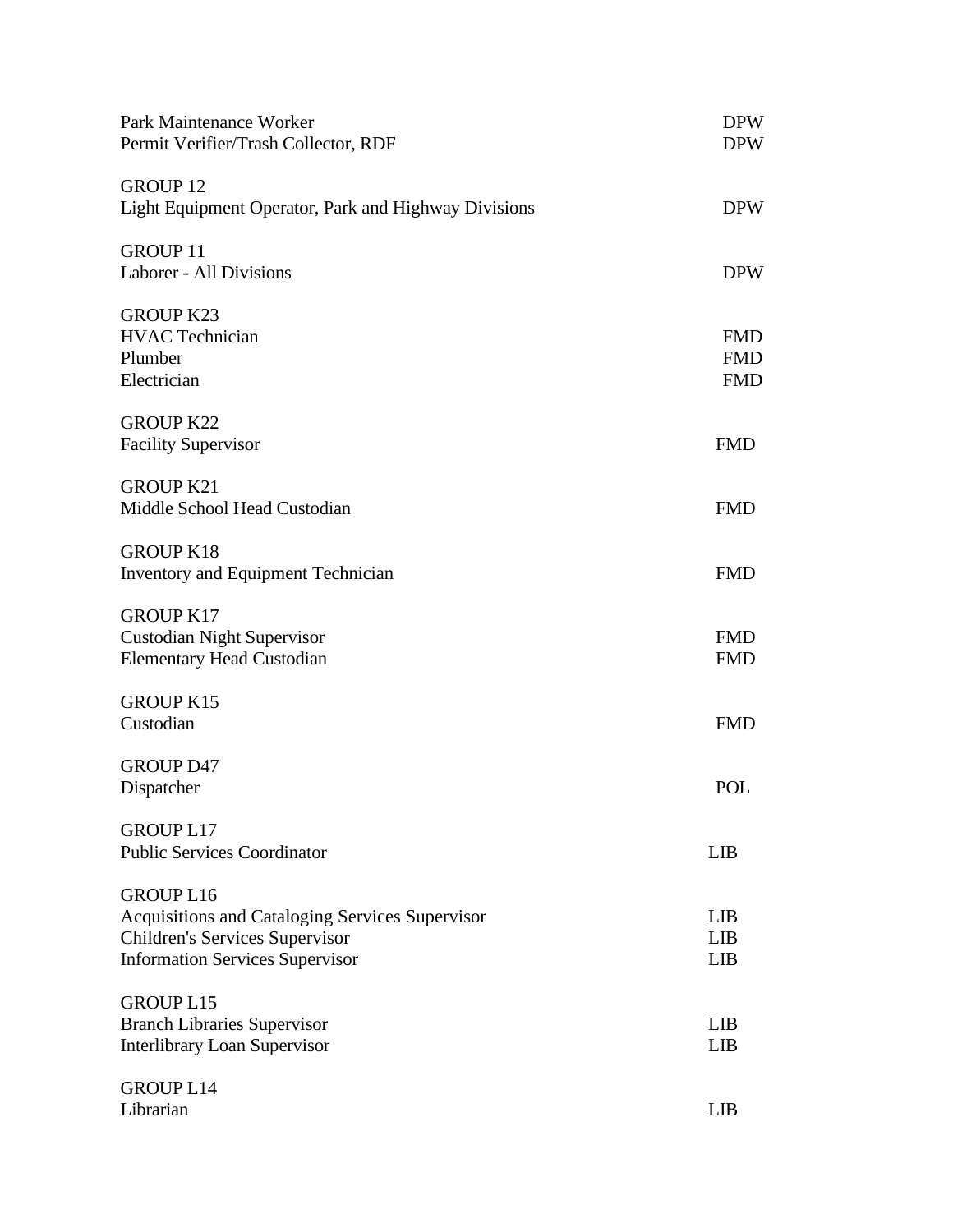Park Maintenance Worker DPW
Permit Verifier/Trash Collector, RDF DPW

GROUP 12
Light Equipment Operator, Park and Highway Divisions DPW

GROUP 11
Laborer - All Divisions DPW

GROUP K23
HVAC Technician FMD
Plumber FMD
Electrician FMD

GROUP K22
Facility Supervisor FMD

GROUP K21
Middle School Head Custodian FMD

GROUP K18
Inventory and Equipment Technician FMD

GROUP K17
Custodian Night Supervisor FMD
Elementary Head Custodian FMD

GROUP K15
Custodian FMD

GROUP D47
Dispatcher POL

GROUP L17
Public Services Coordinator LIB

GROUP L16
Acquisitions and Cataloging Services Supervisor LIB
Children's Services Supervisor LIB
Information Services Supervisor LIB

GROUP L15
Branch Libraries Supervisor LIB
Interlibrary Loan Supervisor LIB

GROUP L14
Librarian LIB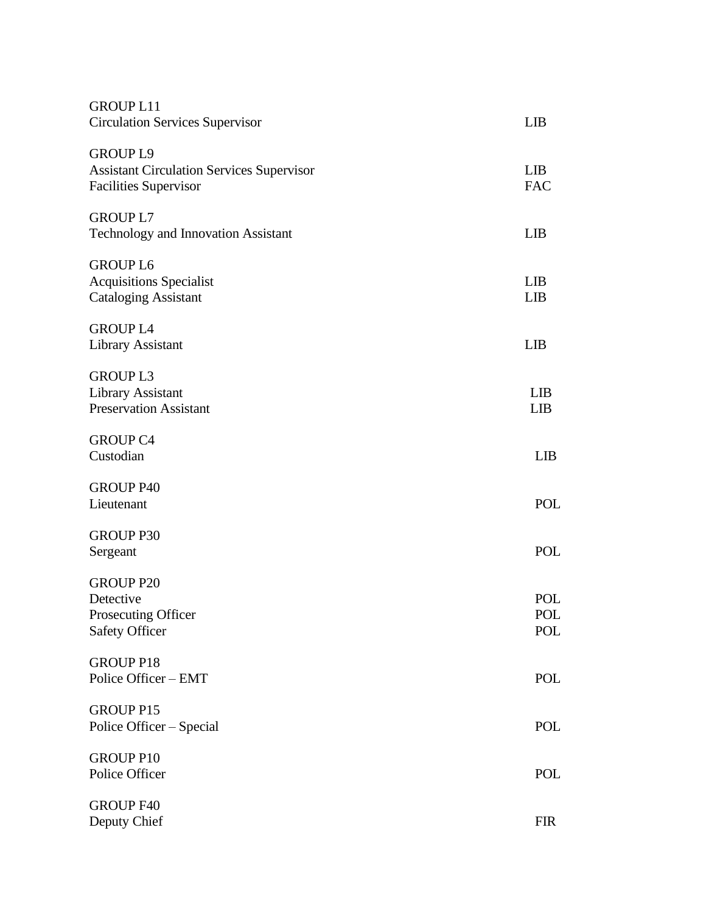GROUP L11

| | |
|---|---|
| Circulation Services Supervisor | LIB |

GROUP L9

| | |
|---|---|
| Assistant Circulation Services Supervisor | LIB |
| Facilities Supervisor | FAC |

GROUP L7

| | |
|---|---|
| Technology and Innovation Assistant | LIB |

GROUP L6

| | |
|---|---|
| Acquisitions Specialist | LIB |
| Cataloging Assistant | LIB |

GROUP L4

| | |
|---|---|
| Library Assistant | LIB |

GROUP L3

| | |
|---|---|
| Library Assistant | LIB |
| Preservation Assistant | LIB |

GROUP C4

| | |
|---|---|
| Custodian | LIB |

GROUP P40

| | |
|---|---|
| Lieutenant | POL |

GROUP P30

| | |
|---|---|
| Sergeant | POL |

GROUP P20

| | |
|---|---|
| Detective | POL |
| Prosecuting Officer | POL |
| Safety Officer | POL |

GROUP P18

| | |
|---|---|
| Police Officer – EMT | POL |

GROUP P15

| | |
|---|---|
| Police Officer – Special | POL |

GROUP P10

| | |
|---|---|
| Police Officer | POL |

GROUP F40

| | |
|---|---|
| Deputy Chief | FIR |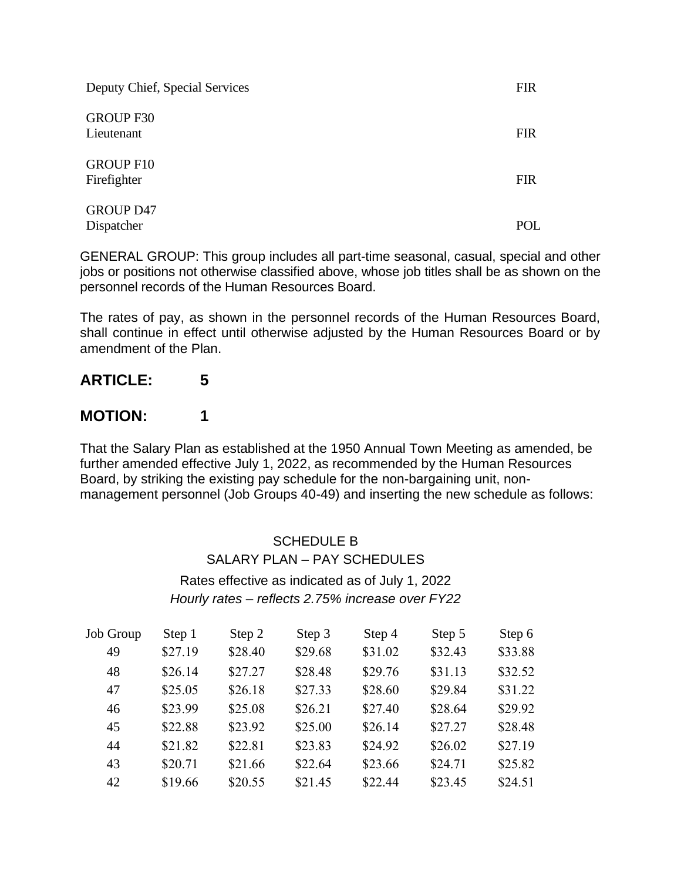| | |
|---|---|
| Deputy Chief, Special Services | FIR |
| GROUP F30<br>Lieutenant | FIR |
| GROUP F10<br>Firefighter | FIR |
| GROUP D47<br>Dispatcher | POL |

GENERAL GROUP: This group includes all part-time seasonal, casual, special and other jobs or positions not otherwise classified above, whose job titles shall be as shown on the personnel records of the Human Resources Board.

The rates of pay, as shown in the personnel records of the Human Resources Board, shall continue in effect until otherwise adjusted by the Human Resources Board or by amendment of the Plan.

## ARTICLE: 5

## MOTION: 1

That the Salary Plan as established at the 1950 Annual Town Meeting as amended, be further amended effective July 1, 2022, as recommended by the Human Resources Board, by striking the existing pay schedule for the non-bargaining unit, non-management personnel (Job Groups 40-49) and inserting the new schedule as follows:

SCHEDULE B

SALARY PLAN – PAY SCHEDULES

Rates effective as indicated as of July 1, 2022

*Hourly rates – reflects 2.75% increase over FY22*

| Job Group | Step 1 | Step 2 | Step 3 | Step 4 | Step 5 | Step 6 |
|---|---|---|---|---|---|---|
| 49 | $27.19 | $28.40 | $29.68 | $31.02 | $32.43 | $33.88 |
| 48 | $26.14 | $27.27 | $28.48 | $29.76 | $31.13 | $32.52 |
| 47 | $25.05 | $26.18 | $27.33 | $28.60 | $29.84 | $31.22 |
| 46 | $23.99 | $25.08 | $26.21 | $27.40 | $28.64 | $29.92 |
| 45 | $22.88 | $23.92 | $25.00 | $26.14 | $27.27 | $28.48 |
| 44 | $21.82 | $22.81 | $23.83 | $24.92 | $26.02 | $27.19 |
| 43 | $20.71 | $21.66 | $22.64 | $23.66 | $24.71 | $25.82 |
| 42 | $19.66 | $20.55 | $21.45 | $22.44 | $23.45 | $24.51 |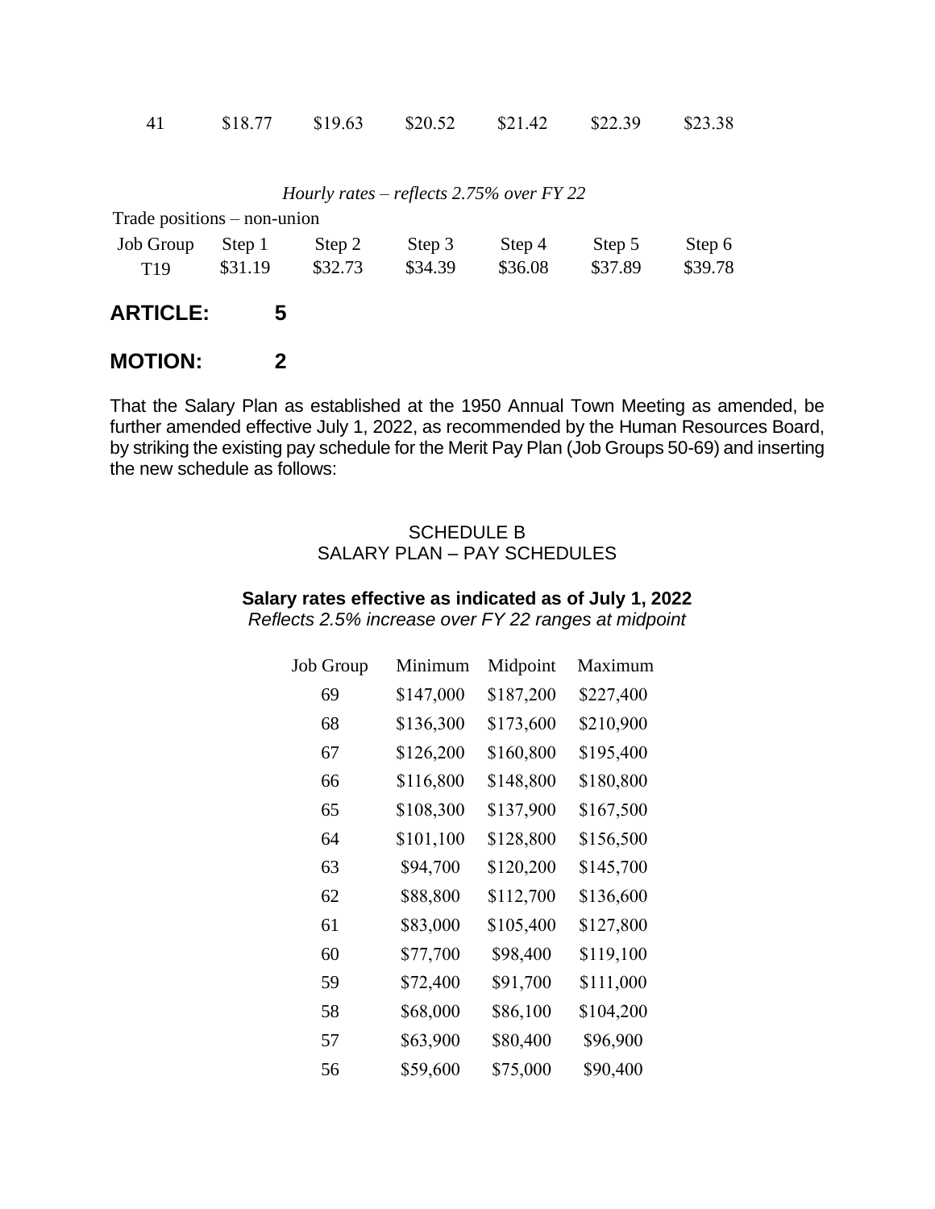| 41 | $18.77 | $19.63 | $20.52 | $21.42 | $22.39 | $23.38 |
|---|---|---|---|---|---|---|

*Hourly rates – reflects 2.75% over FY 22*

Trade positions – non-union

| Job Group | Step 1 | Step 2 | Step 3 | Step 4 | Step 5 | Step 6 |
|---|---|---|---|---|---|---|
| T19 | $31.19 | $32.73 | $34.39 | $36.08 | $37.89 | $39.78 |

**ARTICLE: 5**

**MOTION: 2**

That the Salary Plan as established at the 1950 Annual Town Meeting as amended, be further amended effective July 1, 2022, as recommended by the Human Resources Board, by striking the existing pay schedule for the Merit Pay Plan (Job Groups 50-69) and inserting the new schedule as follows:

SCHEDULE B
SALARY PLAN – PAY SCHEDULES

**Salary rates effective as indicated as of July 1, 2022**
*Reflects 2.5% increase over FY 22 ranges at midpoint*

| Job Group | Minimum | Midpoint | Maximum |
|---|---|---|---|
| 69 | $147,000 | $187,200 | $227,400 |
| 68 | $136,300 | $173,600 | $210,900 |
| 67 | $126,200 | $160,800 | $195,400 |
| 66 | $116,800 | $148,800 | $180,800 |
| 65 | $108,300 | $137,900 | $167,500 |
| 64 | $101,100 | $128,800 | $156,500 |
| 63 | $94,700 | $120,200 | $145,700 |
| 62 | $88,800 | $112,700 | $136,600 |
| 61 | $83,000 | $105,400 | $127,800 |
| 60 | $77,700 | $98,400 | $119,100 |
| 59 | $72,400 | $91,700 | $111,000 |
| 58 | $68,000 | $86,100 | $104,200 |
| 57 | $63,900 | $80,400 | $96,900 |
| 56 | $59,600 | $75,000 | $90,400 |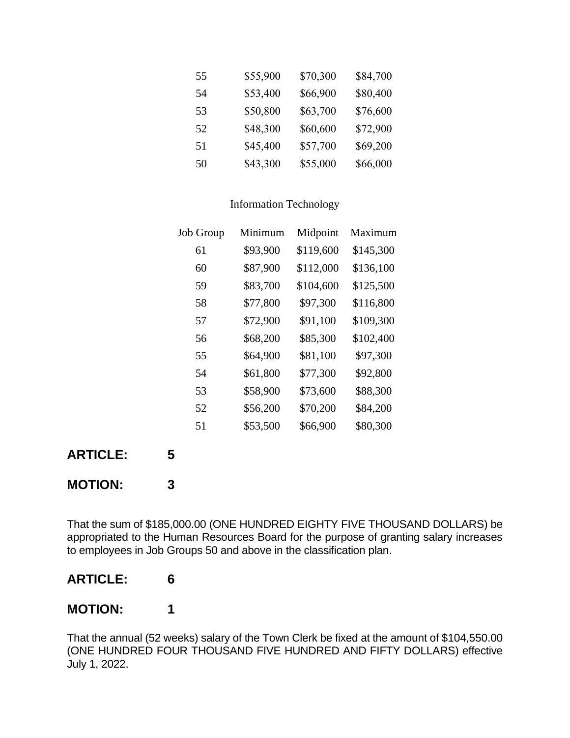| | | | |
|---|---|---|---|
| 55 | $55,900 | $70,300 | $84,700 |
| 54 | $53,400 | $66,900 | $80,400 |
| 53 | $50,800 | $63,700 | $76,600 |
| 52 | $48,300 | $60,600 | $72,900 |
| 51 | $45,400 | $57,700 | $69,200 |
| 50 | $43,300 | $55,000 | $66,000 |

Information Technology

| Job Group | Minimum | Midpoint | Maximum |
|---|---|---|---|
| 61 | $93,900 | $119,600 | $145,300 |
| 60 | $87,900 | $112,000 | $136,100 |
| 59 | $83,700 | $104,600 | $125,500 |
| 58 | $77,800 | $97,300 | $116,800 |
| 57 | $72,900 | $91,100 | $109,300 |
| 56 | $68,200 | $85,300 | $102,400 |
| 55 | $64,900 | $81,100 | $97,300 |
| 54 | $61,800 | $77,300 | $92,800 |
| 53 | $58,900 | $73,600 | $88,300 |
| 52 | $56,200 | $70,200 | $84,200 |
| 51 | $53,500 | $66,900 | $80,300 |

**ARTICLE: 5**

**MOTION: 3**

That the sum of $185,000.00 (ONE HUNDRED EIGHTY FIVE THOUSAND DOLLARS) be appropriated to the Human Resources Board for the purpose of granting salary increases to employees in Job Groups 50 and above in the classification plan.

**ARTICLE: 6**

**MOTION: 1**

That the annual (52 weeks) salary of the Town Clerk be fixed at the amount of $104,550.00 (ONE HUNDRED FOUR THOUSAND FIVE HUNDRED AND FIFTY DOLLARS) effective July 1, 2022.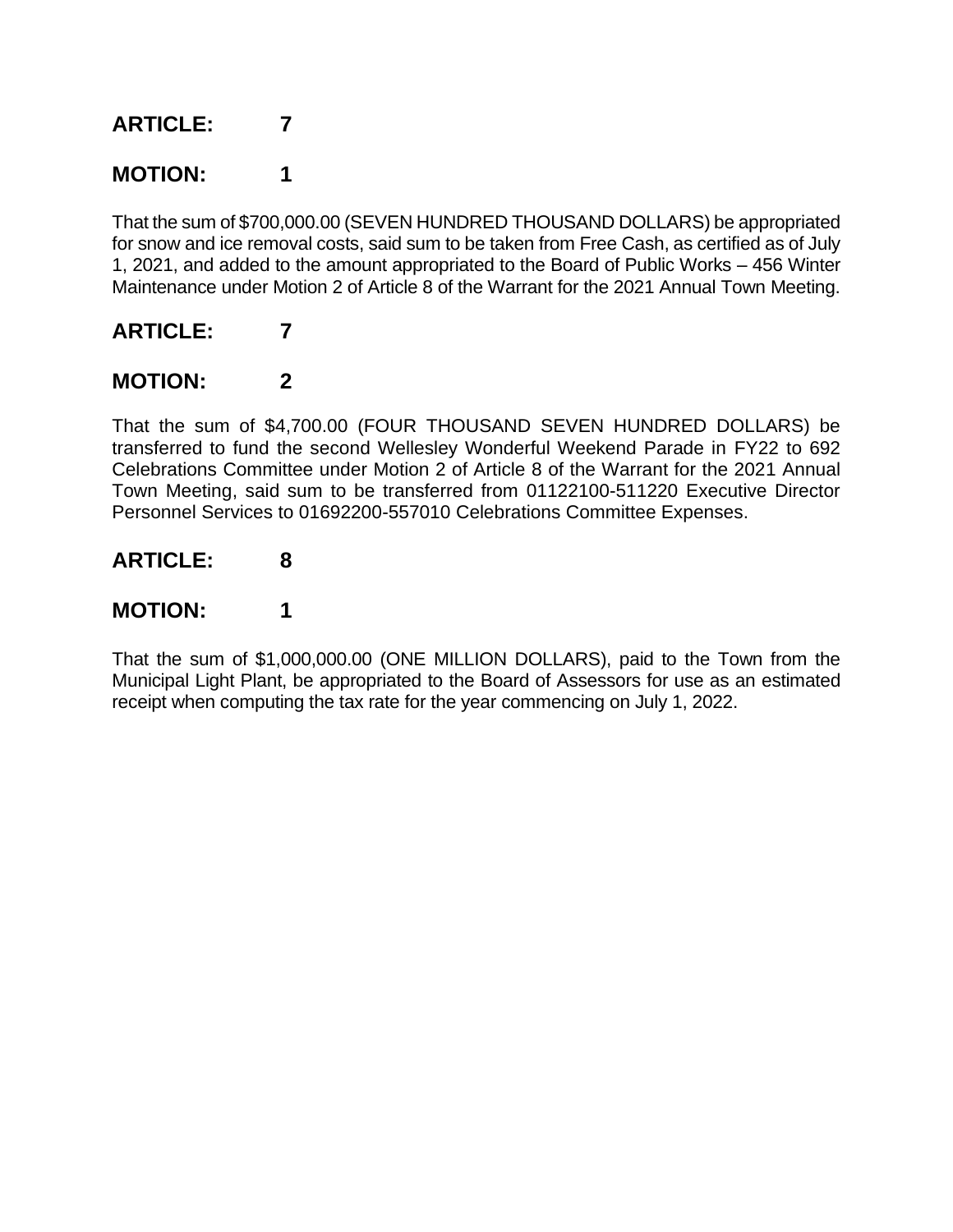**ARTICLE: 7**

**MOTION: 1**

That the sum of $700,000.00 (SEVEN HUNDRED THOUSAND DOLLARS) be appropriated for snow and ice removal costs, said sum to be taken from Free Cash, as certified as of July 1, 2021, and added to the amount appropriated to the Board of Public Works – 456 Winter Maintenance under Motion 2 of Article 8 of the Warrant for the 2021 Annual Town Meeting.

**ARTICLE: 7**

**MOTION: 2**

That the sum of $4,700.00 (FOUR THOUSAND SEVEN HUNDRED DOLLARS) be transferred to fund the second Wellesley Wonderful Weekend Parade in FY22 to 692 Celebrations Committee under Motion 2 of Article 8 of the Warrant for the 2021 Annual Town Meeting, said sum to be transferred from 01122100-511220 Executive Director Personnel Services to 01692200-557010 Celebrations Committee Expenses.

**ARTICLE: 8**

**MOTION: 1**

That the sum of $1,000,000.00 (ONE MILLION DOLLARS), paid to the Town from the Municipal Light Plant, be appropriated to the Board of Assessors for use as an estimated receipt when computing the tax rate for the year commencing on July 1, 2022.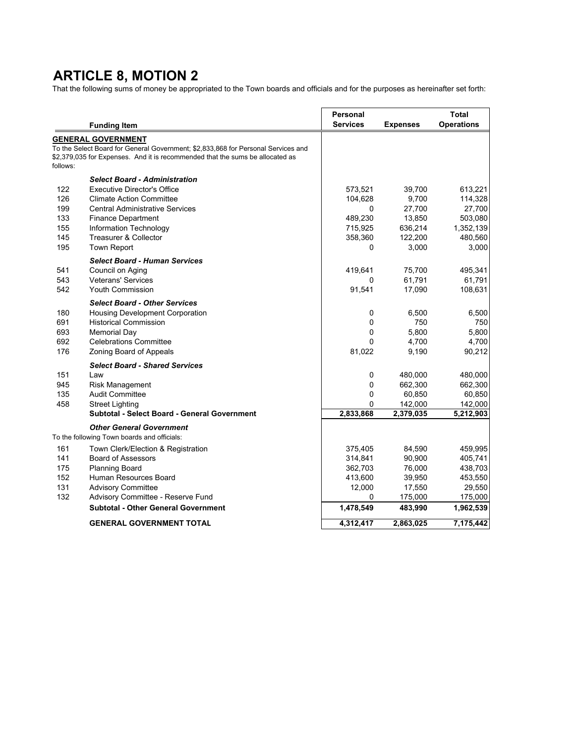# ARTICLE 8, MOTION 2

That the following sums of money be appropriated to the Town boards and officials and for the purposes as hereinafter set forth:

| | Funding Item | Personal Services | Expenses | Total Operations |
|---|---|---|---|---|
| | **GENERAL GOVERNMENT** | | | |
| | To the Select Board for General Government; $2,833,868 for Personal Services and $2,379,035 for Expenses. And it is recommended that the sums be allocated as follows: | | | |
| | ***Select Board - Administration*** | | | |
| 122 | Executive Director's Office | 573,521 | 39,700 | 613,221 |
| 126 | Climate Action Committee | 104,628 | 9,700 | 114,328 |
| 199 | Central Administrative Services | 0 | 27,700 | 27,700 |
| 133 | Finance Department | 489,230 | 13,850 | 503,080 |
| 155 | Information Technology | 715,925 | 636,214 | 1,352,139 |
| 145 | Treasurer & Collector | 358,360 | 122,200 | 480,560 |
| 195 | Town Report | 0 | 3,000 | 3,000 |
| | ***Select Board - Human Services*** | | | |
| 541 | Council on Aging | 419,641 | 75,700 | 495,341 |
| 543 | Veterans' Services | 0 | 61,791 | 61,791 |
| 542 | Youth Commission | 91,541 | 17,090 | 108,631 |
| | ***Select Board - Other Services*** | | | |
| 180 | Housing Development Corporation | 0 | 6,500 | 6,500 |
| 691 | Historical Commission | 0 | 750 | 750 |
| 693 | Memorial Day | 0 | 5,800 | 5,800 |
| 692 | Celebrations Committee | 0 | 4,700 | 4,700 |
| 176 | Zoning Board of Appeals | 81,022 | 9,190 | 90,212 |
| | ***Select Board - Shared Services*** | | | |
| 151 | Law | 0 | 480,000 | 480,000 |
| 945 | Risk Management | 0 | 662,300 | 662,300 |
| 135 | Audit Committee | 0 | 60,850 | 60,850 |
| 458 | Street Lighting | 0 | 142,000 | 142,000 |
| | **Subtotal - Select Board - General Government** | **2,833,868** | **2,379,035** | **5,212,903** |
| | ***Other General Government*** | | | |
| | To the following Town boards and officials: | | | |
| 161 | Town Clerk/Election & Registration | 375,405 | 84,590 | 459,995 |
| 141 | Board of Assessors | 314,841 | 90,900 | 405,741 |
| 175 | Planning Board | 362,703 | 76,000 | 438,703 |
| 152 | Human Resources Board | 413,600 | 39,950 | 453,550 |
| 131 | Advisory Committee | 12,000 | 17,550 | 29,550 |
| 132 | Advisory Committee - Reserve Fund | 0 | 175,000 | 175,000 |
| | **Subtotal - Other General Government** | **1,478,549** | **483,990** | **1,962,539** |
| | **GENERAL GOVERNMENT TOTAL** | **4,312,417** | **2,863,025** | **7,175,442** |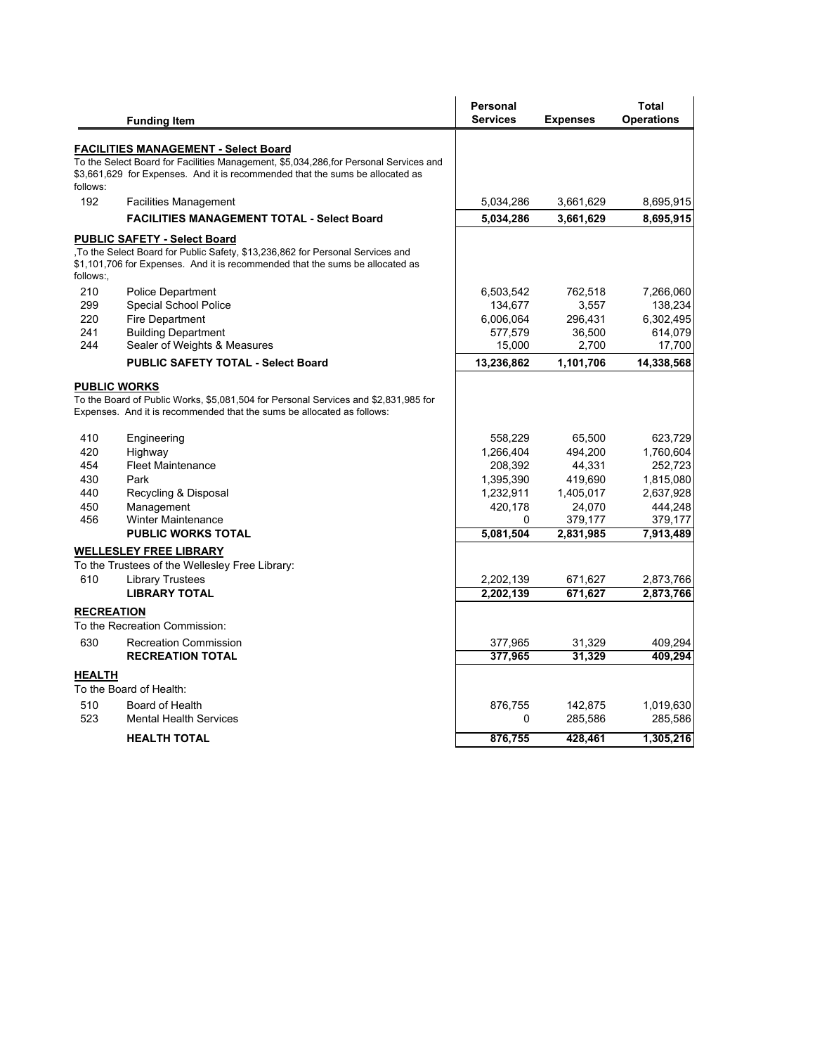| | Funding Item | Personal Services | Expenses | Total Operations |
|---|---|---|---|---|
| | **FACILITIES MANAGEMENT - Select Board** | | | |
| | To the Select Board for Facilities Management, $5,034,286,for Personal Services and $3,661,629 for Expenses. And it is recommended that the sums be allocated as follows: | | | |
| 192 | Facilities Management | 5,034,286 | 3,661,629 | 8,695,915 |
| | **FACILITIES MANAGEMENT TOTAL - Select Board** | **5,034,286** | **3,661,629** | **8,695,915** |
| | **PUBLIC SAFETY - Select Board** | | | |
| | ,To the Select Board for Public Safety, $13,236,862 for Personal Services and $1,101,706 for Expenses. And it is recommended that the sums be allocated as follows:, | | | |
| 210 | Police Department | 6,503,542 | 762,518 | 7,266,060 |
| 299 | Special School Police | 134,677 | 3,557 | 138,234 |
| 220 | Fire Department | 6,006,064 | 296,431 | 6,302,495 |
| 241 | Building Department | 577,579 | 36,500 | 614,079 |
| 244 | Sealer of Weights & Measures | 15,000 | 2,700 | 17,700 |
| | **PUBLIC SAFETY TOTAL - Select Board** | **13,236,862** | **1,101,706** | **14,338,568** |
| | **PUBLIC WORKS** | | | |
| | To the Board of Public Works, $5,081,504 for Personal Services and $2,831,985 for Expenses. And it is recommended that the sums be allocated as follows: | | | |
| 410 | Engineering | 558,229 | 65,500 | 623,729 |
| 420 | Highway | 1,266,404 | 494,200 | 1,760,604 |
| 454 | Fleet Maintenance | 208,392 | 44,331 | 252,723 |
| 430 | Park | 1,395,390 | 419,690 | 1,815,080 |
| 440 | Recycling & Disposal | 1,232,911 | 1,405,017 | 2,637,928 |
| 450 | Management | 420,178 | 24,070 | 444,248 |
| 456 | Winter Maintenance | 0 | 379,177 | 379,177 |
| | **PUBLIC WORKS TOTAL** | **5,081,504** | **2,831,985** | **7,913,489** |
| | **WELLESLEY FREE LIBRARY** | | | |
| | To the Trustees of the Wellesley Free Library: | | | |
| 610 | Library Trustees | 2,202,139 | 671,627 | 2,873,766 |
| | **LIBRARY TOTAL** | **2,202,139** | **671,627** | **2,873,766** |
| | **RECREATION** | | | |
| | To the Recreation Commission: | | | |
| 630 | Recreation Commission | 377,965 | 31,329 | 409,294 |
| | **RECREATION TOTAL** | **377,965** | **31,329** | **409,294** |
| | **HEALTH** | | | |
| | To the Board of Health: | | | |
| 510 | Board of Health | 876,755 | 142,875 | 1,019,630 |
| 523 | Mental Health Services | 0 | 285,586 | 285,586 |
| | **HEALTH TOTAL** | **876,755** | **428,461** | **1,305,216** |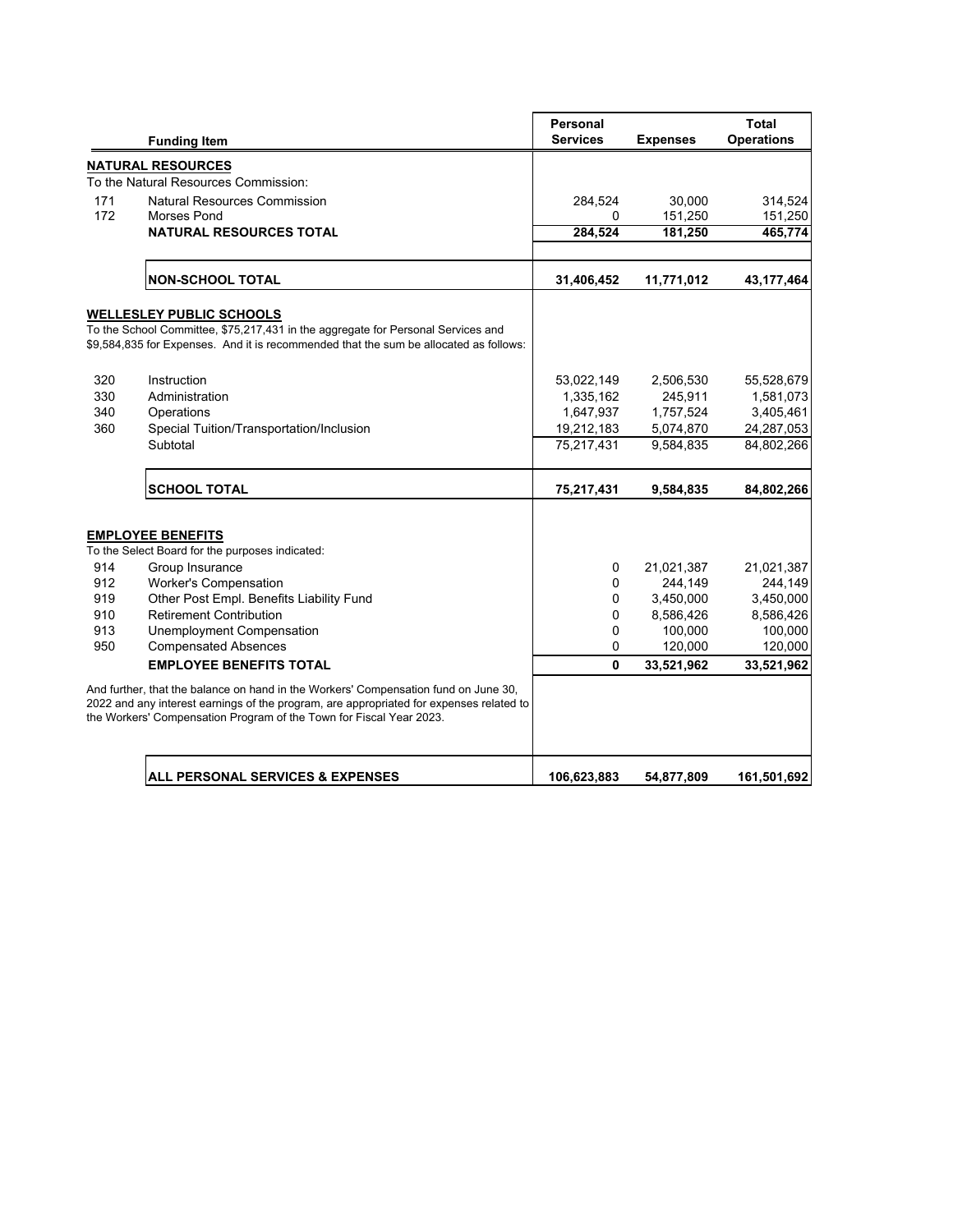| | Funding Item | Personal Services | Expenses | Total Operations |
|---|---|---|---|---|
| | **NATURAL RESOURCES** | | | |
| | To the Natural Resources Commission: | | | |
| 171 | Natural Resources Commission | 284,524 | 30,000 | 314,524 |
| 172 | Morses Pond | 0 | 151,250 | 151,250 |
| | **NATURAL RESOURCES TOTAL** | **284,524** | **181,250** | **465,774** |
| | **NON-SCHOOL TOTAL** | **31,406,452** | **11,771,012** | **43,177,464** |
| | **WELLESLEY PUBLIC SCHOOLS** | | | |
| | To the School Committee, $75,217,431 in the aggregate for Personal Services and $9,584,835 for Expenses. And it is recommended that the sum be allocated as follows: | | | |
| 320 | Instruction | 53,022,149 | 2,506,530 | 55,528,679 |
| 330 | Administration | 1,335,162 | 245,911 | 1,581,073 |
| 340 | Operations | 1,647,937 | 1,757,524 | 3,405,461 |
| 360 | Special Tuition/Transportation/Inclusion | 19,212,183 | 5,074,870 | 24,287,053 |
| | Subtotal | 75,217,431 | 9,584,835 | 84,802,266 |
| | **SCHOOL TOTAL** | **75,217,431** | **9,584,835** | **84,802,266** |
| | **EMPLOYEE BENEFITS** | | | |
| | To the Select Board for the purposes indicated: | | | |
| 914 | Group Insurance | 0 | 21,021,387 | 21,021,387 |
| 912 | Worker's Compensation | 0 | 244,149 | 244,149 |
| 919 | Other Post Empl. Benefits Liability Fund | 0 | 3,450,000 | 3,450,000 |
| 910 | Retirement Contribution | 0 | 8,586,426 | 8,586,426 |
| 913 | Unemployment Compensation | 0 | 100,000 | 100,000 |
| 950 | Compensated Absences | 0 | 120,000 | 120,000 |
| | **EMPLOYEE BENEFITS TOTAL** | **0** | **33,521,962** | **33,521,962** |
| | And further, that the balance on hand in the Workers' Compensation fund on June 30, 2022 and any interest earnings of the program, are appropriated for expenses related to the Workers' Compensation Program of the Town for Fiscal Year 2023. | | | |
| | **ALL PERSONAL SERVICES & EXPENSES** | **106,623,883** | **54,877,809** | **161,501,692** |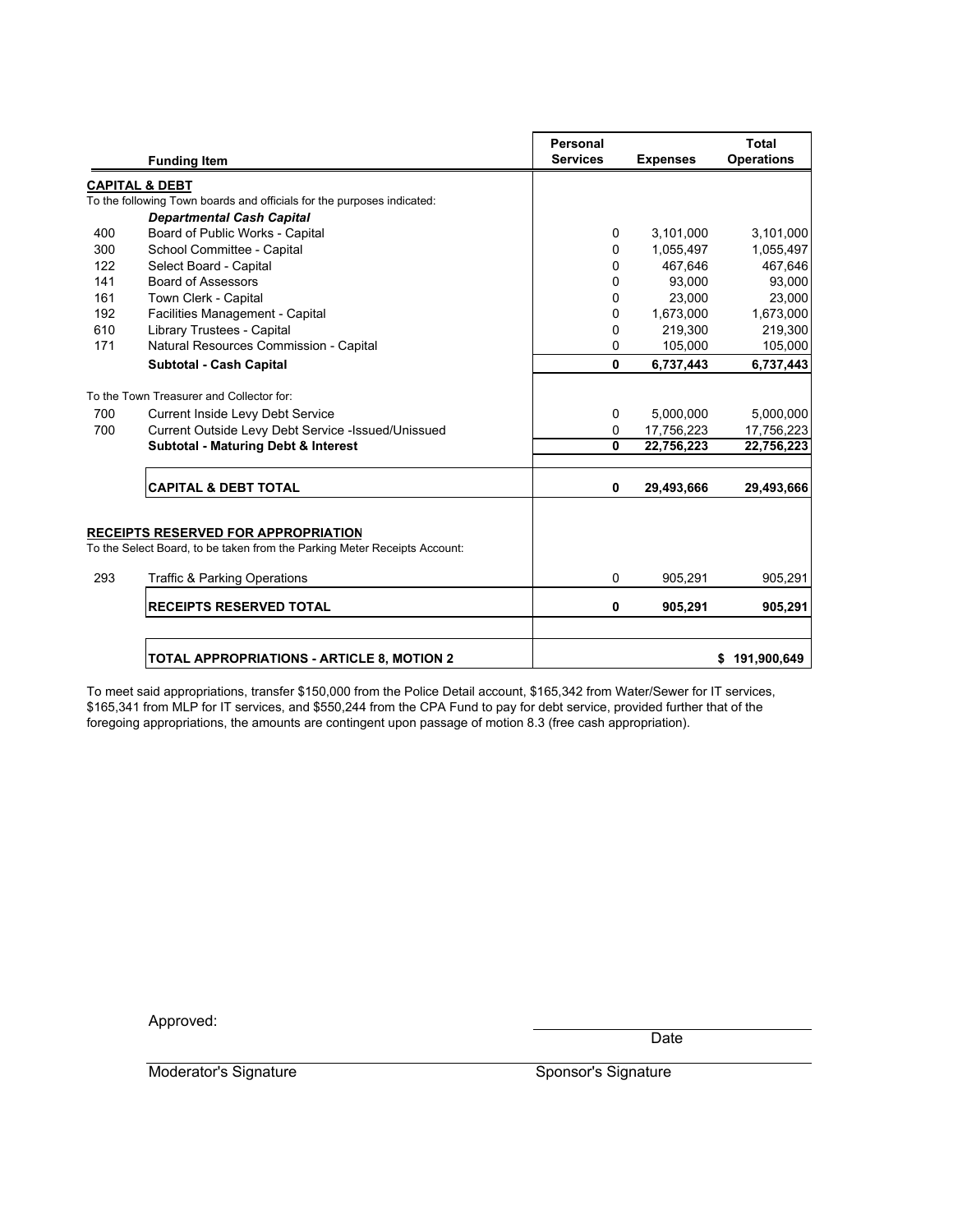| | Funding Item | Personal Services | Expenses | Total Operations |
|---|---|---|---|---|
| | **CAPITAL & DEBT** | | | |
| | To the following Town boards and officials for the purposes indicated: | | | |
| | ***Departmental Cash Capital*** | | | |
| 400 | Board of Public Works - Capital | 0 | 3,101,000 | 3,101,000 |
| 300 | School Committee - Capital | 0 | 1,055,497 | 1,055,497 |
| 122 | Select Board - Capital | 0 | 467,646 | 467,646 |
| 141 | Board of Assessors | 0 | 93,000 | 93,000 |
| 161 | Town Clerk - Capital | 0 | 23,000 | 23,000 |
| 192 | Facilities Management - Capital | 0 | 1,673,000 | 1,673,000 |
| 610 | Library Trustees - Capital | 0 | 219,300 | 219,300 |
| 171 | Natural Resources Commission - Capital | 0 | 105,000 | 105,000 |
| | **Subtotal - Cash Capital** | **0** | **6,737,443** | **6,737,443** |
| | To the Town Treasurer and Collector for: | | | |
| 700 | Current Inside Levy Debt Service | 0 | 5,000,000 | 5,000,000 |
| 700 | Current Outside Levy Debt Service -Issued/Unissued | 0 | 17,756,223 | 17,756,223 |
| | **Subtotal - Maturing Debt & Interest** | **0** | **22,756,223** | **22,756,223** |
| | **CAPITAL & DEBT TOTAL** | **0** | **29,493,666** | **29,493,666** |
| | **RECEIPTS RESERVED FOR APPROPRIATION** | | | |
| | To the Select Board, to be taken from the Parking Meter Receipts Account: | | | |
| 293 | Traffic & Parking Operations | 0 | 905,291 | 905,291 |
| | **RECEIPTS RESERVED TOTAL** | **0** | **905,291** | **905,291** |
| | **TOTAL APPROPRIATIONS - ARTICLE 8, MOTION 2** | | | **$ 191,900,649** |

To meet said appropriations, transfer $150,000 from the Police Detail account, $165,342 from Water/Sewer for IT services, $165,341 from MLP for IT services, and $550,244 from the CPA Fund to pay for debt service, provided further that of the foregoing appropriations, the amounts are contingent upon passage of motion 8.3 (free cash appropriation).

Approved:

Date

Moderator's Signature

Sponsor's Signature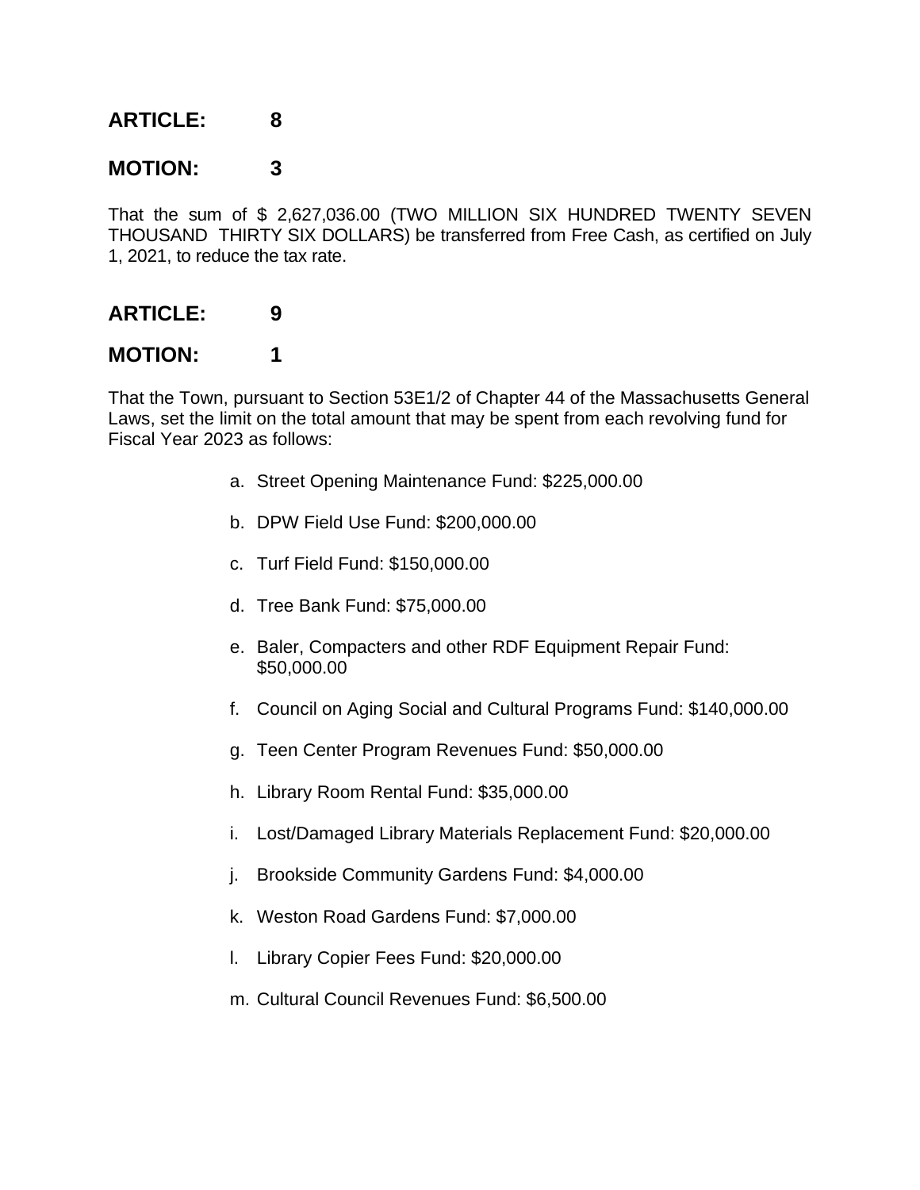## ARTICLE: 8

## MOTION: 3

That the sum of $ 2,627,036.00 (TWO MILLION SIX HUNDRED TWENTY SEVEN THOUSAND THIRTY SIX DOLLARS) be transferred from Free Cash, as certified on July 1, 2021, to reduce the tax rate.

## ARTICLE: 9

## MOTION: 1

That the Town, pursuant to Section 53E1/2 of Chapter 44 of the Massachusetts General Laws, set the limit on the total amount that may be spent from each revolving fund for Fiscal Year 2023 as follows:

a. Street Opening Maintenance Fund: $225,000.00

b. DPW Field Use Fund: $200,000.00

c. Turf Field Fund: $150,000.00

d. Tree Bank Fund: $75,000.00

e. Baler, Compacters and other RDF Equipment Repair Fund: $50,000.00

f. Council on Aging Social and Cultural Programs Fund: $140,000.00

g. Teen Center Program Revenues Fund: $50,000.00

h. Library Room Rental Fund: $35,000.00

i. Lost/Damaged Library Materials Replacement Fund: $20,000.00

j. Brookside Community Gardens Fund: $4,000.00

k. Weston Road Gardens Fund: $7,000.00

l. Library Copier Fees Fund: $20,000.00

m. Cultural Council Revenues Fund: $6,500.00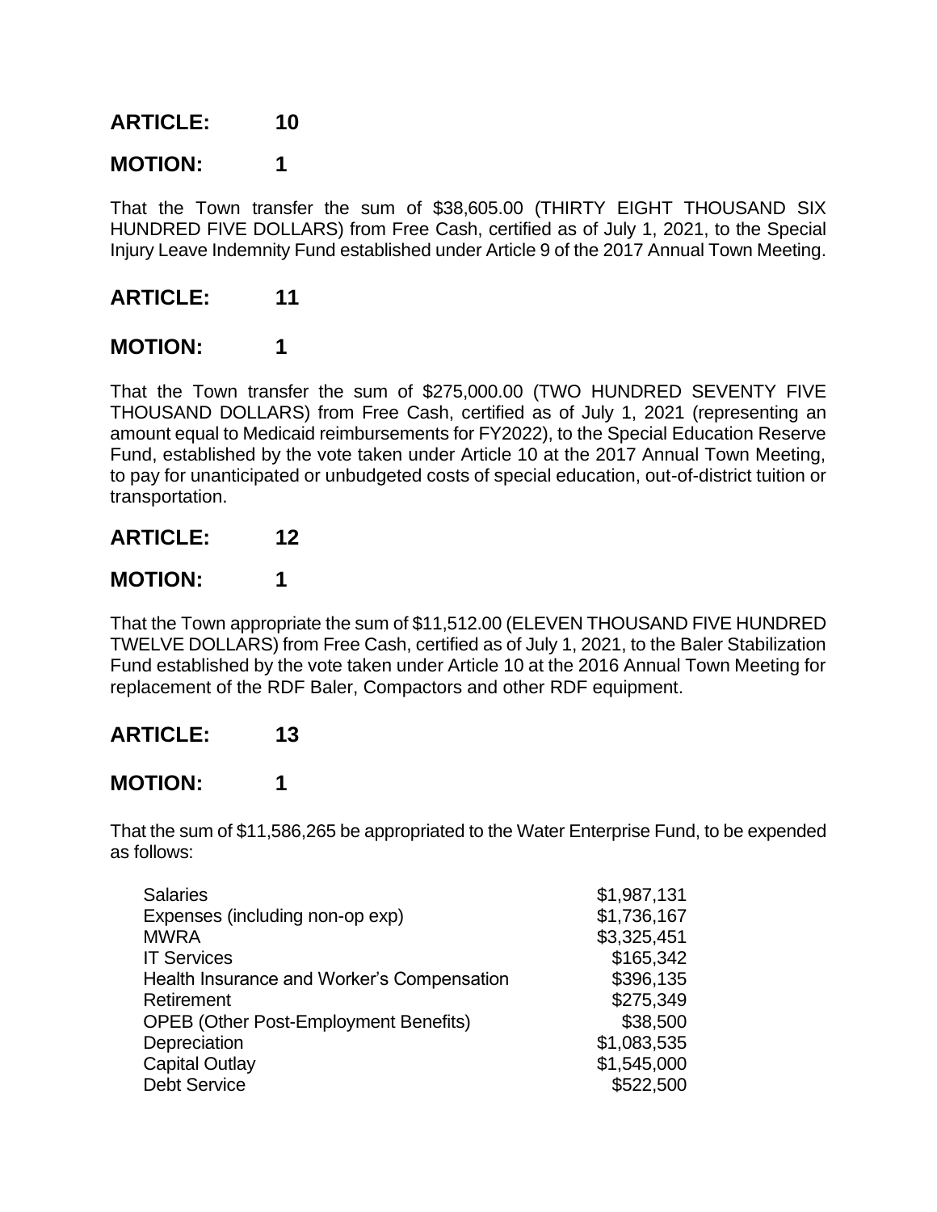## ARTICLE: 10

## MOTION: 1

That the Town transfer the sum of $38,605.00 (THIRTY EIGHT THOUSAND SIX HUNDRED FIVE DOLLARS) from Free Cash, certified as of July 1, 2021, to the Special Injury Leave Indemnity Fund established under Article 9 of the 2017 Annual Town Meeting.

## ARTICLE: 11

## MOTION: 1

That the Town transfer the sum of $275,000.00 (TWO HUNDRED SEVENTY FIVE THOUSAND DOLLARS) from Free Cash, certified as of July 1, 2021 (representing an amount equal to Medicaid reimbursements for FY2022), to the Special Education Reserve Fund, established by the vote taken under Article 10 at the 2017 Annual Town Meeting, to pay for unanticipated or unbudgeted costs of special education, out-of-district tuition or transportation.

## ARTICLE: 12

## MOTION: 1

That the Town appropriate the sum of $11,512.00 (ELEVEN THOUSAND FIVE HUNDRED TWELVE DOLLARS) from Free Cash, certified as of July 1, 2021, to the Baler Stabilization Fund established by the vote taken under Article 10 at the 2016 Annual Town Meeting for replacement of the RDF Baler, Compactors and other RDF equipment.

## ARTICLE: 13

## MOTION: 1

That the sum of $11,586,265 be appropriated to the Water Enterprise Fund, to be expended as follows:

| | |
|---|---|
| Salaries | $1,987,131 |
| Expenses (including non-op exp) | $1,736,167 |
| MWRA | $3,325,451 |
| IT Services | $165,342 |
| Health Insurance and Worker's Compensation | $396,135 |
| Retirement | $275,349 |
| OPEB (Other Post-Employment Benefits) | $38,500 |
| Depreciation | $1,083,535 |
| Capital Outlay | $1,545,000 |
| Debt Service | $522,500 |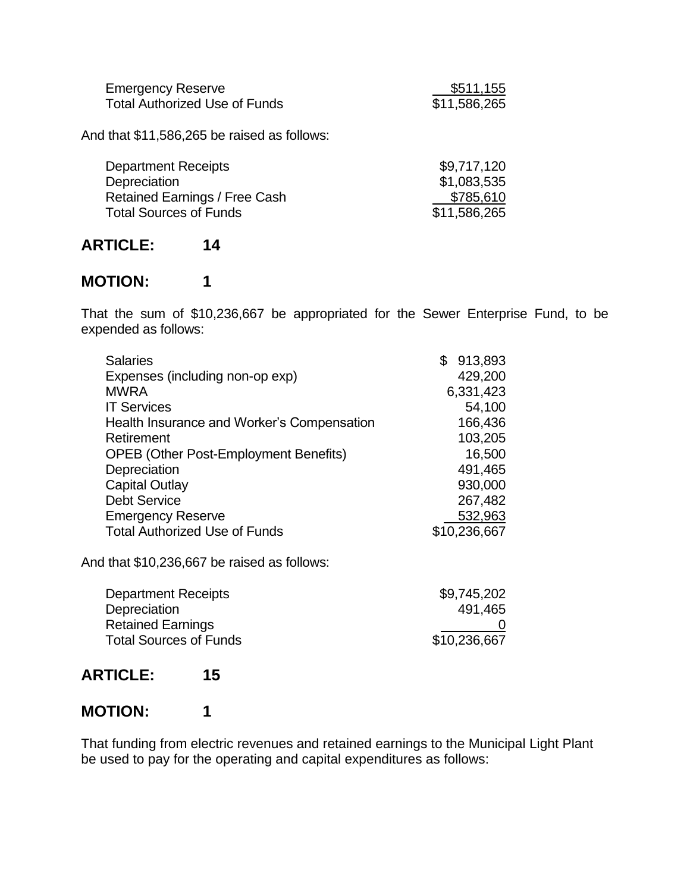| | |
|---|---|
| Emergency Reserve | $511,155 |
| Total Authorized Use of Funds | $11,586,265 |

And that $11,586,265 be raised as follows:

| | |
|---|---|
| Department Receipts | $9,717,120 |
| Depreciation | $1,083,535 |
| Retained Earnings / Free Cash | $785,610 |
| Total Sources of Funds | $11,586,265 |

## ARTICLE: 14

## MOTION: 1

That the sum of $10,236,667 be appropriated for the Sewer Enterprise Fund, to be expended as follows:

| | |
|---|---|
| Salaries | $ 913,893 |
| Expenses (including non-op exp) | 429,200 |
| MWRA | 6,331,423 |
| IT Services | 54,100 |
| Health Insurance and Worker's Compensation | 166,436 |
| Retirement | 103,205 |
| OPEB (Other Post-Employment Benefits) | 16,500 |
| Depreciation | 491,465 |
| Capital Outlay | 930,000 |
| Debt Service | 267,482 |
| Emergency Reserve | 532,963 |
| Total Authorized Use of Funds | $10,236,667 |

And that $10,236,667 be raised as follows:

| | |
|---|---|
| Department Receipts | $9,745,202 |
| Depreciation | 491,465 |
| Retained Earnings | 0 |
| Total Sources of Funds | $10,236,667 |

## ARTICLE: 15

## MOTION: 1

That funding from electric revenues and retained earnings to the Municipal Light Plant be used to pay for the operating and capital expenditures as follows: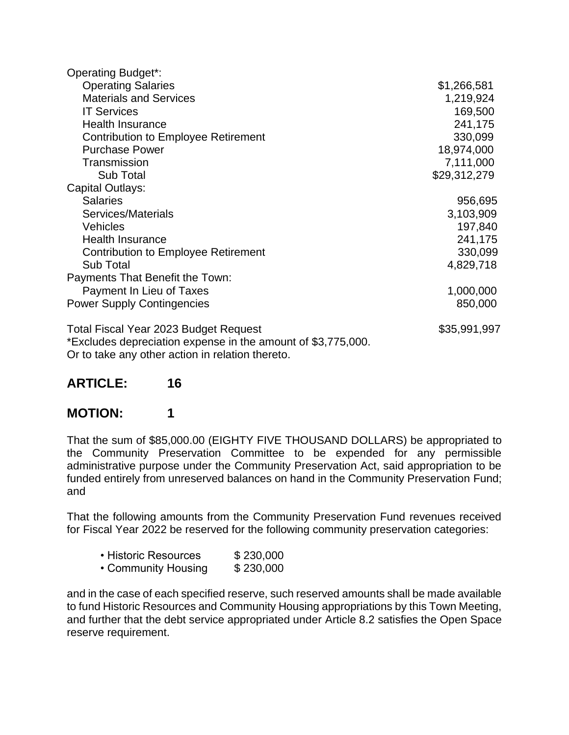| | |
|---|---|
| Operating Budget*: | |
| Operating Salaries | $1,266,581 |
| Materials and Services | 1,219,924 |
| IT Services | 169,500 |
| Health Insurance | 241,175 |
| Contribution to Employee Retirement | 330,099 |
| Purchase Power | 18,974,000 |
| Transmission | 7,111,000 |
| Sub Total | $29,312,279 |
| Capital Outlays: | |
| Salaries | 956,695 |
| Services/Materials | 3,103,909 |
| Vehicles | 197,840 |
| Health Insurance | 241,175 |
| Contribution to Employee Retirement | 330,099 |
| Sub Total | 4,829,718 |
| Payments That Benefit the Town: | |
| Payment In Lieu of Taxes | 1,000,000 |
| Power Supply Contingencies | 850,000 |
| Total Fiscal Year 2023 Budget Request | $35,991,997 |

*Excludes depreciation expense in the amount of $3,775,000.
Or to take any other action in relation thereto.

## ARTICLE: 16

## MOTION: 1

That the sum of $85,000.00 (EIGHTY FIVE THOUSAND DOLLARS) be appropriated to the Community Preservation Committee to be expended for any permissible administrative purpose under the Community Preservation Act, said appropriation to be funded entirely from unreserved balances on hand in the Community Preservation Fund; and

That the following amounts from the Community Preservation Fund revenues received for Fiscal Year 2022 be reserved for the following community preservation categories:

- Historic Resources $ 230,000
- Community Housing $ 230,000

and in the case of each specified reserve, such reserved amounts shall be made available to fund Historic Resources and Community Housing appropriations by this Town Meeting, and further that the debt service appropriated under Article 8.2 satisfies the Open Space reserve requirement.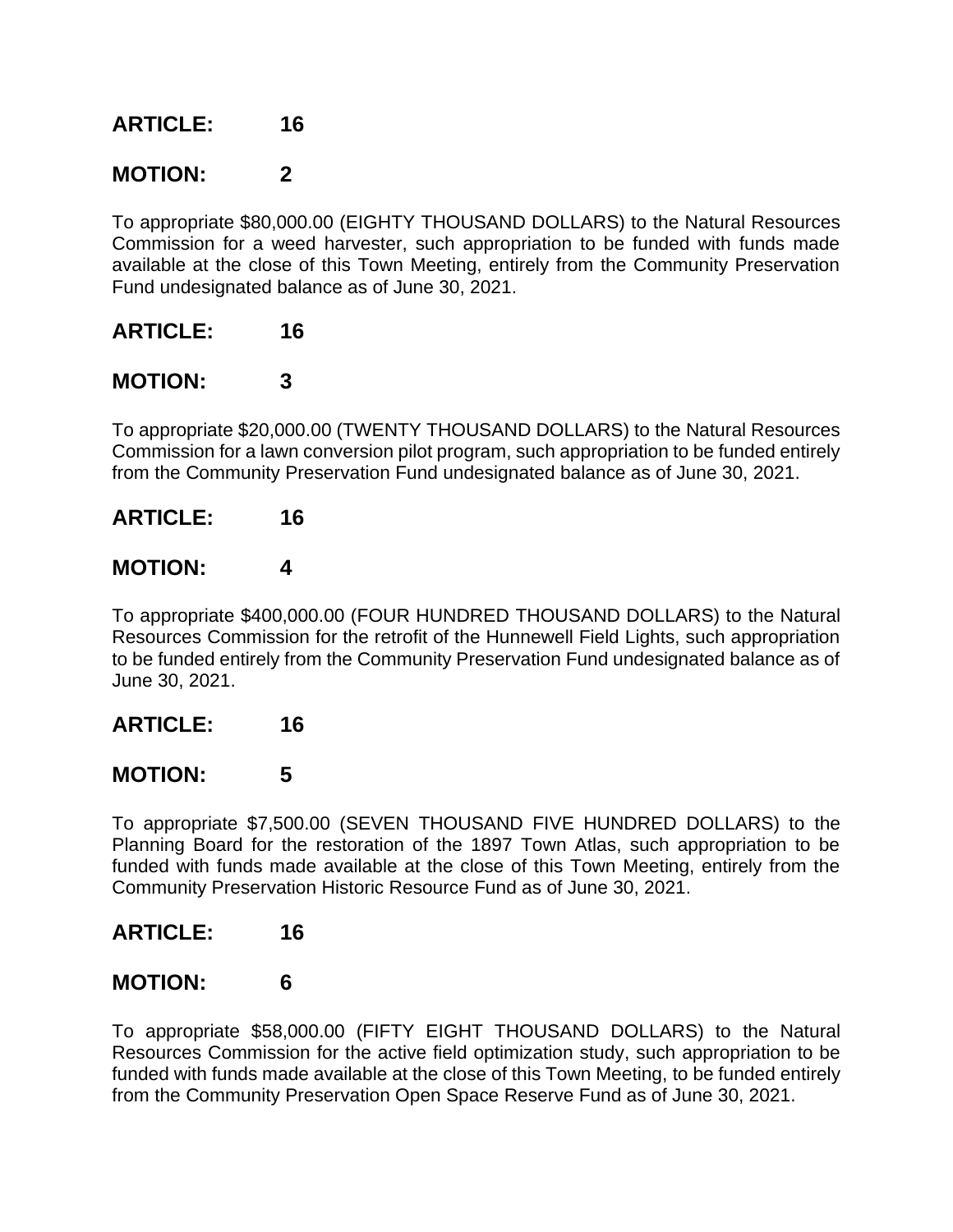**ARTICLE: 16**

**MOTION: 2**

To appropriate $80,000.00 (EIGHTY THOUSAND DOLLARS) to the Natural Resources Commission for a weed harvester, such appropriation to be funded with funds made available at the close of this Town Meeting, entirely from the Community Preservation Fund undesignated balance as of June 30, 2021.

**ARTICLE: 16**

**MOTION: 3**

To appropriate $20,000.00 (TWENTY THOUSAND DOLLARS) to the Natural Resources Commission for a lawn conversion pilot program, such appropriation to be funded entirely from the Community Preservation Fund undesignated balance as of June 30, 2021.

**ARTICLE: 16**

**MOTION: 4**

To appropriate $400,000.00 (FOUR HUNDRED THOUSAND DOLLARS) to the Natural Resources Commission for the retrofit of the Hunnewell Field Lights, such appropriation to be funded entirely from the Community Preservation Fund undesignated balance as of June 30, 2021.

**ARTICLE: 16**

**MOTION: 5**

To appropriate $7,500.00 (SEVEN THOUSAND FIVE HUNDRED DOLLARS) to the Planning Board for the restoration of the 1897 Town Atlas, such appropriation to be funded with funds made available at the close of this Town Meeting, entirely from the Community Preservation Historic Resource Fund as of June 30, 2021.

**ARTICLE: 16**

**MOTION: 6**

To appropriate $58,000.00 (FIFTY EIGHT THOUSAND DOLLARS) to the Natural Resources Commission for the active field optimization study, such appropriation to be funded with funds made available at the close of this Town Meeting, to be funded entirely from the Community Preservation Open Space Reserve Fund as of June 30, 2021.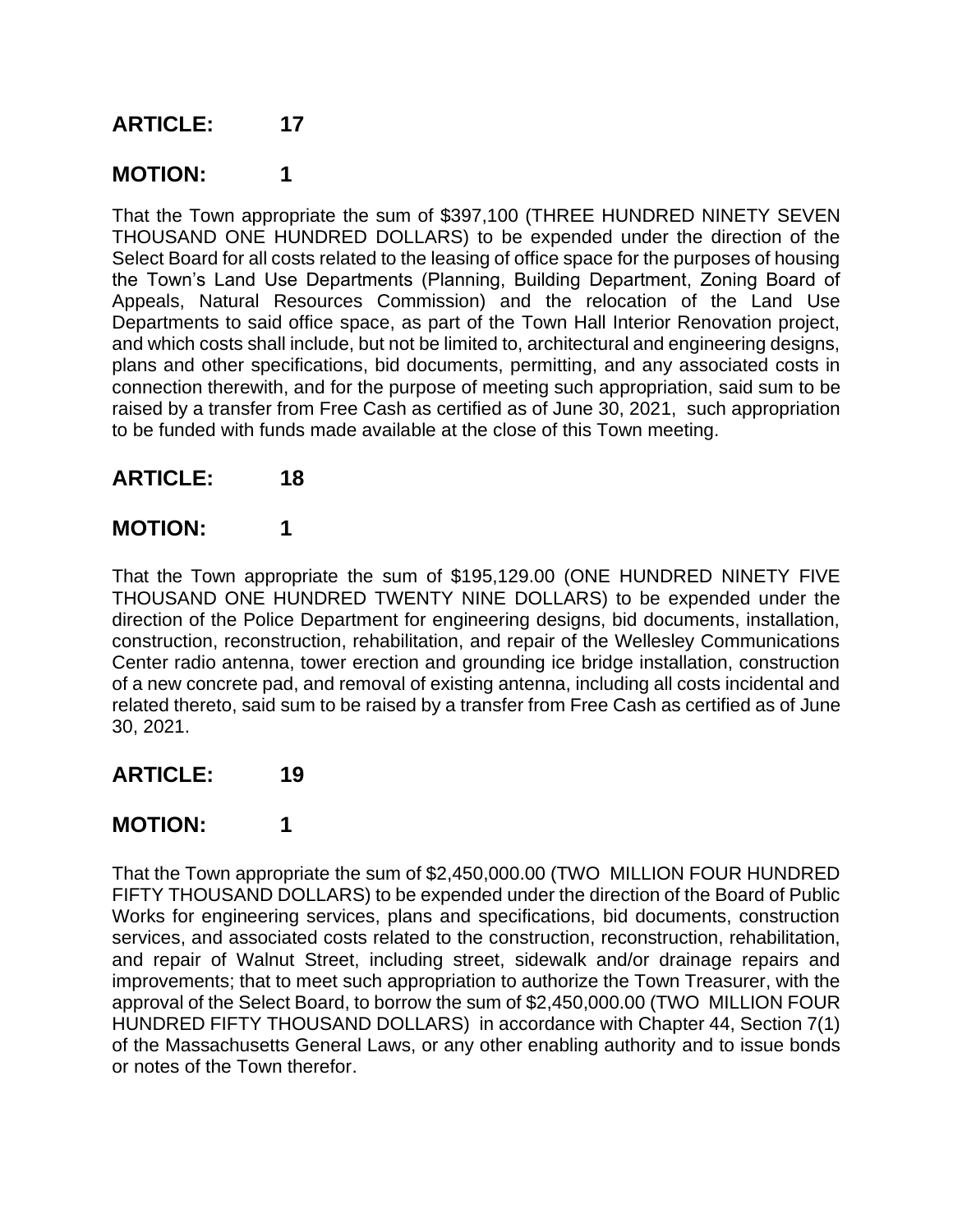## ARTICLE: 17

## MOTION: 1

That the Town appropriate the sum of $397,100 (THREE HUNDRED NINETY SEVEN THOUSAND ONE HUNDRED DOLLARS) to be expended under the direction of the Select Board for all costs related to the leasing of office space for the purposes of housing the Town's Land Use Departments (Planning, Building Department, Zoning Board of Appeals, Natural Resources Commission) and the relocation of the Land Use Departments to said office space, as part of the Town Hall Interior Renovation project, and which costs shall include, but not be limited to, architectural and engineering designs, plans and other specifications, bid documents, permitting, and any associated costs in connection therewith, and for the purpose of meeting such appropriation, said sum to be raised by a transfer from Free Cash as certified as of June 30, 2021, such appropriation to be funded with funds made available at the close of this Town meeting.

## ARTICLE: 18

## MOTION: 1

That the Town appropriate the sum of $195,129.00 (ONE HUNDRED NINETY FIVE THOUSAND ONE HUNDRED TWENTY NINE DOLLARS) to be expended under the direction of the Police Department for engineering designs, bid documents, installation, construction, reconstruction, rehabilitation, and repair of the Wellesley Communications Center radio antenna, tower erection and grounding ice bridge installation, construction of a new concrete pad, and removal of existing antenna, including all costs incidental and related thereto, said sum to be raised by a transfer from Free Cash as certified as of June 30, 2021.

## ARTICLE: 19

## MOTION: 1

That the Town appropriate the sum of $2,450,000.00 (TWO MILLION FOUR HUNDRED FIFTY THOUSAND DOLLARS) to be expended under the direction of the Board of Public Works for engineering services, plans and specifications, bid documents, construction services, and associated costs related to the construction, reconstruction, rehabilitation, and repair of Walnut Street, including street, sidewalk and/or drainage repairs and improvements; that to meet such appropriation to authorize the Town Treasurer, with the approval of the Select Board, to borrow the sum of $2,450,000.00 (TWO MILLION FOUR HUNDRED FIFTY THOUSAND DOLLARS) in accordance with Chapter 44, Section 7(1) of the Massachusetts General Laws, or any other enabling authority and to issue bonds or notes of the Town therefor.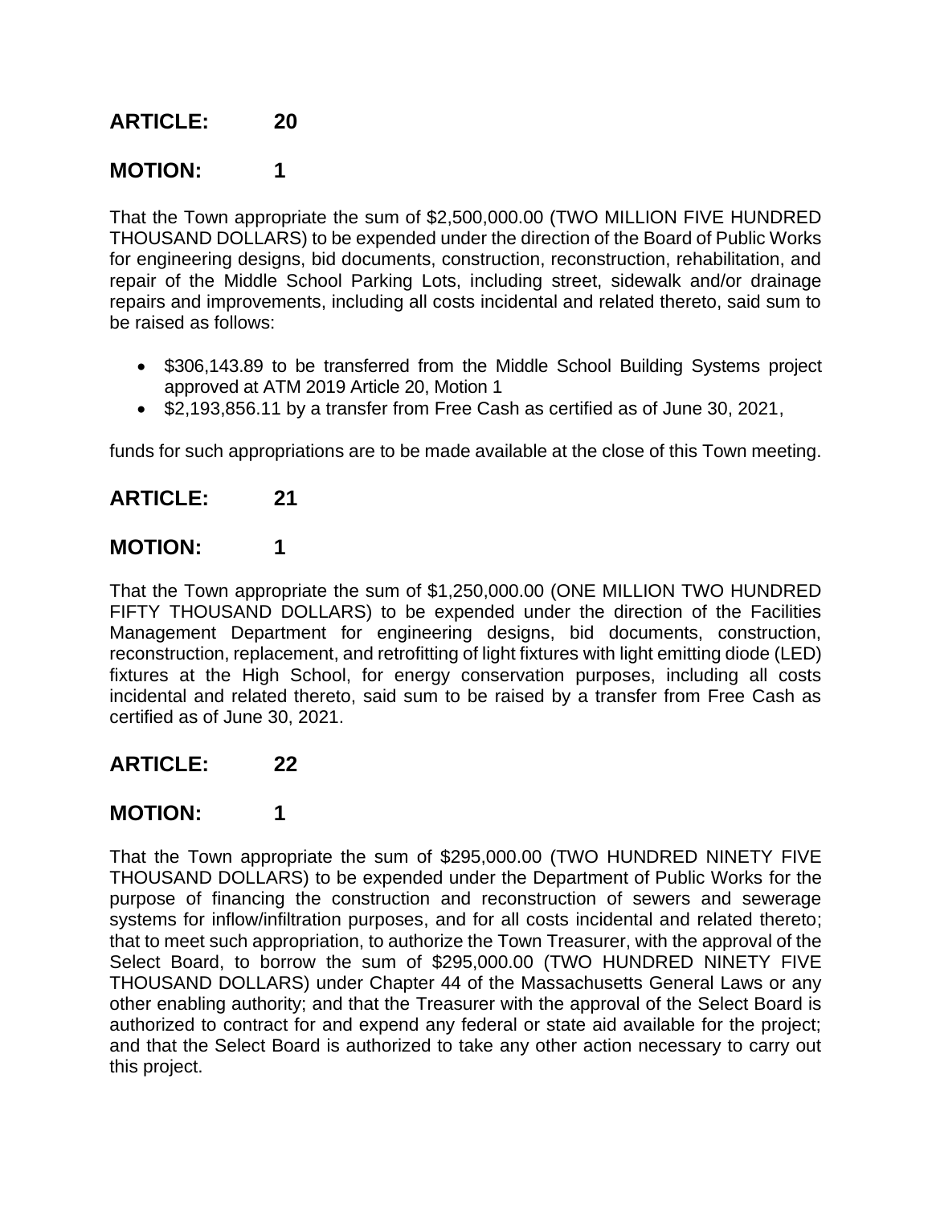## ARTICLE: 20

## MOTION: 1

That the Town appropriate the sum of $2,500,000.00 (TWO MILLION FIVE HUNDRED THOUSAND DOLLARS) to be expended under the direction of the Board of Public Works for engineering designs, bid documents, construction, reconstruction, rehabilitation, and repair of the Middle School Parking Lots, including street, sidewalk and/or drainage repairs and improvements, including all costs incidental and related thereto, said sum to be raised as follows:

- $306,143.89 to be transferred from the Middle School Building Systems project approved at ATM 2019 Article 20, Motion 1
- $2,193,856.11 by a transfer from Free Cash as certified as of June 30, 2021,

funds for such appropriations are to be made available at the close of this Town meeting.

## ARTICLE: 21

## MOTION: 1

That the Town appropriate the sum of $1,250,000.00 (ONE MILLION TWO HUNDRED FIFTY THOUSAND DOLLARS) to be expended under the direction of the Facilities Management Department for engineering designs, bid documents, construction, reconstruction, replacement, and retrofitting of light fixtures with light emitting diode (LED) fixtures at the High School, for energy conservation purposes, including all costs incidental and related thereto, said sum to be raised by a transfer from Free Cash as certified as of June 30, 2021.

## ARTICLE: 22

## MOTION: 1

That the Town appropriate the sum of $295,000.00 (TWO HUNDRED NINETY FIVE THOUSAND DOLLARS) to be expended under the Department of Public Works for the purpose of financing the construction and reconstruction of sewers and sewerage systems for inflow/infiltration purposes, and for all costs incidental and related thereto; that to meet such appropriation, to authorize the Town Treasurer, with the approval of the Select Board, to borrow the sum of $295,000.00 (TWO HUNDRED NINETY FIVE THOUSAND DOLLARS) under Chapter 44 of the Massachusetts General Laws or any other enabling authority; and that the Treasurer with the approval of the Select Board is authorized to contract for and expend any federal or state aid available for the project; and that the Select Board is authorized to take any other action necessary to carry out this project.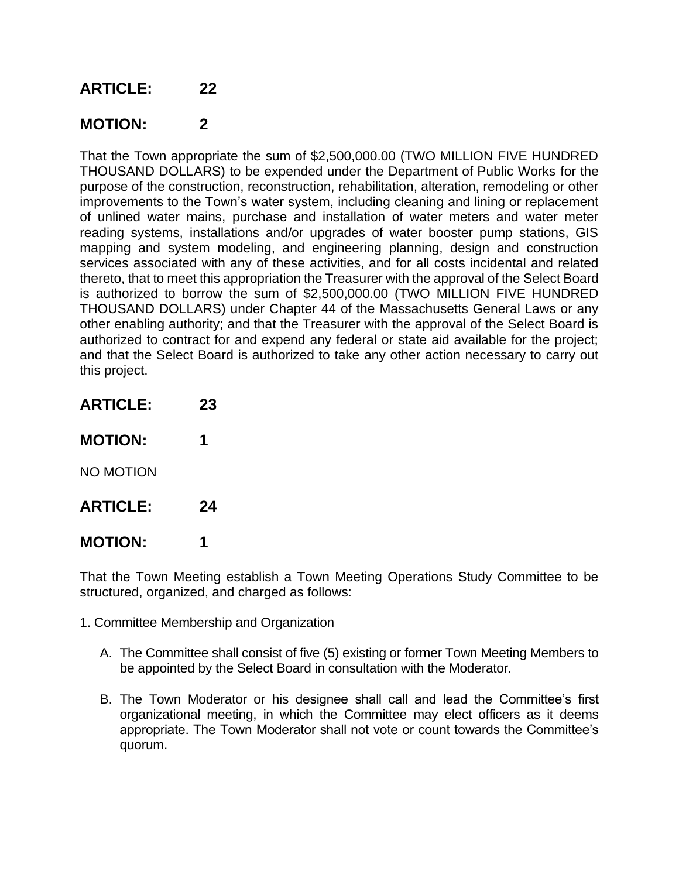**ARTICLE: 22**

**MOTION: 2**

That the Town appropriate the sum of $2,500,000.00 (TWO MILLION FIVE HUNDRED THOUSAND DOLLARS) to be expended under the Department of Public Works for the purpose of the construction, reconstruction, rehabilitation, alteration, remodeling or other improvements to the Town's water system, including cleaning and lining or replacement of unlined water mains, purchase and installation of water meters and water meter reading systems, installations and/or upgrades of water booster pump stations, GIS mapping and system modeling, and engineering planning, design and construction services associated with any of these activities, and for all costs incidental and related thereto, that to meet this appropriation the Treasurer with the approval of the Select Board is authorized to borrow the sum of $2,500,000.00 (TWO MILLION FIVE HUNDRED THOUSAND DOLLARS) under Chapter 44 of the Massachusetts General Laws or any other enabling authority; and that the Treasurer with the approval of the Select Board is authorized to contract for and expend any federal or state aid available for the project; and that the Select Board is authorized to take any other action necessary to carry out this project.

**ARTICLE: 23**

**MOTION: 1**

NO MOTION

**ARTICLE: 24**

**MOTION: 1**

That the Town Meeting establish a Town Meeting Operations Study Committee to be structured, organized, and charged as follows:

1. Committee Membership and Organization

   A. The Committee shall consist of five (5) existing or former Town Meeting Members to be appointed by the Select Board in consultation with the Moderator.

   B. The Town Moderator or his designee shall call and lead the Committee's first organizational meeting, in which the Committee may elect officers as it deems appropriate. The Town Moderator shall not vote or count towards the Committee's quorum.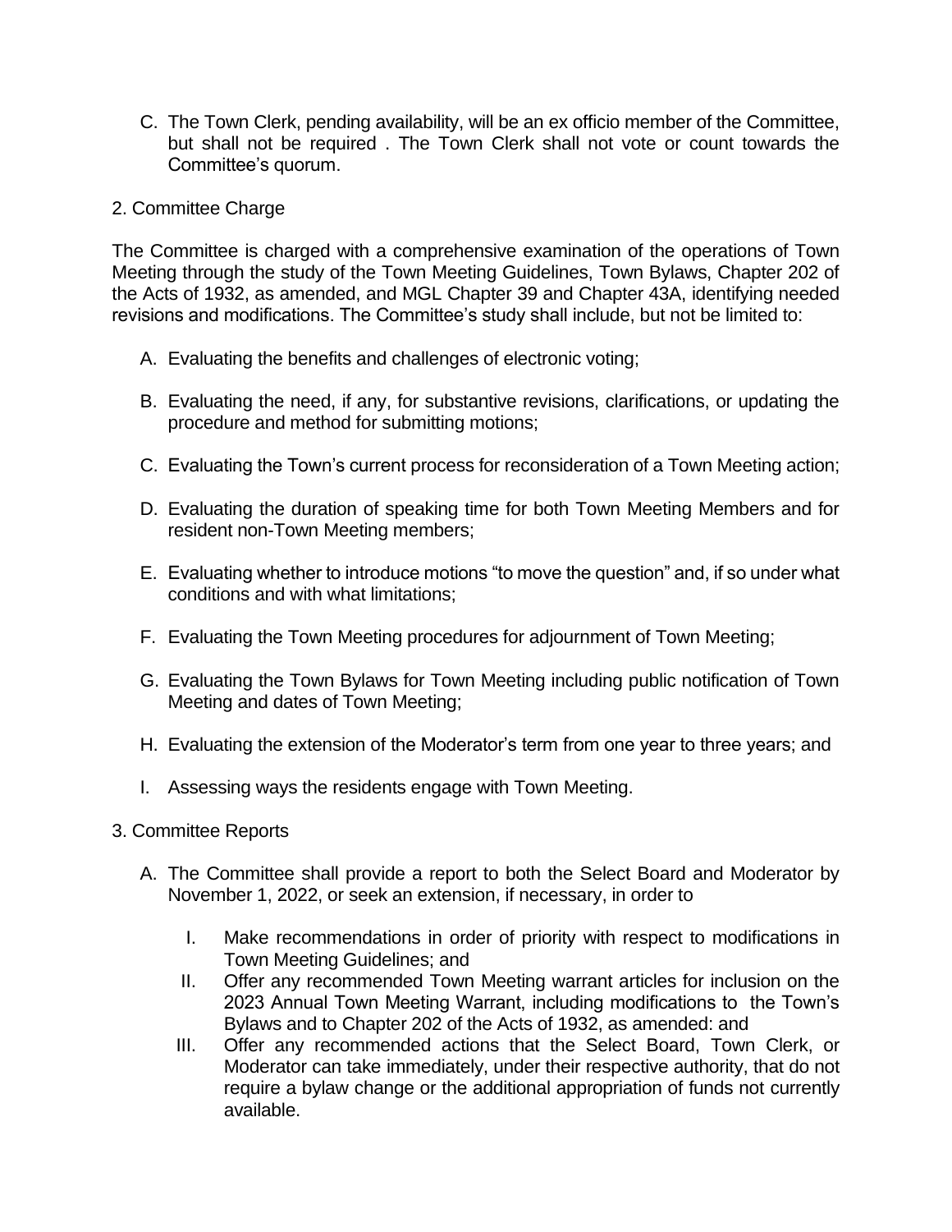C. The Town Clerk, pending availability, will be an ex officio member of the Committee, but shall not be required . The Town Clerk shall not vote or count towards the Committee's quorum.

2. Committee Charge

The Committee is charged with a comprehensive examination of the operations of Town Meeting through the study of the Town Meeting Guidelines, Town Bylaws, Chapter 202 of the Acts of 1932, as amended, and MGL Chapter 39 and Chapter 43A, identifying needed revisions and modifications. The Committee's study shall include, but not be limited to:

A. Evaluating the benefits and challenges of electronic voting;

B. Evaluating the need, if any, for substantive revisions, clarifications, or updating the procedure and method for submitting motions;

C. Evaluating the Town's current process for reconsideration of a Town Meeting action;

D. Evaluating the duration of speaking time for both Town Meeting Members and for resident non-Town Meeting members;

E. Evaluating whether to introduce motions "to move the question" and, if so under what conditions and with what limitations;

F. Evaluating the Town Meeting procedures for adjournment of Town Meeting;

G. Evaluating the Town Bylaws for Town Meeting including public notification of Town Meeting and dates of Town Meeting;

H. Evaluating the extension of the Moderator's term from one year to three years; and

I. Assessing ways the residents engage with Town Meeting.

3. Committee Reports

A. The Committee shall provide a report to both the Select Board and Moderator by November 1, 2022, or seek an extension, if necessary, in order to

   I. Make recommendations in order of priority with respect to modifications in Town Meeting Guidelines; and
   II. Offer any recommended Town Meeting warrant articles for inclusion on the 2023 Annual Town Meeting Warrant, including modifications to the Town's Bylaws and to Chapter 202 of the Acts of 1932, as amended: and
   III. Offer any recommended actions that the Select Board, Town Clerk, or Moderator can take immediately, under their respective authority, that do not require a bylaw change or the additional appropriation of funds not currently available.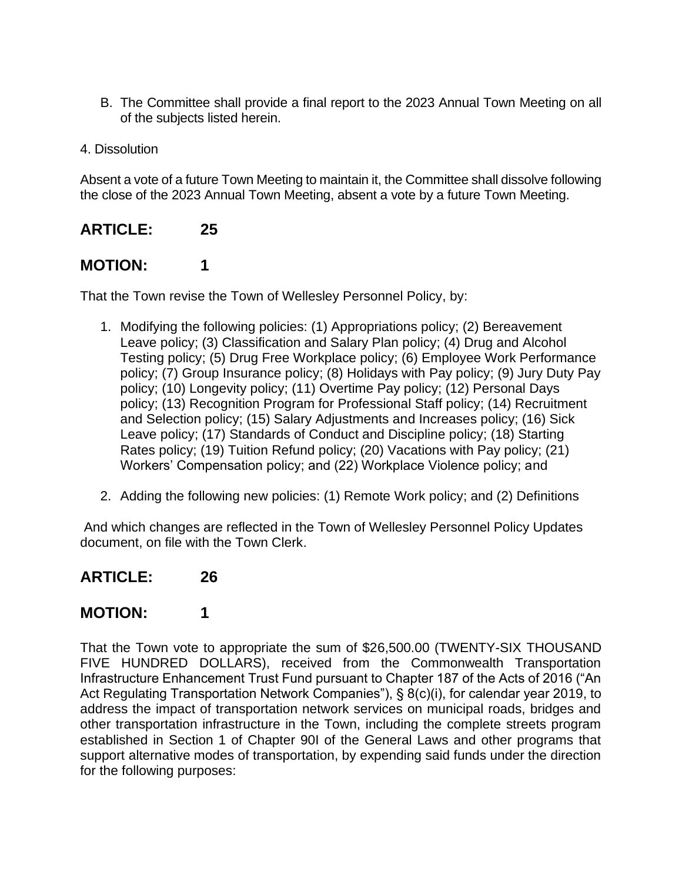B. The Committee shall provide a final report to the 2023 Annual Town Meeting on all of the subjects listed herein.

4. Dissolution

Absent a vote of a future Town Meeting to maintain it, the Committee shall dissolve following the close of the 2023 Annual Town Meeting, absent a vote by a future Town Meeting.

## ARTICLE: 25

## MOTION: 1

That the Town revise the Town of Wellesley Personnel Policy, by:

1. Modifying the following policies: (1) Appropriations policy; (2) Bereavement Leave policy; (3) Classification and Salary Plan policy; (4) Drug and Alcohol Testing policy; (5) Drug Free Workplace policy; (6) Employee Work Performance policy; (7) Group Insurance policy; (8) Holidays with Pay policy; (9) Jury Duty Pay policy; (10) Longevity policy; (11) Overtime Pay policy; (12) Personal Days policy; (13) Recognition Program for Professional Staff policy; (14) Recruitment and Selection policy; (15) Salary Adjustments and Increases policy; (16) Sick Leave policy; (17) Standards of Conduct and Discipline policy; (18) Starting Rates policy; (19) Tuition Refund policy; (20) Vacations with Pay policy; (21) Workers' Compensation policy; and (22) Workplace Violence policy; and

2. Adding the following new policies: (1) Remote Work policy; and (2) Definitions

And which changes are reflected in the Town of Wellesley Personnel Policy Updates document, on file with the Town Clerk.

## ARTICLE: 26

## MOTION: 1

That the Town vote to appropriate the sum of $26,500.00 (TWENTY-SIX THOUSAND FIVE HUNDRED DOLLARS), received from the Commonwealth Transportation Infrastructure Enhancement Trust Fund pursuant to Chapter 187 of the Acts of 2016 ("An Act Regulating Transportation Network Companies"), § 8(c)(i), for calendar year 2019, to address the impact of transportation network services on municipal roads, bridges and other transportation infrastructure in the Town, including the complete streets program established in Section 1 of Chapter 90I of the General Laws and other programs that support alternative modes of transportation, by expending said funds under the direction for the following purposes: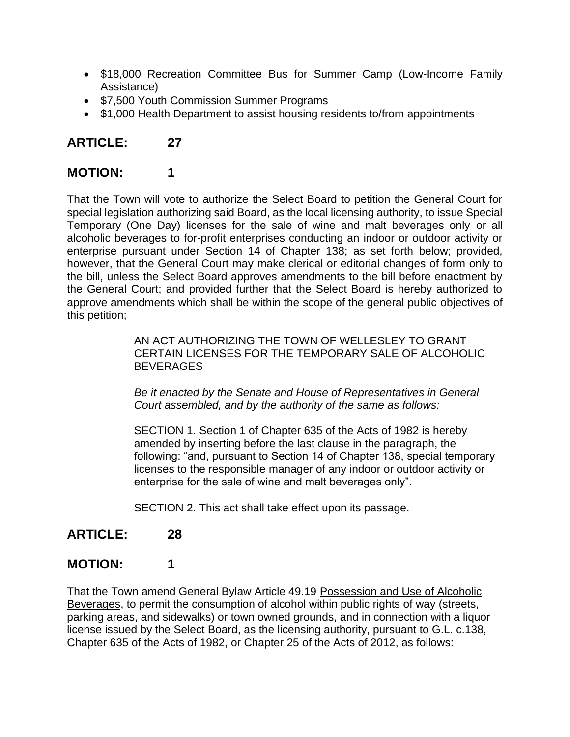- $18,000 Recreation Committee Bus for Summer Camp (Low-Income Family Assistance)
- $7,500 Youth Commission Summer Programs
- $1,000 Health Department to assist housing residents to/from appointments

## ARTICLE: 27

## MOTION: 1

That the Town will vote to authorize the Select Board to petition the General Court for special legislation authorizing said Board, as the local licensing authority, to issue Special Temporary (One Day) licenses for the sale of wine and malt beverages only or all alcoholic beverages to for-profit enterprises conducting an indoor or outdoor activity or enterprise pursuant under Section 14 of Chapter 138; as set forth below; provided, however, that the General Court may make clerical or editorial changes of form only to the bill, unless the Select Board approves amendments to the bill before enactment by the General Court; and provided further that the Select Board is hereby authorized to approve amendments which shall be within the scope of the general public objectives of this petition;

> AN ACT AUTHORIZING THE TOWN OF WELLESLEY TO GRANT CERTAIN LICENSES FOR THE TEMPORARY SALE OF ALCOHOLIC BEVERAGES
>
> *Be it enacted by the Senate and House of Representatives in General Court assembled, and by the authority of the same as follows:*
>
> SECTION 1. Section 1 of Chapter 635 of the Acts of 1982 is hereby amended by inserting before the last clause in the paragraph, the following: "and, pursuant to Section 14 of Chapter 138, special temporary licenses to the responsible manager of any indoor or outdoor activity or enterprise for the sale of wine and malt beverages only".
>
> SECTION 2. This act shall take effect upon its passage.

## ARTICLE: 28

## MOTION: 1

That the Town amend General Bylaw Article 49.19 Possession and Use of Alcoholic Beverages, to permit the consumption of alcohol within public rights of way (streets, parking areas, and sidewalks) or town owned grounds, and in connection with a liquor license issued by the Select Board, as the licensing authority, pursuant to G.L. c.138, Chapter 635 of the Acts of 1982, or Chapter 25 of the Acts of 2012, as follows: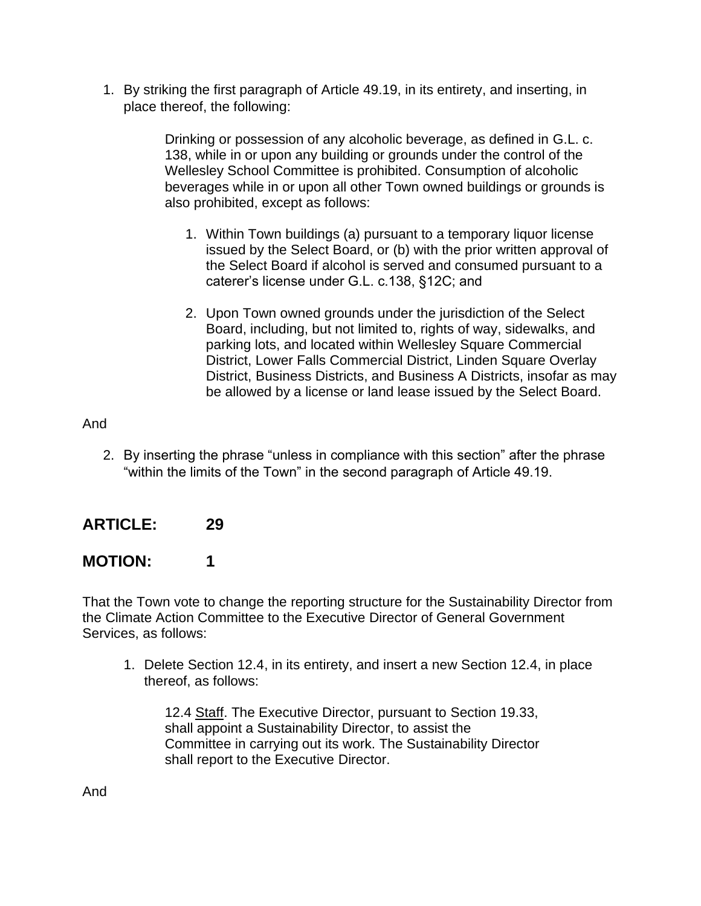1. By striking the first paragraph of Article 49.19, in its entirety, and inserting, in place thereof, the following:

    > Drinking or possession of any alcoholic beverage, as defined in G.L. c. 138, while in or upon any building or grounds under the control of the Wellesley School Committee is prohibited. Consumption of alcoholic beverages while in or upon all other Town owned buildings or grounds is also prohibited, except as follows:
    >
    > 1. Within Town buildings (a) pursuant to a temporary liquor license issued by the Select Board, or (b) with the prior written approval of the Select Board if alcohol is served and consumed pursuant to a caterer's license under G.L. c.138, §12C; and
    >
    > 2. Upon Town owned grounds under the jurisdiction of the Select Board, including, but not limited to, rights of way, sidewalks, and parking lots, and located within Wellesley Square Commercial District, Lower Falls Commercial District, Linden Square Overlay District, Business Districts, and Business A Districts, insofar as may be allowed by a license or land lease issued by the Select Board.

And

2. By inserting the phrase "unless in compliance with this section" after the phrase "within the limits of the Town" in the second paragraph of Article 49.19.

## ARTICLE: 29

## MOTION: 1

That the Town vote to change the reporting structure for the Sustainability Director from the Climate Action Committee to the Executive Director of General Government Services, as follows:

1. Delete Section 12.4, in its entirety, and insert a new Section 12.4, in place thereof, as follows:

    > 12.4 Staff. The Executive Director, pursuant to Section 19.33, shall appoint a Sustainability Director, to assist the Committee in carrying out its work. The Sustainability Director shall report to the Executive Director.

And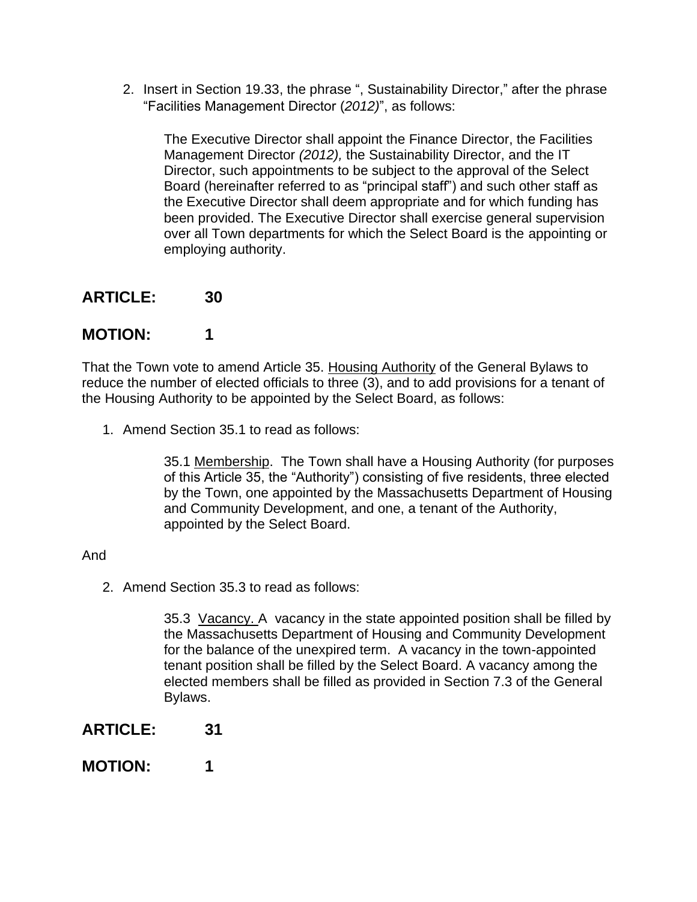2. Insert in Section 19.33, the phrase ", Sustainability Director," after the phrase "Facilities Management Director (*2012)*", as follows:

   The Executive Director shall appoint the Finance Director, the Facilities Management Director *(2012),* the Sustainability Director, and the IT Director, such appointments to be subject to the approval of the Select Board (hereinafter referred to as "principal staff") and such other staff as the Executive Director shall deem appropriate and for which funding has been provided. The Executive Director shall exercise general supervision over all Town departments for which the Select Board is the appointing or employing authority.

## ARTICLE: 30

## MOTION: 1

That the Town vote to amend Article 35. Housing Authority of the General Bylaws to reduce the number of elected officials to three (3), and to add provisions for a tenant of the Housing Authority to be appointed by the Select Board, as follows:

1. Amend Section 35.1 to read as follows:

   35.1 Membership. The Town shall have a Housing Authority (for purposes of this Article 35, the "Authority") consisting of five residents, three elected by the Town, one appointed by the Massachusetts Department of Housing and Community Development, and one, a tenant of the Authority, appointed by the Select Board.

And

2. Amend Section 35.3 to read as follows:

   35.3 Vacancy. A vacancy in the state appointed position shall be filled by the Massachusetts Department of Housing and Community Development for the balance of the unexpired term. A vacancy in the town-appointed tenant position shall be filled by the Select Board. A vacancy among the elected members shall be filled as provided in Section 7.3 of the General Bylaws.

## ARTICLE: 31

## MOTION: 1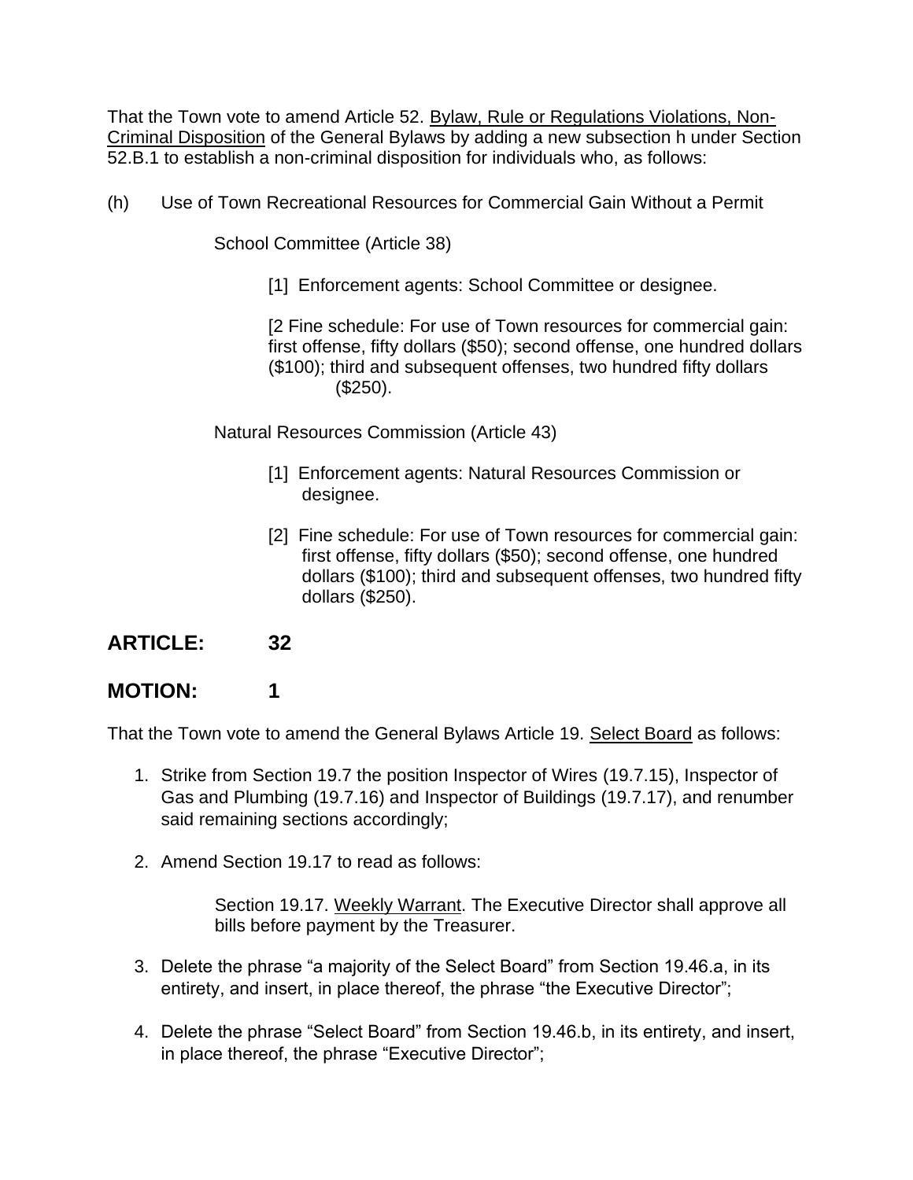That the Town vote to amend Article 52. Bylaw, Rule or Regulations Violations, Non-Criminal Disposition of the General Bylaws by adding a new subsection h under Section 52.B.1 to establish a non-criminal disposition for individuals who, as follows:

(h) Use of Town Recreational Resources for Commercial Gain Without a Permit

School Committee (Article 38)

[1] Enforcement agents: School Committee or designee.

[2 Fine schedule: For use of Town resources for commercial gain: first offense, fifty dollars ($50); second offense, one hundred dollars ($100); third and subsequent offenses, two hundred fifty dollars ($250).

Natural Resources Commission (Article 43)

[1] Enforcement agents: Natural Resources Commission or designee.

[2] Fine schedule: For use of Town resources for commercial gain: first offense, fifty dollars ($50); second offense, one hundred dollars ($100); third and subsequent offenses, two hundred fifty dollars ($250).

## ARTICLE: 32

## MOTION: 1

That the Town vote to amend the General Bylaws Article 19. Select Board as follows:

1. Strike from Section 19.7 the position Inspector of Wires (19.7.15), Inspector of Gas and Plumbing (19.7.16) and Inspector of Buildings (19.7.17), and renumber said remaining sections accordingly;
2. Amend Section 19.17 to read as follows:

   Section 19.17. Weekly Warrant. The Executive Director shall approve all bills before payment by the Treasurer.

3. Delete the phrase "a majority of the Select Board" from Section 19.46.a, in its entirety, and insert, in place thereof, the phrase "the Executive Director";
4. Delete the phrase "Select Board" from Section 19.46.b, in its entirety, and insert, in place thereof, the phrase "Executive Director";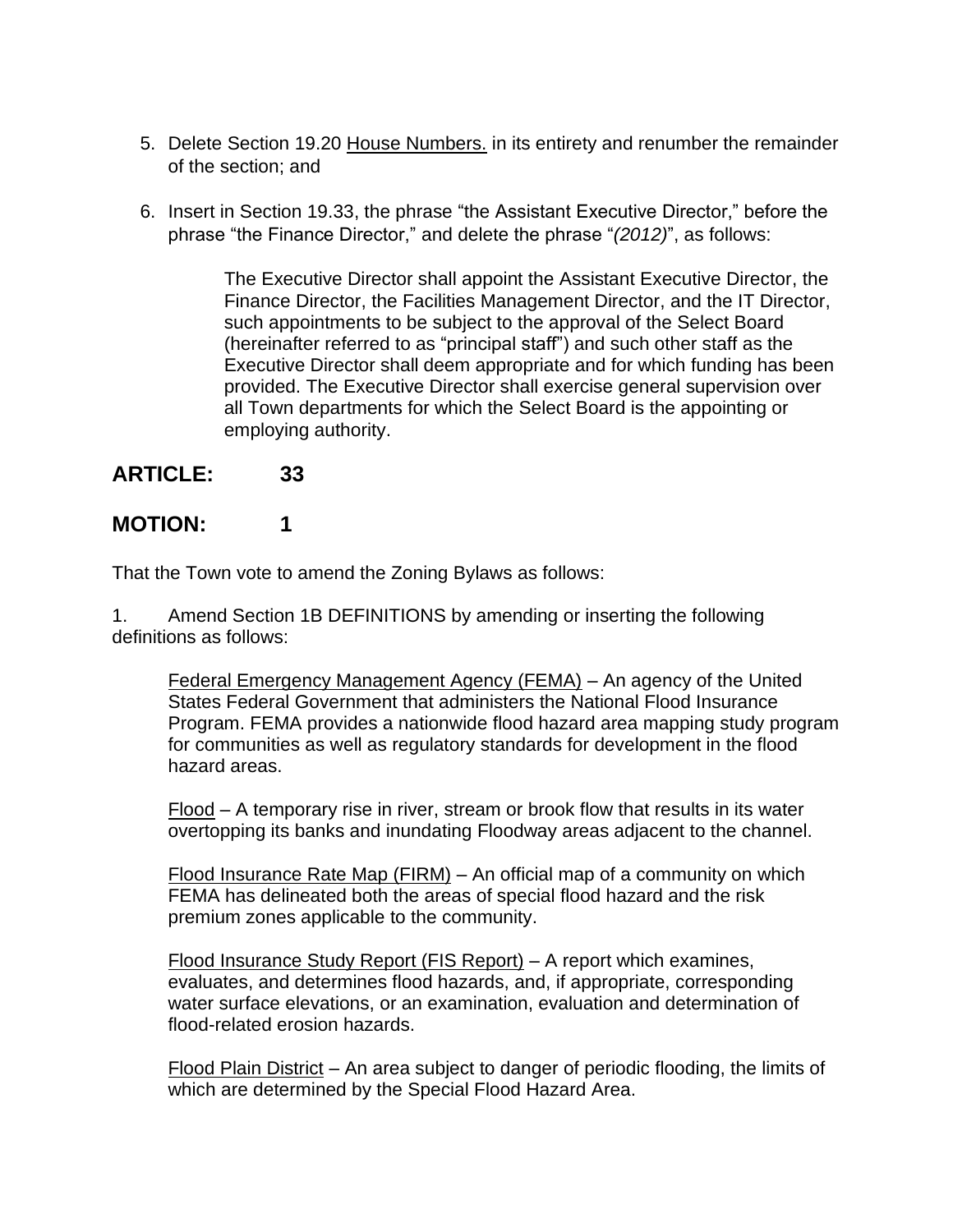5. Delete Section 19.20 House Numbers. in its entirety and renumber the remainder of the section; and

6. Insert in Section 19.33, the phrase "the Assistant Executive Director," before the phrase "the Finance Director," and delete the phrase "*(2012)*", as follows:

   > The Executive Director shall appoint the Assistant Executive Director, the Finance Director, the Facilities Management Director, and the IT Director, such appointments to be subject to the approval of the Select Board (hereinafter referred to as "principal staff") and such other staff as the Executive Director shall deem appropriate and for which funding has been provided. The Executive Director shall exercise general supervision over all Town departments for which the Select Board is the appointing or employing authority.

## ARTICLE: 33

## MOTION: 1

That the Town vote to amend the Zoning Bylaws as follows:

1. Amend Section 1B DEFINITIONS by amending or inserting the following definitions as follows:

   > Federal Emergency Management Agency (FEMA) – An agency of the United States Federal Government that administers the National Flood Insurance Program. FEMA provides a nationwide flood hazard area mapping study program for communities as well as regulatory standards for development in the flood hazard areas.
   >
   > Flood – A temporary rise in river, stream or brook flow that results in its water overtopping its banks and inundating Floodway areas adjacent to the channel.
   >
   > Flood Insurance Rate Map (FIRM) – An official map of a community on which FEMA has delineated both the areas of special flood hazard and the risk premium zones applicable to the community.
   >
   > Flood Insurance Study Report (FIS Report) – A report which examines, evaluates, and determines flood hazards, and, if appropriate, corresponding water surface elevations, or an examination, evaluation and determination of flood-related erosion hazards.
   >
   > Flood Plain District – An area subject to danger of periodic flooding, the limits of which are determined by the Special Flood Hazard Area.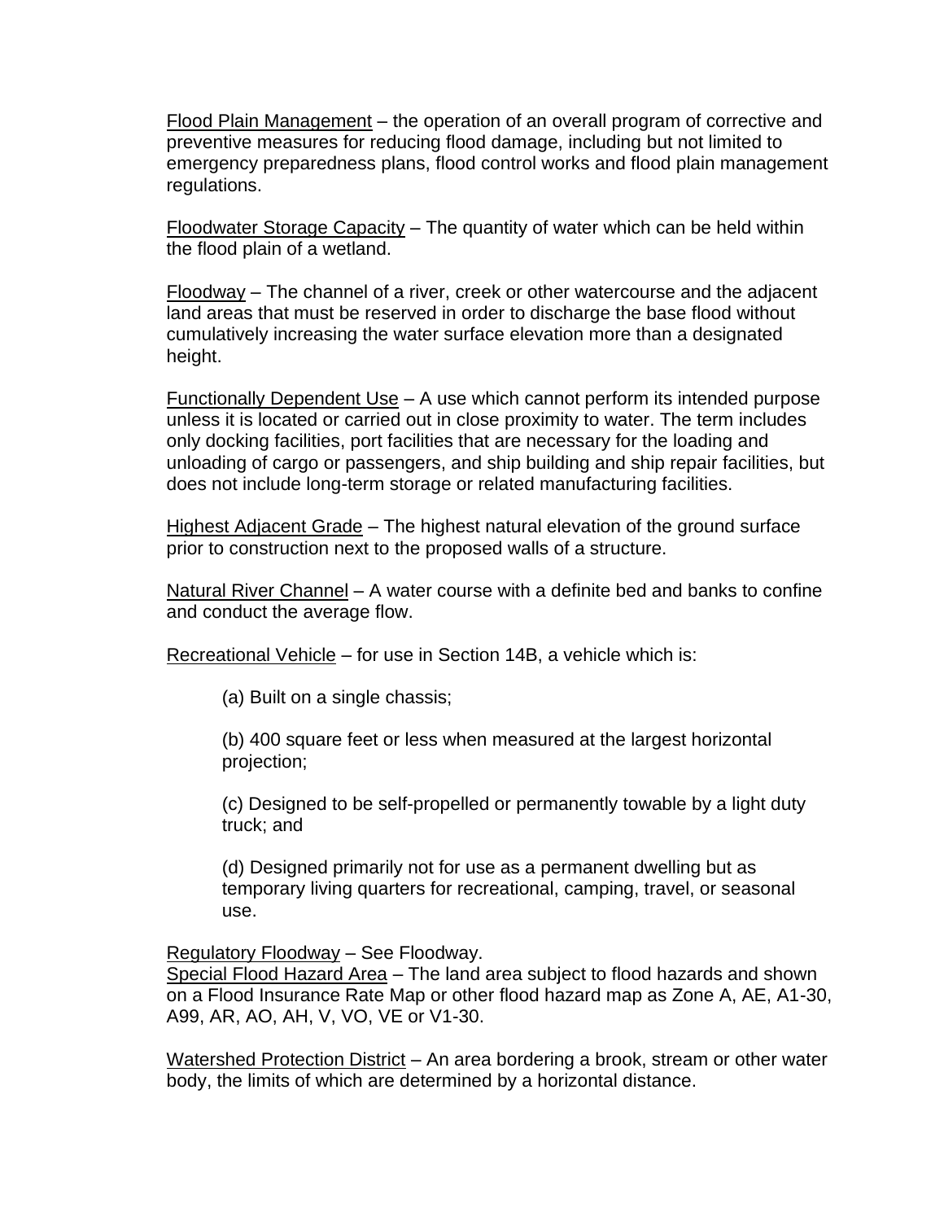Flood Plain Management – the operation of an overall program of corrective and preventive measures for reducing flood damage, including but not limited to emergency preparedness plans, flood control works and flood plain management regulations.

Floodwater Storage Capacity – The quantity of water which can be held within the flood plain of a wetland.

Floodway – The channel of a river, creek or other watercourse and the adjacent land areas that must be reserved in order to discharge the base flood without cumulatively increasing the water surface elevation more than a designated height.

Functionally Dependent Use – A use which cannot perform its intended purpose unless it is located or carried out in close proximity to water. The term includes only docking facilities, port facilities that are necessary for the loading and unloading of cargo or passengers, and ship building and ship repair facilities, but does not include long-term storage or related manufacturing facilities.

Highest Adjacent Grade – The highest natural elevation of the ground surface prior to construction next to the proposed walls of a structure.

Natural River Channel – A water course with a definite bed and banks to confine and conduct the average flow.

Recreational Vehicle – for use in Section 14B, a vehicle which is:

(a) Built on a single chassis;

(b) 400 square feet or less when measured at the largest horizontal projection;

(c) Designed to be self-propelled or permanently towable by a light duty truck; and

(d) Designed primarily not for use as a permanent dwelling but as temporary living quarters for recreational, camping, travel, or seasonal use.

Regulatory Floodway – See Floodway.

Special Flood Hazard Area – The land area subject to flood hazards and shown on a Flood Insurance Rate Map or other flood hazard map as Zone A, AE, A1-30, A99, AR, AO, AH, V, VO, VE or V1-30.

Watershed Protection District – An area bordering a brook, stream or other water body, the limits of which are determined by a horizontal distance.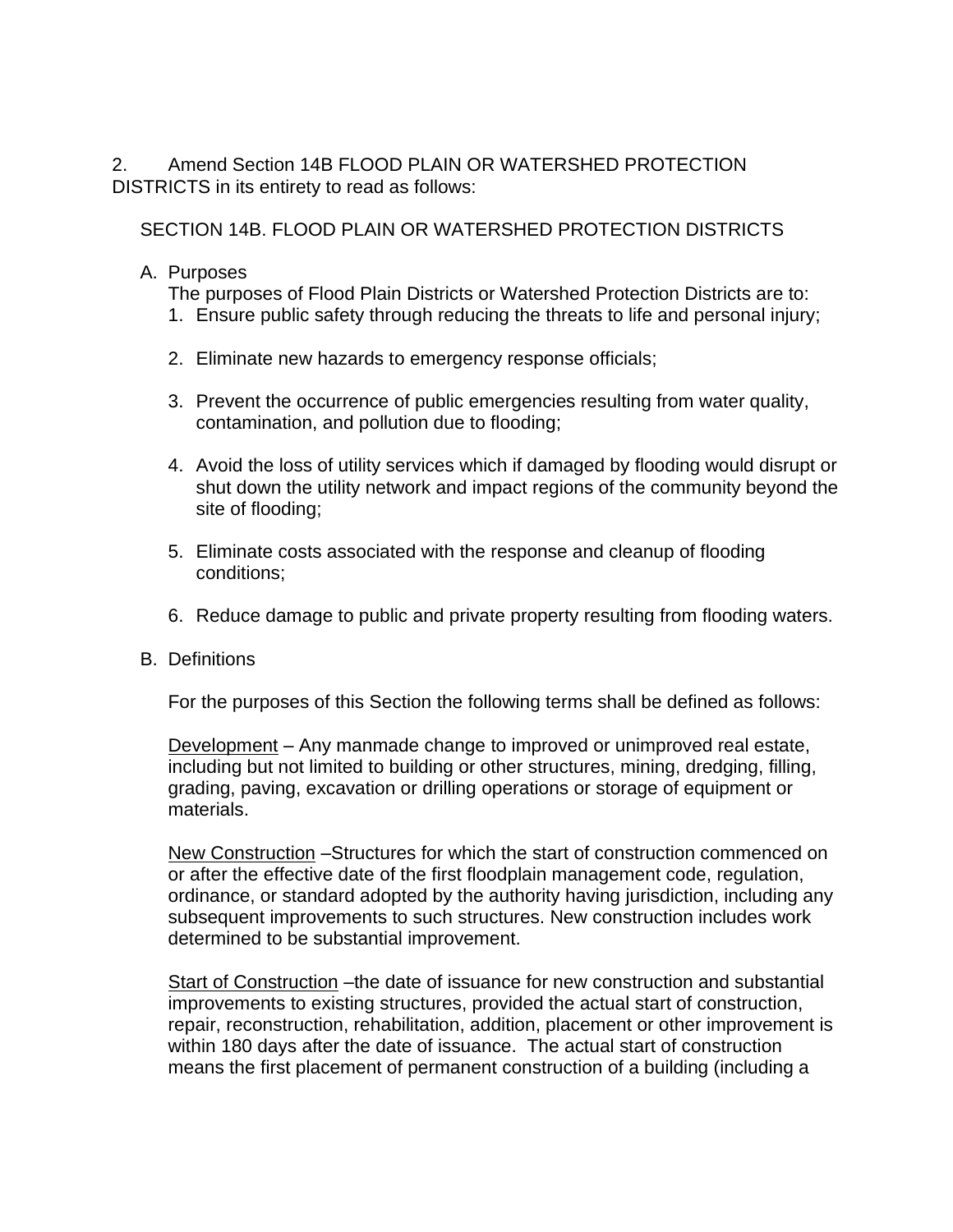2. Amend Section 14B FLOOD PLAIN OR WATERSHED PROTECTION DISTRICTS in its entirety to read as follows:

SECTION 14B. FLOOD PLAIN OR WATERSHED PROTECTION DISTRICTS

A. Purposes

The purposes of Flood Plain Districts or Watershed Protection Districts are to:

1. Ensure public safety through reducing the threats to life and personal injury;

2. Eliminate new hazards to emergency response officials;

3. Prevent the occurrence of public emergencies resulting from water quality, contamination, and pollution due to flooding;

4. Avoid the loss of utility services which if damaged by flooding would disrupt or shut down the utility network and impact regions of the community beyond the site of flooding;

5. Eliminate costs associated with the response and cleanup of flooding conditions;

6. Reduce damage to public and private property resulting from flooding waters.

B. Definitions

For the purposes of this Section the following terms shall be defined as follows:

Development – Any manmade change to improved or unimproved real estate, including but not limited to building or other structures, mining, dredging, filling, grading, paving, excavation or drilling operations or storage of equipment or materials.

New Construction –Structures for which the start of construction commenced on or after the effective date of the first floodplain management code, regulation, ordinance, or standard adopted by the authority having jurisdiction, including any subsequent improvements to such structures. New construction includes work determined to be substantial improvement.

Start of Construction –the date of issuance for new construction and substantial improvements to existing structures, provided the actual start of construction, repair, reconstruction, rehabilitation, addition, placement or other improvement is within 180 days after the date of issuance. The actual start of construction means the first placement of permanent construction of a building (including a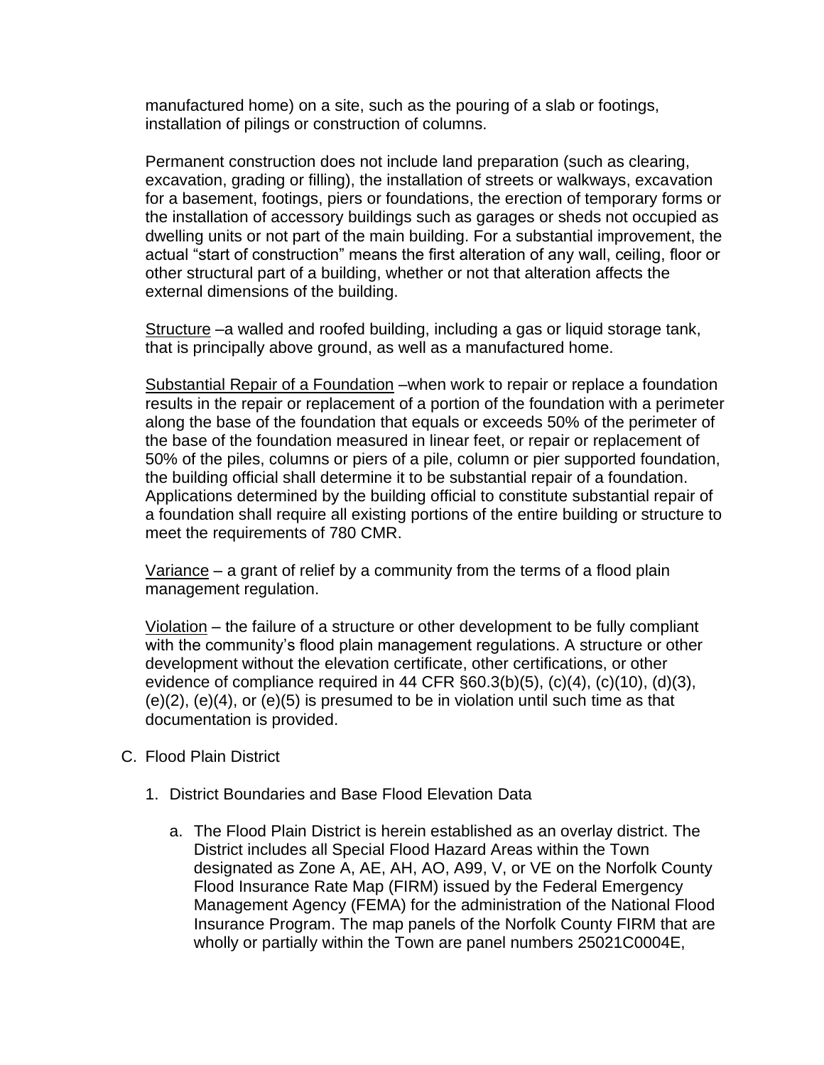manufactured home) on a site, such as the pouring of a slab or footings, installation of pilings or construction of columns.

Permanent construction does not include land preparation (such as clearing, excavation, grading or filling), the installation of streets or walkways, excavation for a basement, footings, piers or foundations, the erection of temporary forms or the installation of accessory buildings such as garages or sheds not occupied as dwelling units or not part of the main building. For a substantial improvement, the actual "start of construction" means the first alteration of any wall, ceiling, floor or other structural part of a building, whether or not that alteration affects the external dimensions of the building.

<u>Structure</u> –a walled and roofed building, including a gas or liquid storage tank, that is principally above ground, as well as a manufactured home.

<u>Substantial Repair of a Foundation</u> –when work to repair or replace a foundation results in the repair or replacement of a portion of the foundation with a perimeter along the base of the foundation that equals or exceeds 50% of the perimeter of the base of the foundation measured in linear feet, or repair or replacement of 50% of the piles, columns or piers of a pile, column or pier supported foundation, the building official shall determine it to be substantial repair of a foundation. Applications determined by the building official to constitute substantial repair of a foundation shall require all existing portions of the entire building or structure to meet the requirements of 780 CMR.

<u>Variance</u> – a grant of relief by a community from the terms of a flood plain management regulation.

<u>Violation</u> – the failure of a structure or other development to be fully compliant with the community's flood plain management regulations. A structure or other development without the elevation certificate, other certifications, or other evidence of compliance required in 44 CFR §60.3(b)(5), (c)(4), (c)(10), (d)(3), (e)(2), (e)(4), or (e)(5) is presumed to be in violation until such time as that documentation is provided.

C. Flood Plain District

1. District Boundaries and Base Flood Elevation Data

a. The Flood Plain District is herein established as an overlay district. The District includes all Special Flood Hazard Areas within the Town designated as Zone A, AE, AH, AO, A99, V, or VE on the Norfolk County Flood Insurance Rate Map (FIRM) issued by the Federal Emergency Management Agency (FEMA) for the administration of the National Flood Insurance Program. The map panels of the Norfolk County FIRM that are wholly or partially within the Town are panel numbers 25021C0004E,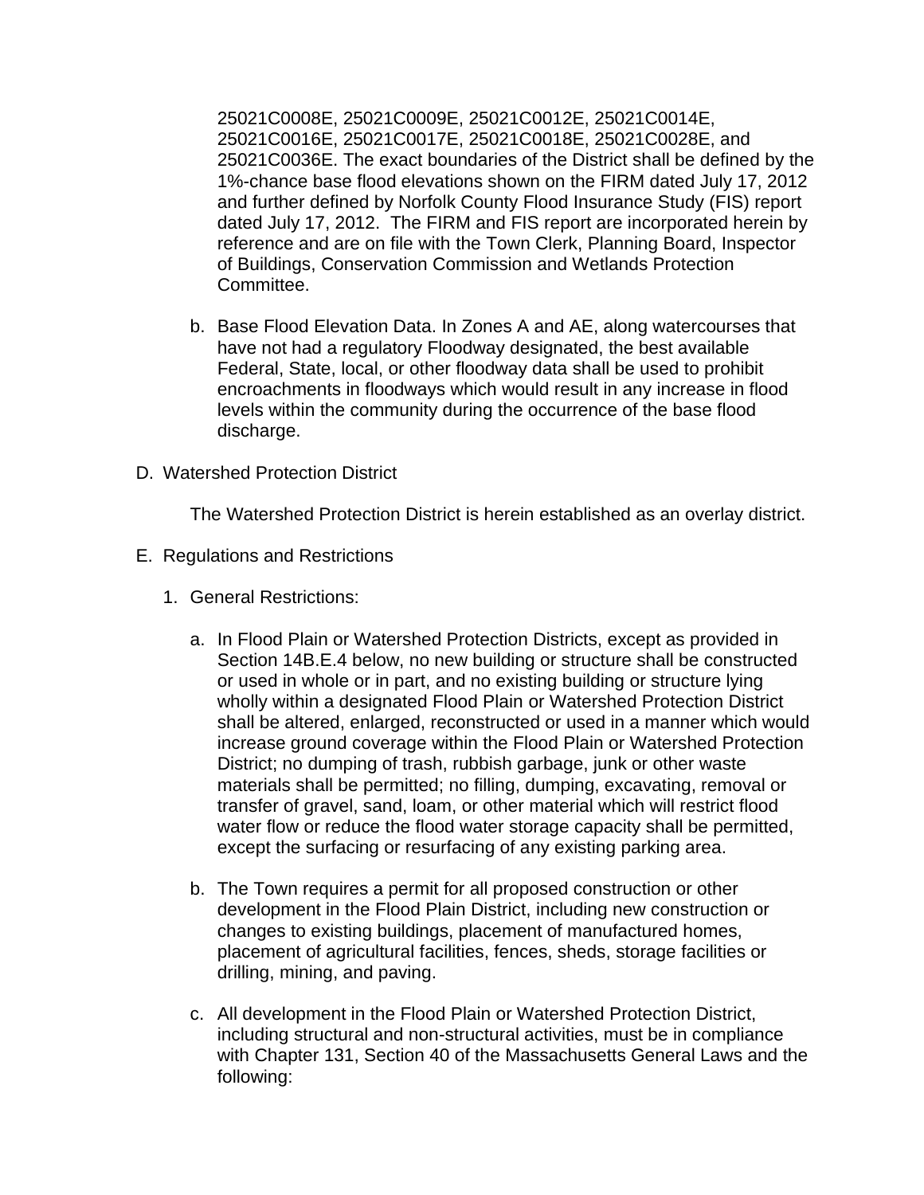25021C0008E, 25021C0009E, 25021C0012E, 25021C0014E, 25021C0016E, 25021C0017E, 25021C0018E, 25021C0028E, and 25021C0036E. The exact boundaries of the District shall be defined by the 1%-chance base flood elevations shown on the FIRM dated July 17, 2012 and further defined by Norfolk County Flood Insurance Study (FIS) report dated July 17, 2012. The FIRM and FIS report are incorporated herein by reference and are on file with the Town Clerk, Planning Board, Inspector of Buildings, Conservation Commission and Wetlands Protection Committee.

b. Base Flood Elevation Data. In Zones A and AE, along watercourses that have not had a regulatory Floodway designated, the best available Federal, State, local, or other floodway data shall be used to prohibit encroachments in floodways which would result in any increase in flood levels within the community during the occurrence of the base flood discharge.

D. Watershed Protection District

The Watershed Protection District is herein established as an overlay district.

E. Regulations and Restrictions

1. General Restrictions:

a. In Flood Plain or Watershed Protection Districts, except as provided in Section 14B.E.4 below, no new building or structure shall be constructed or used in whole or in part, and no existing building or structure lying wholly within a designated Flood Plain or Watershed Protection District shall be altered, enlarged, reconstructed or used in a manner which would increase ground coverage within the Flood Plain or Watershed Protection District; no dumping of trash, rubbish garbage, junk or other waste materials shall be permitted; no filling, dumping, excavating, removal or transfer of gravel, sand, loam, or other material which will restrict flood water flow or reduce the flood water storage capacity shall be permitted, except the surfacing or resurfacing of any existing parking area.

b. The Town requires a permit for all proposed construction or other development in the Flood Plain District, including new construction or changes to existing buildings, placement of manufactured homes, placement of agricultural facilities, fences, sheds, storage facilities or drilling, mining, and paving.

c. All development in the Flood Plain or Watershed Protection District, including structural and non-structural activities, must be in compliance with Chapter 131, Section 40 of the Massachusetts General Laws and the following: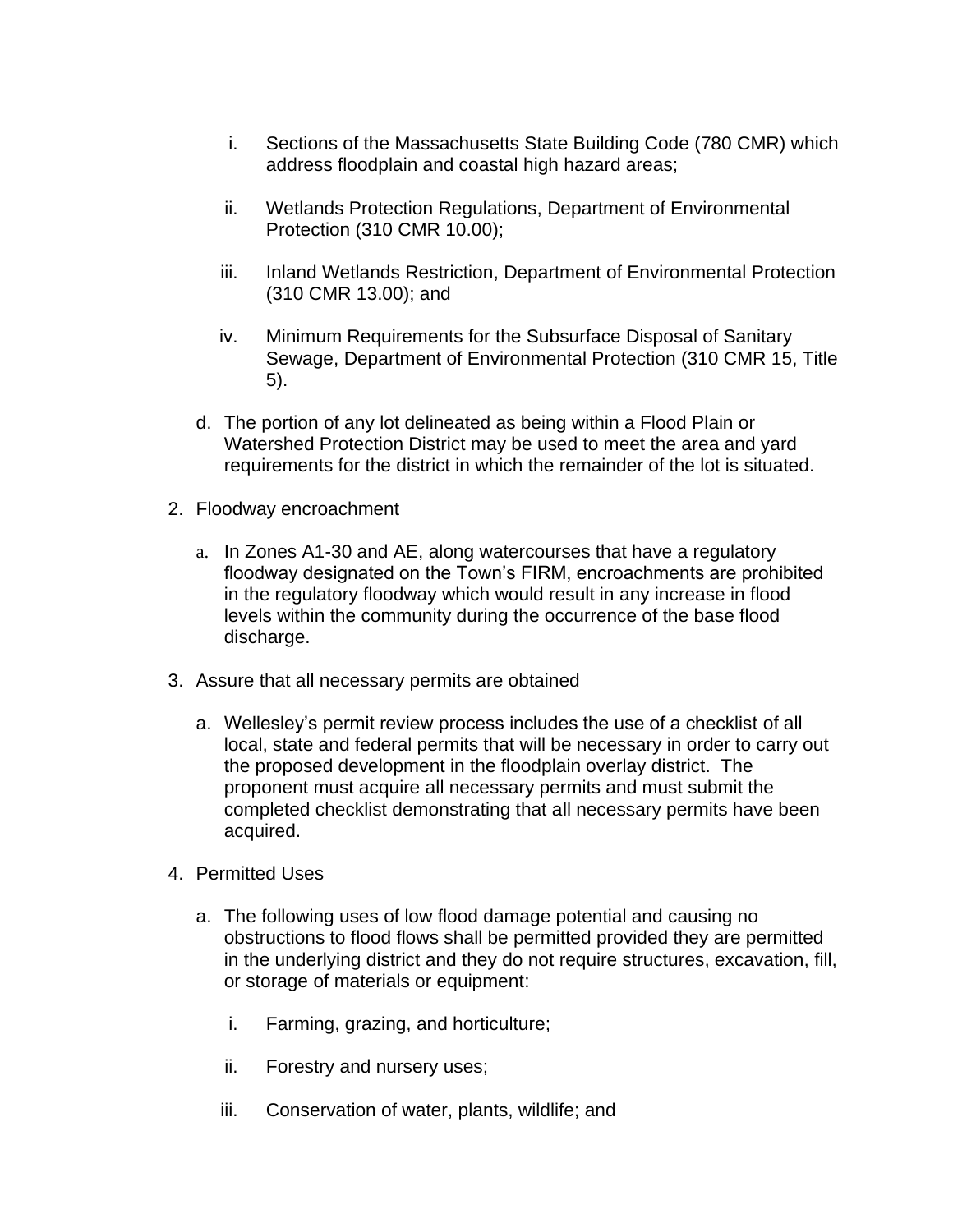i. Sections of the Massachusetts State Building Code (780 CMR) which address floodplain and coastal high hazard areas;

ii. Wetlands Protection Regulations, Department of Environmental Protection (310 CMR 10.00);

iii. Inland Wetlands Restriction, Department of Environmental Protection (310 CMR 13.00); and

iv. Minimum Requirements for the Subsurface Disposal of Sanitary Sewage, Department of Environmental Protection (310 CMR 15, Title 5).

d. The portion of any lot delineated as being within a Flood Plain or Watershed Protection District may be used to meet the area and yard requirements for the district in which the remainder of the lot is situated.

2. Floodway encroachment

   a. In Zones A1-30 and AE, along watercourses that have a regulatory floodway designated on the Town's FIRM, encroachments are prohibited in the regulatory floodway which would result in any increase in flood levels within the community during the occurrence of the base flood discharge.

3. Assure that all necessary permits are obtained

   a. Wellesley's permit review process includes the use of a checklist of all local, state and federal permits that will be necessary in order to carry out the proposed development in the floodplain overlay district. The proponent must acquire all necessary permits and must submit the completed checklist demonstrating that all necessary permits have been acquired.

4. Permitted Uses

   a. The following uses of low flood damage potential and causing no obstructions to flood flows shall be permitted provided they are permitted in the underlying district and they do not require structures, excavation, fill, or storage of materials or equipment:

      i. Farming, grazing, and horticulture;

      ii. Forestry and nursery uses;

      iii. Conservation of water, plants, wildlife; and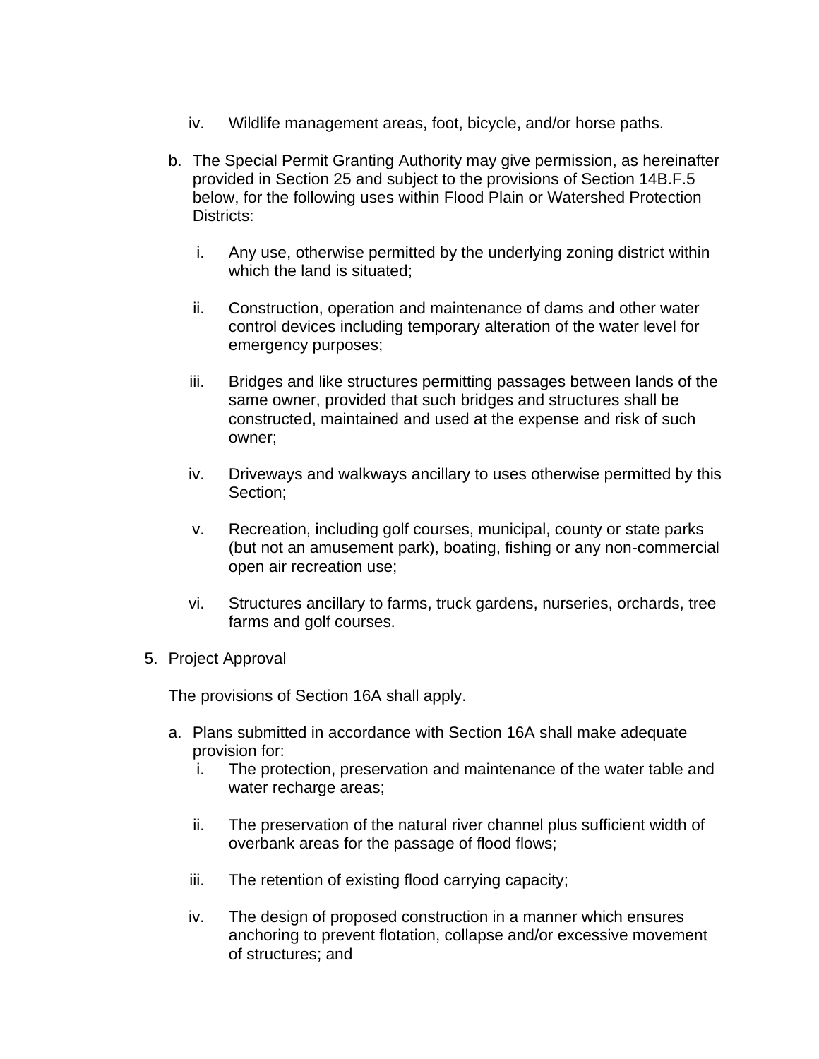iv. Wildlife management areas, foot, bicycle, and/or horse paths.

b. The Special Permit Granting Authority may give permission, as hereinafter provided in Section 25 and subject to the provisions of Section 14B.F.5 below, for the following uses within Flood Plain or Watershed Protection Districts:

   i. Any use, otherwise permitted by the underlying zoning district within which the land is situated;

   ii. Construction, operation and maintenance of dams and other water control devices including temporary alteration of the water level for emergency purposes;

   iii. Bridges and like structures permitting passages between lands of the same owner, provided that such bridges and structures shall be constructed, maintained and used at the expense and risk of such owner;

   iv. Driveways and walkways ancillary to uses otherwise permitted by this Section;

   v. Recreation, including golf courses, municipal, county or state parks (but not an amusement park), boating, fishing or any non-commercial open air recreation use;

   vi. Structures ancillary to farms, truck gardens, nurseries, orchards, tree farms and golf courses.

5. Project Approval

   The provisions of Section 16A shall apply.

   a. Plans submitted in accordance with Section 16A shall make adequate provision for:

      i. The protection, preservation and maintenance of the water table and water recharge areas;

      ii. The preservation of the natural river channel plus sufficient width of overbank areas for the passage of flood flows;

      iii. The retention of existing flood carrying capacity;

      iv. The design of proposed construction in a manner which ensures anchoring to prevent flotation, collapse and/or excessive movement of structures; and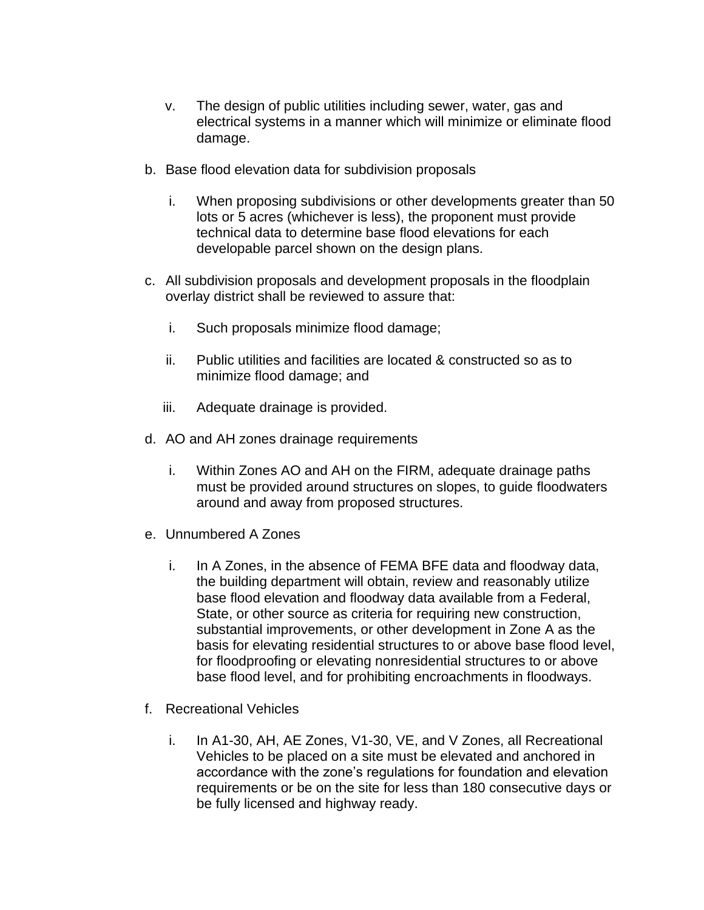v. The design of public utilities including sewer, water, gas and electrical systems in a manner which will minimize or eliminate flood damage.

b. Base flood elevation data for subdivision proposals

   i. When proposing subdivisions or other developments greater than 50 lots or 5 acres (whichever is less), the proponent must provide technical data to determine base flood elevations for each developable parcel shown on the design plans.

c. All subdivision proposals and development proposals in the floodplain overlay district shall be reviewed to assure that:

   i. Such proposals minimize flood damage;

   ii. Public utilities and facilities are located & constructed so as to minimize flood damage; and

   iii. Adequate drainage is provided.

d. AO and AH zones drainage requirements

   i. Within Zones AO and AH on the FIRM, adequate drainage paths must be provided around structures on slopes, to guide floodwaters around and away from proposed structures.

e. Unnumbered A Zones

   i. In A Zones, in the absence of FEMA BFE data and floodway data, the building department will obtain, review and reasonably utilize base flood elevation and floodway data available from a Federal, State, or other source as criteria for requiring new construction, substantial improvements, or other development in Zone A as the basis for elevating residential structures to or above base flood level, for floodproofing or elevating nonresidential structures to or above base flood level, and for prohibiting encroachments in floodways.

f. Recreational Vehicles

   i. In A1-30, AH, AE Zones, V1-30, VE, and V Zones, all Recreational Vehicles to be placed on a site must be elevated and anchored in accordance with the zone's regulations for foundation and elevation requirements or be on the site for less than 180 consecutive days or be fully licensed and highway ready.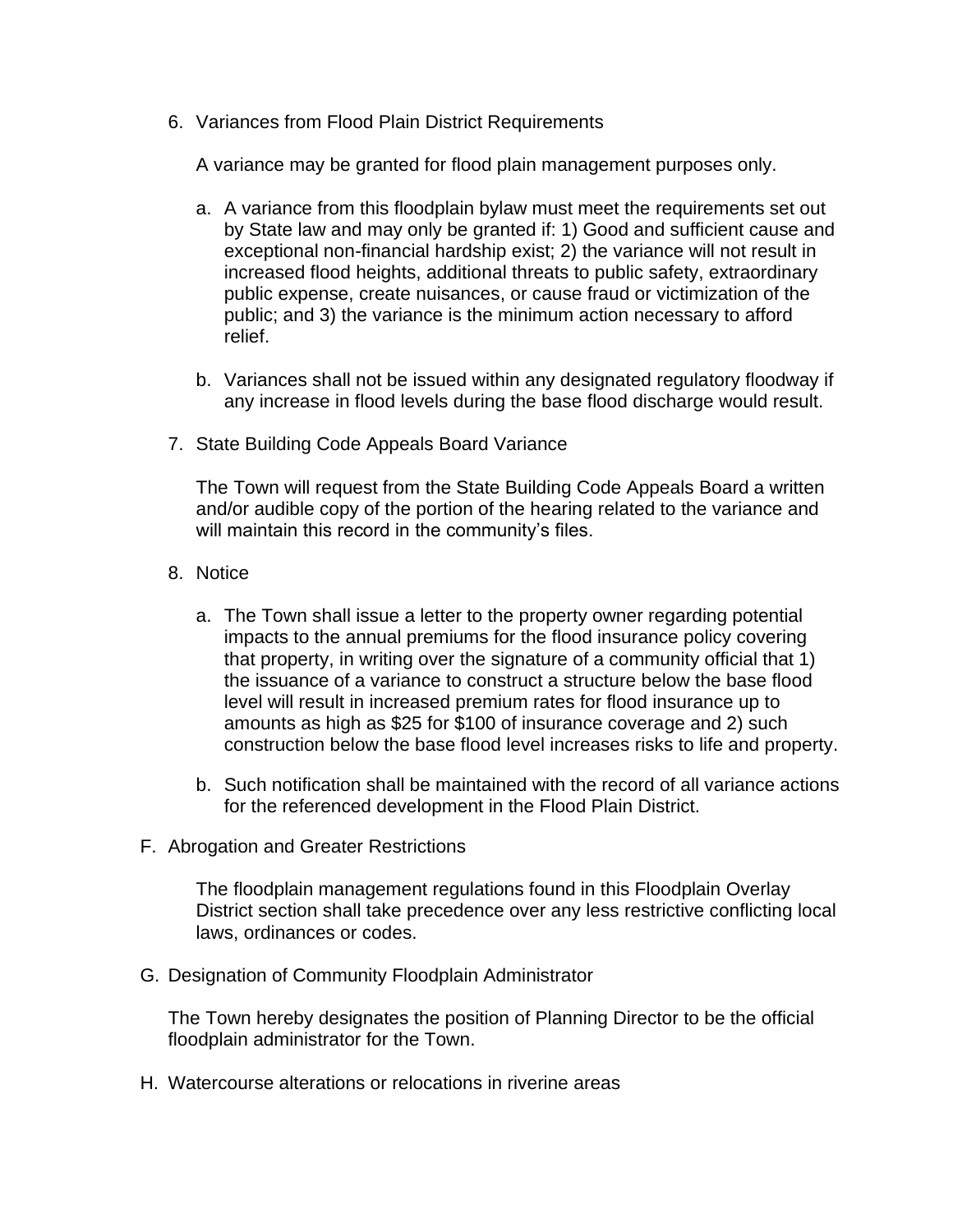6. Variances from Flood Plain District Requirements

   A variance may be granted for flood plain management purposes only.

   a. A variance from this floodplain bylaw must meet the requirements set out by State law and may only be granted if: 1) Good and sufficient cause and exceptional non-financial hardship exist; 2) the variance will not result in increased flood heights, additional threats to public safety, extraordinary public expense, create nuisances, or cause fraud or victimization of the public; and 3) the variance is the minimum action necessary to afford relief.

   b. Variances shall not be issued within any designated regulatory floodway if any increase in flood levels during the base flood discharge would result.

7. State Building Code Appeals Board Variance

   The Town will request from the State Building Code Appeals Board a written and/or audible copy of the portion of the hearing related to the variance and will maintain this record in the community's files.

8. Notice

   a. The Town shall issue a letter to the property owner regarding potential impacts to the annual premiums for the flood insurance policy covering that property, in writing over the signature of a community official that 1) the issuance of a variance to construct a structure below the base flood level will result in increased premium rates for flood insurance up to amounts as high as $25 for $100 of insurance coverage and 2) such construction below the base flood level increases risks to life and property.

   b. Such notification shall be maintained with the record of all variance actions for the referenced development in the Flood Plain District.

F. Abrogation and Greater Restrictions

   The floodplain management regulations found in this Floodplain Overlay District section shall take precedence over any less restrictive conflicting local laws, ordinances or codes.

G. Designation of Community Floodplain Administrator

   The Town hereby designates the position of Planning Director to be the official floodplain administrator for the Town.

H. Watercourse alterations or relocations in riverine areas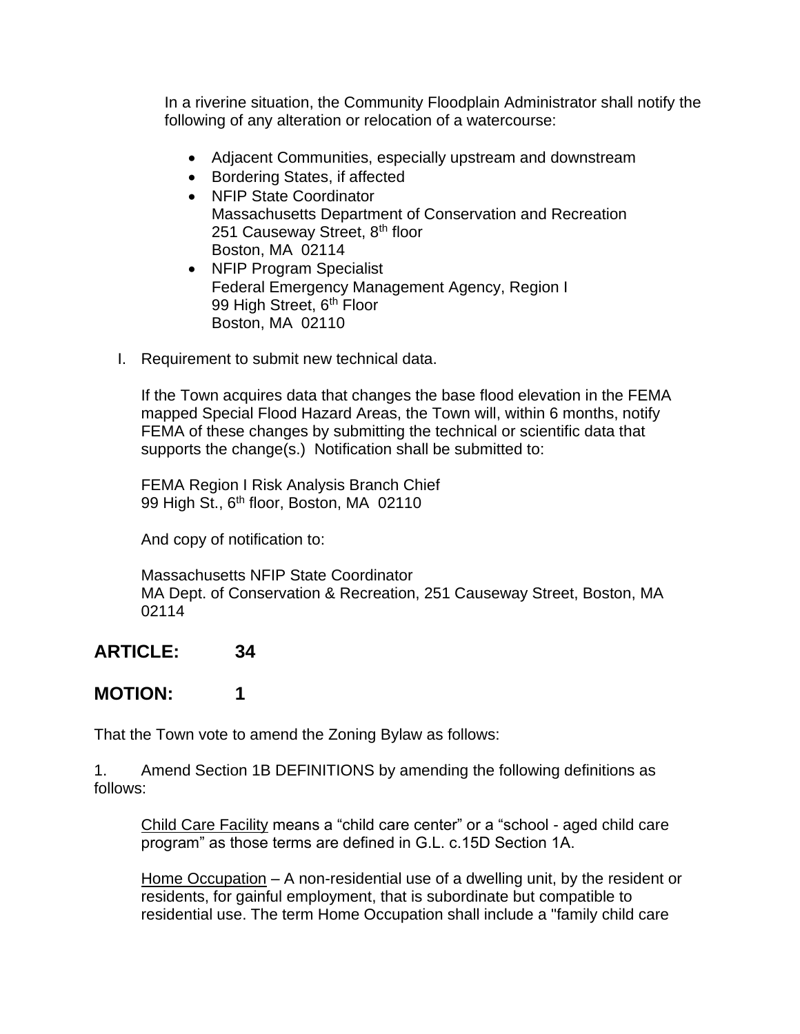In a riverine situation, the Community Floodplain Administrator shall notify the following of any alteration or relocation of a watercourse:

- Adjacent Communities, especially upstream and downstream
- Bordering States, if affected
- NFIP State Coordinator
  Massachusetts Department of Conservation and Recreation
  251 Causeway Street, 8th floor
  Boston, MA 02114
- NFIP Program Specialist
  Federal Emergency Management Agency, Region I
  99 High Street, 6th Floor
  Boston, MA 02110

I. Requirement to submit new technical data.

If the Town acquires data that changes the base flood elevation in the FEMA mapped Special Flood Hazard Areas, the Town will, within 6 months, notify FEMA of these changes by submitting the technical or scientific data that supports the change(s.) Notification shall be submitted to:

FEMA Region I Risk Analysis Branch Chief
99 High St., 6th floor, Boston, MA 02110

And copy of notification to:

Massachusetts NFIP State Coordinator
MA Dept. of Conservation & Recreation, 251 Causeway Street, Boston, MA 02114

## ARTICLE: 34

## MOTION: 1

That the Town vote to amend the Zoning Bylaw as follows:

1. Amend Section 1B DEFINITIONS by amending the following definitions as follows:

Child Care Facility means a “child care center” or a “school - aged child care program” as those terms are defined in G.L. c.15D Section 1A.

Home Occupation – A non-residential use of a dwelling unit, by the resident or residents, for gainful employment, that is subordinate but compatible to residential use. The term Home Occupation shall include a "family child care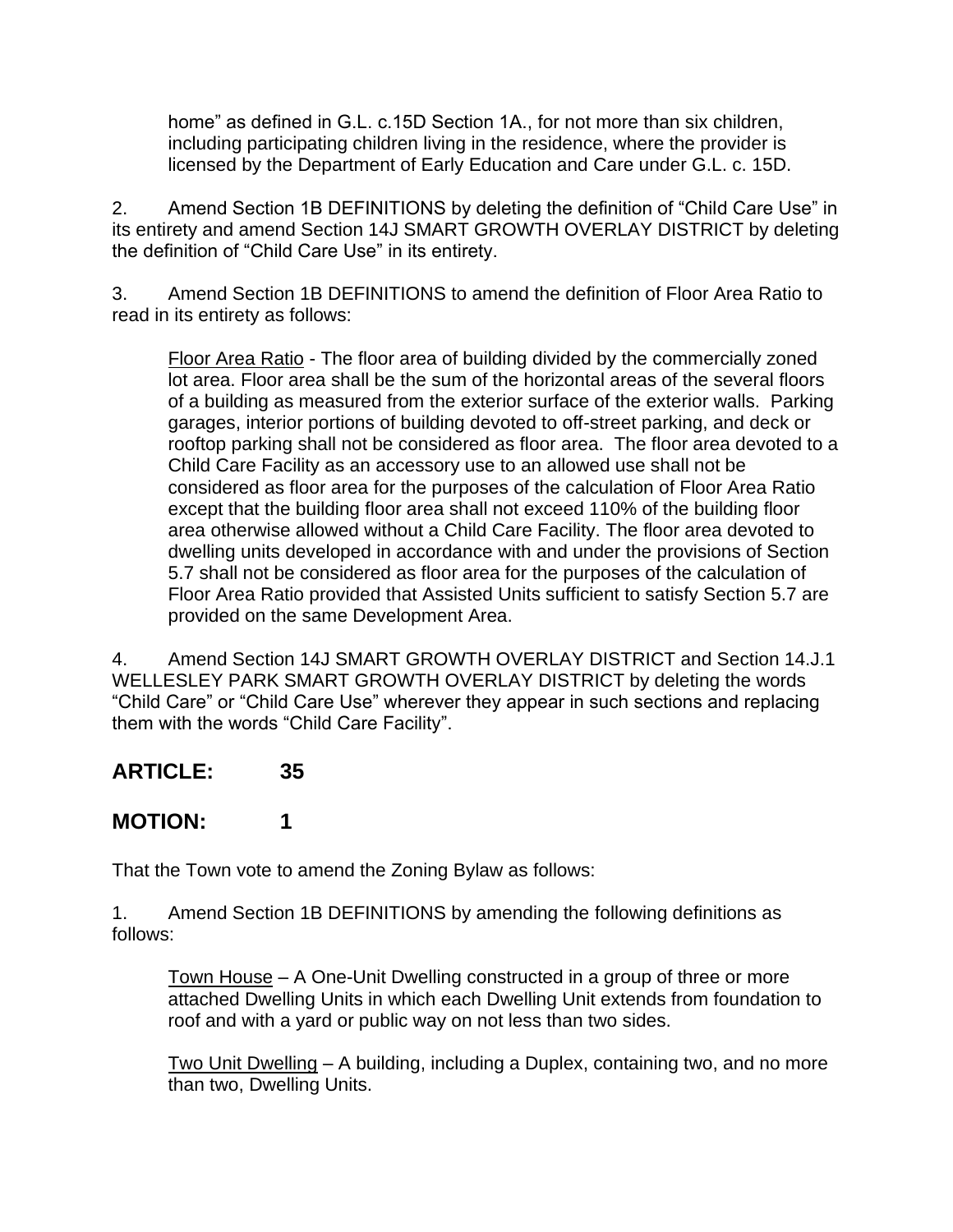home" as defined in G.L. c.15D Section 1A., for not more than six children, including participating children living in the residence, where the provider is licensed by the Department of Early Education and Care under G.L. c. 15D.

2. Amend Section 1B DEFINITIONS by deleting the definition of "Child Care Use" in its entirety and amend Section 14J SMART GROWTH OVERLAY DISTRICT by deleting the definition of "Child Care Use" in its entirety.

3. Amend Section 1B DEFINITIONS to amend the definition of Floor Area Ratio to read in its entirety as follows:

> Floor Area Ratio - The floor area of building divided by the commercially zoned lot area. Floor area shall be the sum of the horizontal areas of the several floors of a building as measured from the exterior surface of the exterior walls. Parking garages, interior portions of building devoted to off-street parking, and deck or rooftop parking shall not be considered as floor area. The floor area devoted to a Child Care Facility as an accessory use to an allowed use shall not be considered as floor area for the purposes of the calculation of Floor Area Ratio except that the building floor area shall not exceed 110% of the building floor area otherwise allowed without a Child Care Facility. The floor area devoted to dwelling units developed in accordance with and under the provisions of Section 5.7 shall not be considered as floor area for the purposes of the calculation of Floor Area Ratio provided that Assisted Units sufficient to satisfy Section 5.7 are provided on the same Development Area.

4. Amend Section 14J SMART GROWTH OVERLAY DISTRICT and Section 14.J.1 WELLESLEY PARK SMART GROWTH OVERLAY DISTRICT by deleting the words "Child Care" or "Child Care Use" wherever they appear in such sections and replacing them with the words "Child Care Facility".

## ARTICLE: 35

## MOTION: 1

That the Town vote to amend the Zoning Bylaw as follows:

1. Amend Section 1B DEFINITIONS by amending the following definitions as follows:

> Town House – A One-Unit Dwelling constructed in a group of three or more attached Dwelling Units in which each Dwelling Unit extends from foundation to roof and with a yard or public way on not less than two sides.

> Two Unit Dwelling – A building, including a Duplex, containing two, and no more than two, Dwelling Units.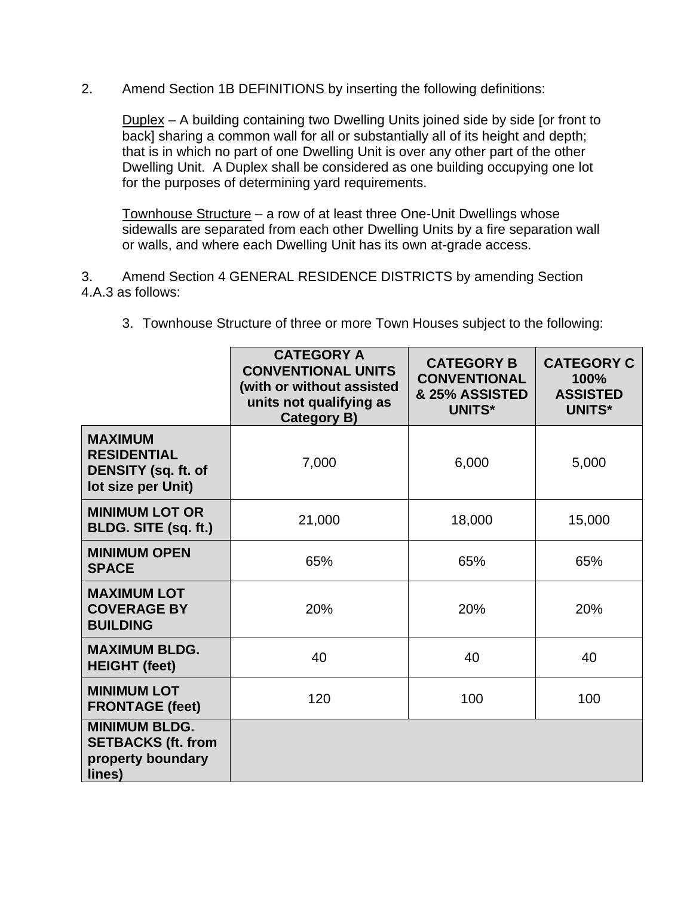2. Amend Section 1B DEFINITIONS by inserting the following definitions:

Duplex – A building containing two Dwelling Units joined side by side [or front to back] sharing a common wall for all or substantially all of its height and depth; that is in which no part of one Dwelling Unit is over any other part of the other Dwelling Unit. A Duplex shall be considered as one building occupying one lot for the purposes of determining yard requirements.

Townhouse Structure – a row of at least three One-Unit Dwellings whose sidewalls are separated from each other Dwelling Units by a fire separation wall or walls, and where each Dwelling Unit has its own at-grade access.

3. Amend Section 4 GENERAL RESIDENCE DISTRICTS by amending Section 4.A.3 as follows:

3. Townhouse Structure of three or more Town Houses subject to the following:

| | **CATEGORY A CONVENTIONAL UNITS (with or without assisted units not qualifying as Category B)** | **CATEGORY B CONVENTIONAL & 25% ASSISTED UNITS*** | **CATEGORY C 100% ASSISTED UNITS*** |
|---|---|---|---|
| **MAXIMUM RESIDENTIAL DENSITY (sq. ft. of lot size per Unit)** | 7,000 | 6,000 | 5,000 |
| **MINIMUM LOT OR BLDG. SITE (sq. ft.)** | 21,000 | 18,000 | 15,000 |
| **MINIMUM OPEN SPACE** | 65% | 65% | 65% |
| **MAXIMUM LOT COVERAGE BY BUILDING** | 20% | 20% | 20% |
| **MAXIMUM BLDG. HEIGHT (feet)** | 40 | 40 | 40 |
| **MINIMUM LOT FRONTAGE (feet)** | 120 | 100 | 100 |
| **MINIMUM BLDG. SETBACKS (ft. from property boundary lines)** | | | |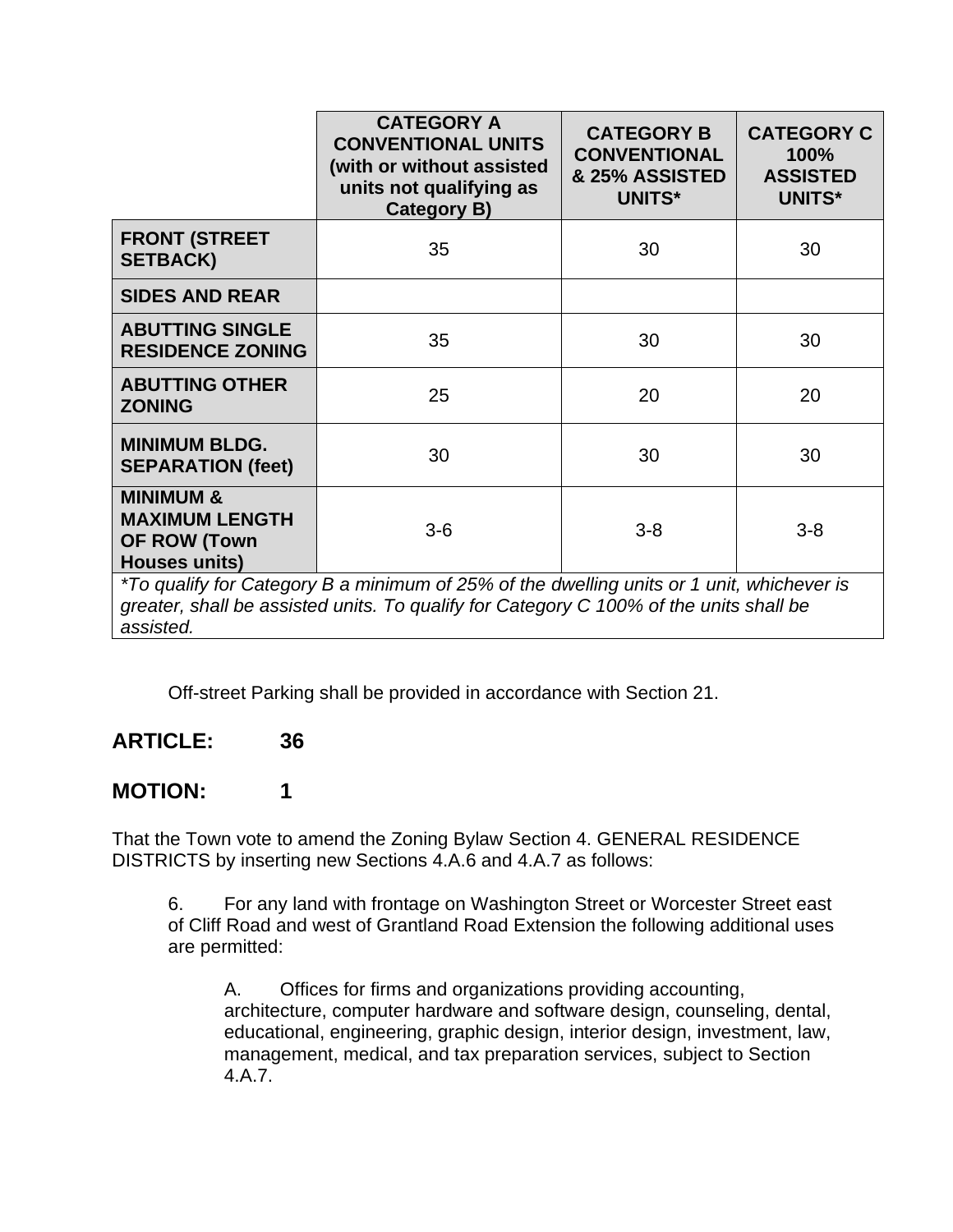| | CATEGORY A CONVENTIONAL UNITS (with or without assisted units not qualifying as Category B) | CATEGORY B CONVENTIONAL & 25% ASSISTED UNITS* | CATEGORY C 100% ASSISTED UNITS* |
|---|---|---|---|
| **FRONT (STREET SETBACK)** | 35 | 30 | 30 |
| **SIDES AND REAR** | | | |
| **ABUTTING SINGLE RESIDENCE ZONING** | 35 | 30 | 30 |
| **ABUTTING OTHER ZONING** | 25 | 20 | 20 |
| **MINIMUM BLDG. SEPARATION (feet)** | 30 | 30 | 30 |
| **MINIMUM & MAXIMUM LENGTH OF ROW (Town Houses units)** | 3-6 | 3-8 | 3-8 |

*\*To qualify for Category B a minimum of 25% of the dwelling units or 1 unit, whichever is greater, shall be assisted units. To qualify for Category C 100% of the units shall be assisted.*

Off-street Parking shall be provided in accordance with Section 21.

## ARTICLE: 36

## MOTION: 1

That the Town vote to amend the Zoning Bylaw Section 4. GENERAL RESIDENCE DISTRICTS by inserting new Sections 4.A.6 and 4.A.7 as follows:

6. For any land with frontage on Washington Street or Worcester Street east of Cliff Road and west of Grantland Road Extension the following additional uses are permitted:

A. Offices for firms and organizations providing accounting, architecture, computer hardware and software design, counseling, dental, educational, engineering, graphic design, interior design, investment, law, management, medical, and tax preparation services, subject to Section 4.A.7.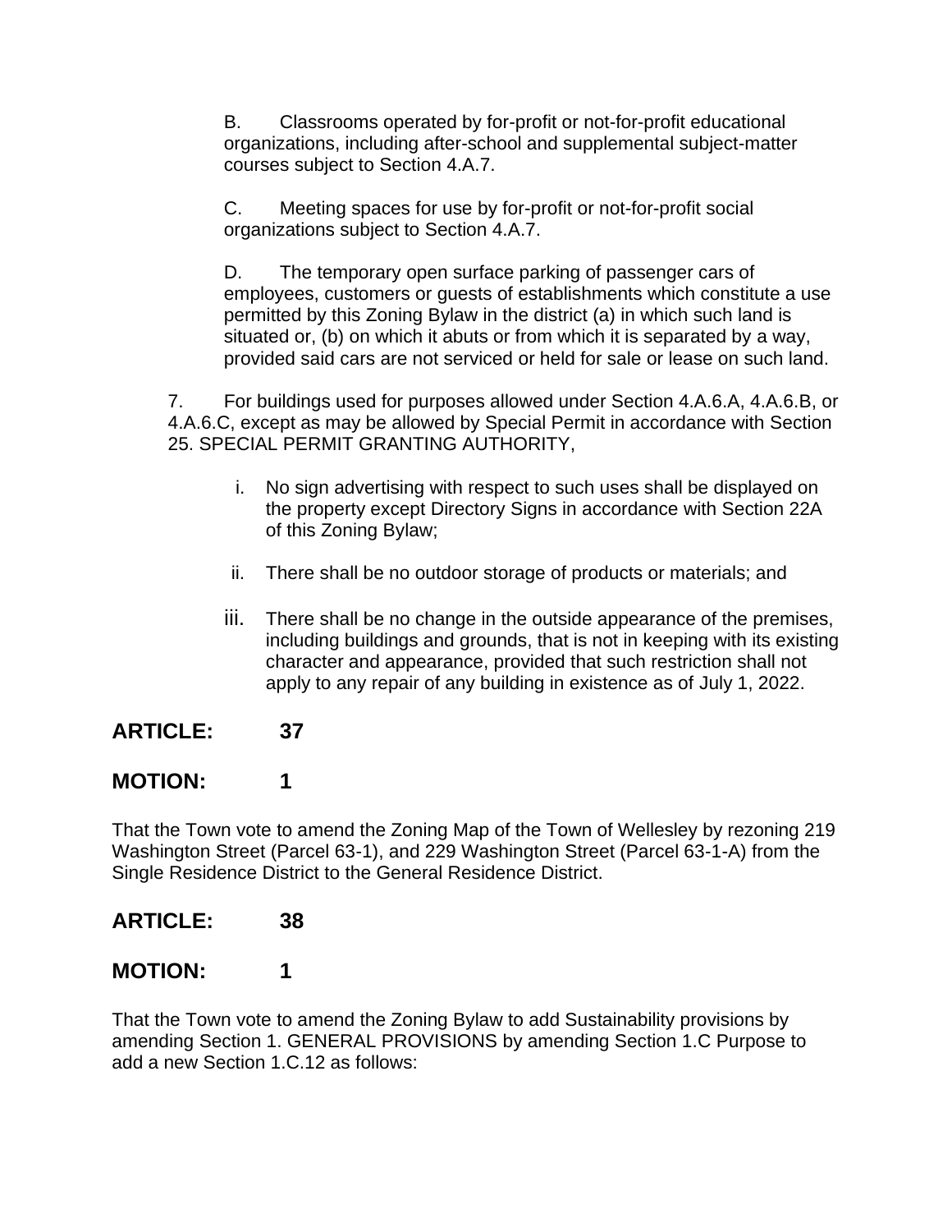B. Classrooms operated by for-profit or not-for-profit educational organizations, including after-school and supplemental subject-matter courses subject to Section 4.A.7.

C. Meeting spaces for use by for-profit or not-for-profit social organizations subject to Section 4.A.7.

D. The temporary open surface parking of passenger cars of employees, customers or guests of establishments which constitute a use permitted by this Zoning Bylaw in the district (a) in which such land is situated or, (b) on which it abuts or from which it is separated by a way, provided said cars are not serviced or held for sale or lease on such land.

7. For buildings used for purposes allowed under Section 4.A.6.A, 4.A.6.B, or 4.A.6.C, except as may be allowed by Special Permit in accordance with Section 25. SPECIAL PERMIT GRANTING AUTHORITY,

i. No sign advertising with respect to such uses shall be displayed on the property except Directory Signs in accordance with Section 22A of this Zoning Bylaw;

ii. There shall be no outdoor storage of products or materials; and

iii. There shall be no change in the outside appearance of the premises, including buildings and grounds, that is not in keeping with its existing character and appearance, provided that such restriction shall not apply to any repair of any building in existence as of July 1, 2022.

## ARTICLE: 37

## MOTION: 1

That the Town vote to amend the Zoning Map of the Town of Wellesley by rezoning 219 Washington Street (Parcel 63-1), and 229 Washington Street (Parcel 63-1-A) from the Single Residence District to the General Residence District.

## ARTICLE: 38

## MOTION: 1

That the Town vote to amend the Zoning Bylaw to add Sustainability provisions by amending Section 1. GENERAL PROVISIONS by amending Section 1.C Purpose to add a new Section 1.C.12 as follows: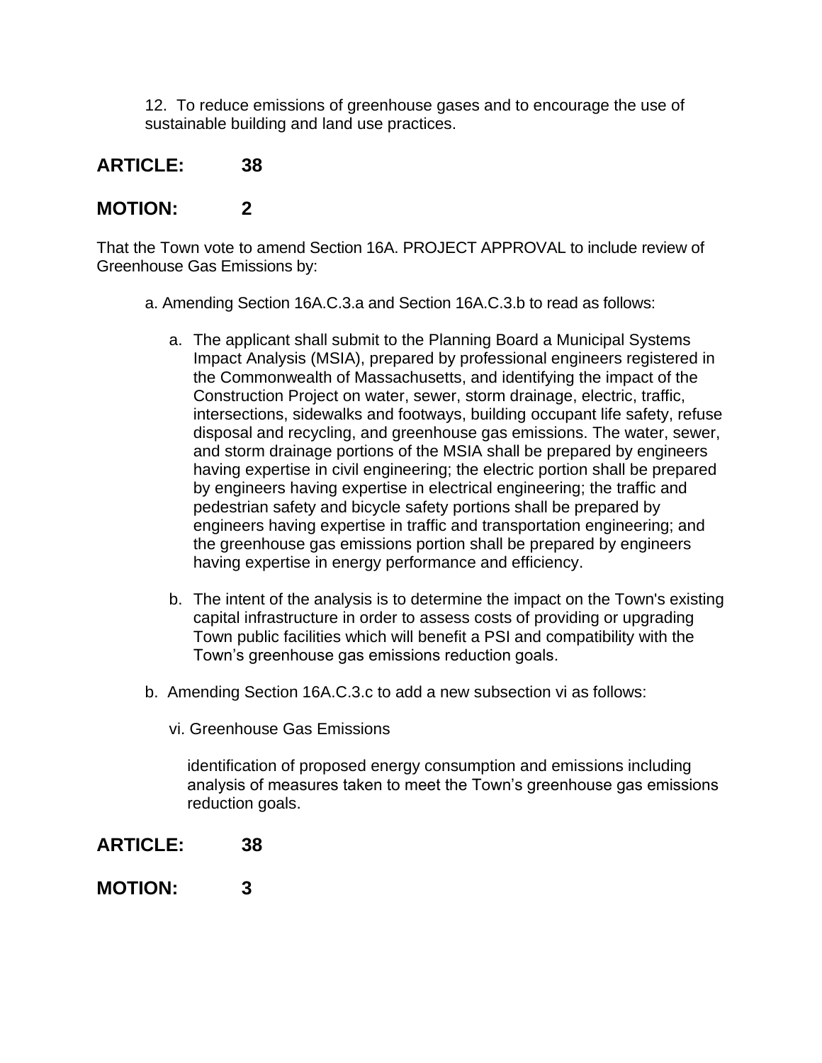12. To reduce emissions of greenhouse gases and to encourage the use of sustainable building and land use practices.

## ARTICLE: 38

## MOTION: 2

That the Town vote to amend Section 16A. PROJECT APPROVAL to include review of Greenhouse Gas Emissions by:

a. Amending Section 16A.C.3.a and Section 16A.C.3.b to read as follows:

a. The applicant shall submit to the Planning Board a Municipal Systems Impact Analysis (MSIA), prepared by professional engineers registered in the Commonwealth of Massachusetts, and identifying the impact of the Construction Project on water, sewer, storm drainage, electric, traffic, intersections, sidewalks and footways, building occupant life safety, refuse disposal and recycling, and greenhouse gas emissions. The water, sewer, and storm drainage portions of the MSIA shall be prepared by engineers having expertise in civil engineering; the electric portion shall be prepared by engineers having expertise in electrical engineering; the traffic and pedestrian safety and bicycle safety portions shall be prepared by engineers having expertise in traffic and transportation engineering; and the greenhouse gas emissions portion shall be prepared by engineers having expertise in energy performance and efficiency.

b. The intent of the analysis is to determine the impact on the Town's existing capital infrastructure in order to assess costs of providing or upgrading Town public facilities which will benefit a PSI and compatibility with the Town's greenhouse gas emissions reduction goals.

b. Amending Section 16A.C.3.c to add a new subsection vi as follows:

vi. Greenhouse Gas Emissions

identification of proposed energy consumption and emissions including analysis of measures taken to meet the Town's greenhouse gas emissions reduction goals.

## ARTICLE: 38

## MOTION: 3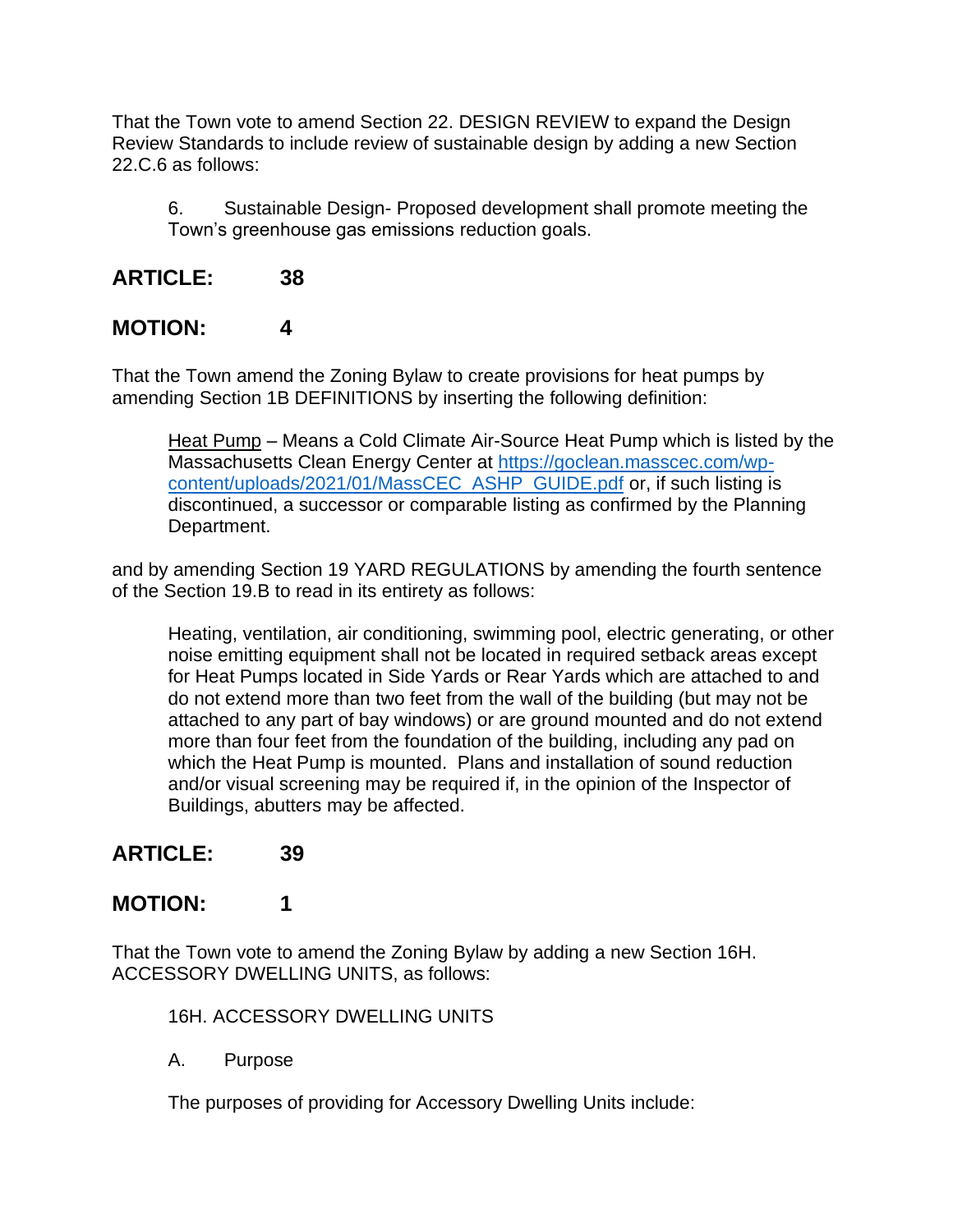That the Town vote to amend Section 22. DESIGN REVIEW to expand the Design Review Standards to include review of sustainable design by adding a new Section 22.C.6 as follows:

> 6. Sustainable Design- Proposed development shall promote meeting the Town's greenhouse gas emissions reduction goals.

## ARTICLE: 38

## MOTION: 4

That the Town amend the Zoning Bylaw to create provisions for heat pumps by amending Section 1B DEFINITIONS by inserting the following definition:

> Heat Pump – Means a Cold Climate Air-Source Heat Pump which is listed by the Massachusetts Clean Energy Center at [https://goclean.masscec.com/wp-content/uploads/2021/01/MassCEC_ASHP_GUIDE.pdf](https://goclean.masscec.com/wp-content/uploads/2021/01/MassCEC_ASHP_GUIDE.pdf) or, if such listing is discontinued, a successor or comparable listing as confirmed by the Planning Department.

and by amending Section 19 YARD REGULATIONS by amending the fourth sentence of the Section 19.B to read in its entirety as follows:

> Heating, ventilation, air conditioning, swimming pool, electric generating, or other noise emitting equipment shall not be located in required setback areas except for Heat Pumps located in Side Yards or Rear Yards which are attached to and do not extend more than two feet from the wall of the building (but may not be attached to any part of bay windows) or are ground mounted and do not extend more than four feet from the foundation of the building, including any pad on which the Heat Pump is mounted. Plans and installation of sound reduction and/or visual screening may be required if, in the opinion of the Inspector of Buildings, abutters may be affected.

## ARTICLE: 39

## MOTION: 1

That the Town vote to amend the Zoning Bylaw by adding a new Section 16H. ACCESSORY DWELLING UNITS, as follows:

> 16H. ACCESSORY DWELLING UNITS
>
> A. Purpose
>
> The purposes of providing for Accessory Dwelling Units include: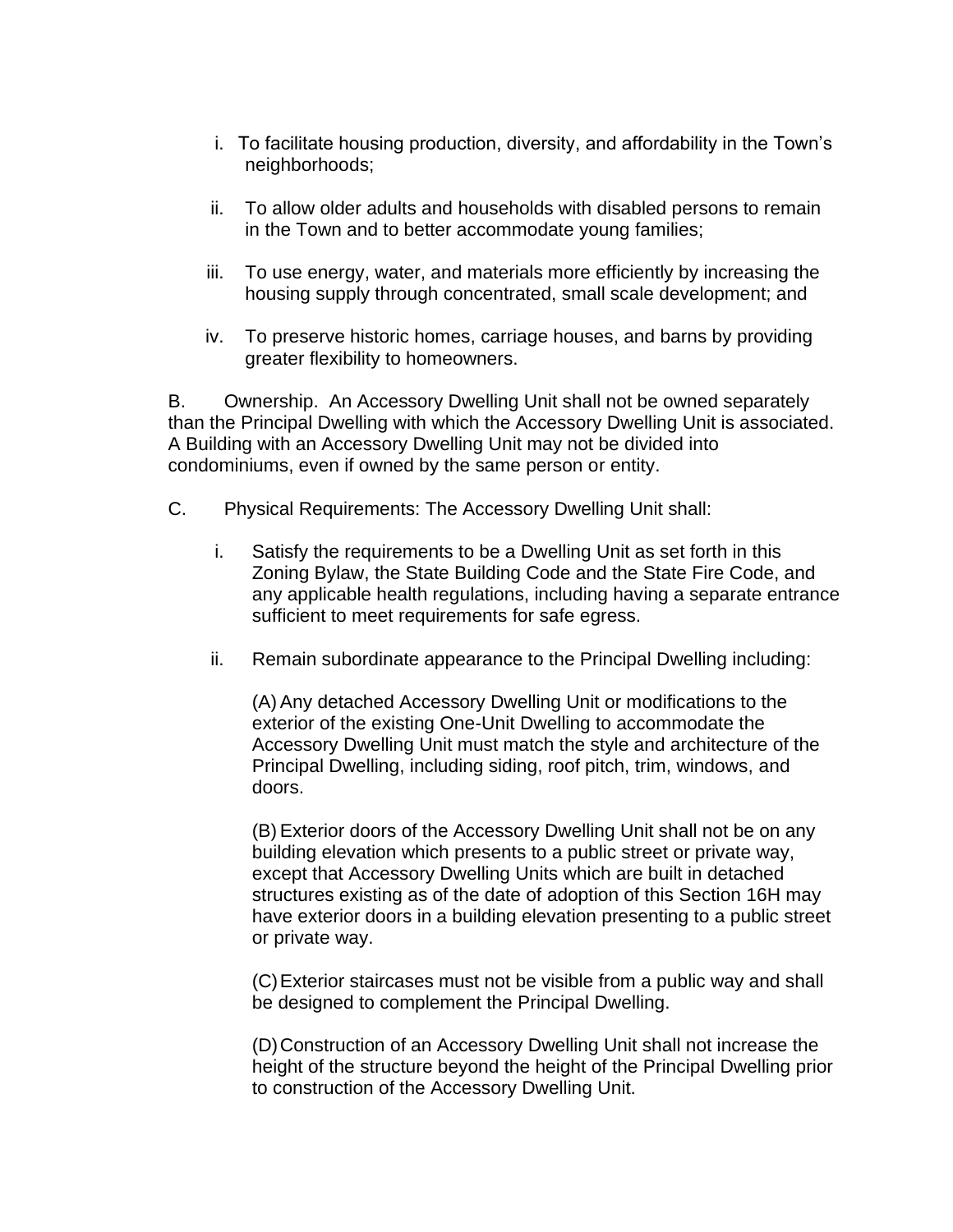i. To facilitate housing production, diversity, and affordability in the Town's neighborhoods;

ii. To allow older adults and households with disabled persons to remain in the Town and to better accommodate young families;

iii. To use energy, water, and materials more efficiently by increasing the housing supply through concentrated, small scale development; and

iv. To preserve historic homes, carriage houses, and barns by providing greater flexibility to homeowners.

B. Ownership. An Accessory Dwelling Unit shall not be owned separately than the Principal Dwelling with which the Accessory Dwelling Unit is associated. A Building with an Accessory Dwelling Unit may not be divided into condominiums, even if owned by the same person or entity.

C. Physical Requirements: The Accessory Dwelling Unit shall:

i. Satisfy the requirements to be a Dwelling Unit as set forth in this Zoning Bylaw, the State Building Code and the State Fire Code, and any applicable health regulations, including having a separate entrance sufficient to meet requirements for safe egress.

ii. Remain subordinate appearance to the Principal Dwelling including:

(A) Any detached Accessory Dwelling Unit or modifications to the exterior of the existing One-Unit Dwelling to accommodate the Accessory Dwelling Unit must match the style and architecture of the Principal Dwelling, including siding, roof pitch, trim, windows, and doors.

(B) Exterior doors of the Accessory Dwelling Unit shall not be on any building elevation which presents to a public street or private way, except that Accessory Dwelling Units which are built in detached structures existing as of the date of adoption of this Section 16H may have exterior doors in a building elevation presenting to a public street or private way.

(C) Exterior staircases must not be visible from a public way and shall be designed to complement the Principal Dwelling.

(D) Construction of an Accessory Dwelling Unit shall not increase the height of the structure beyond the height of the Principal Dwelling prior to construction of the Accessory Dwelling Unit.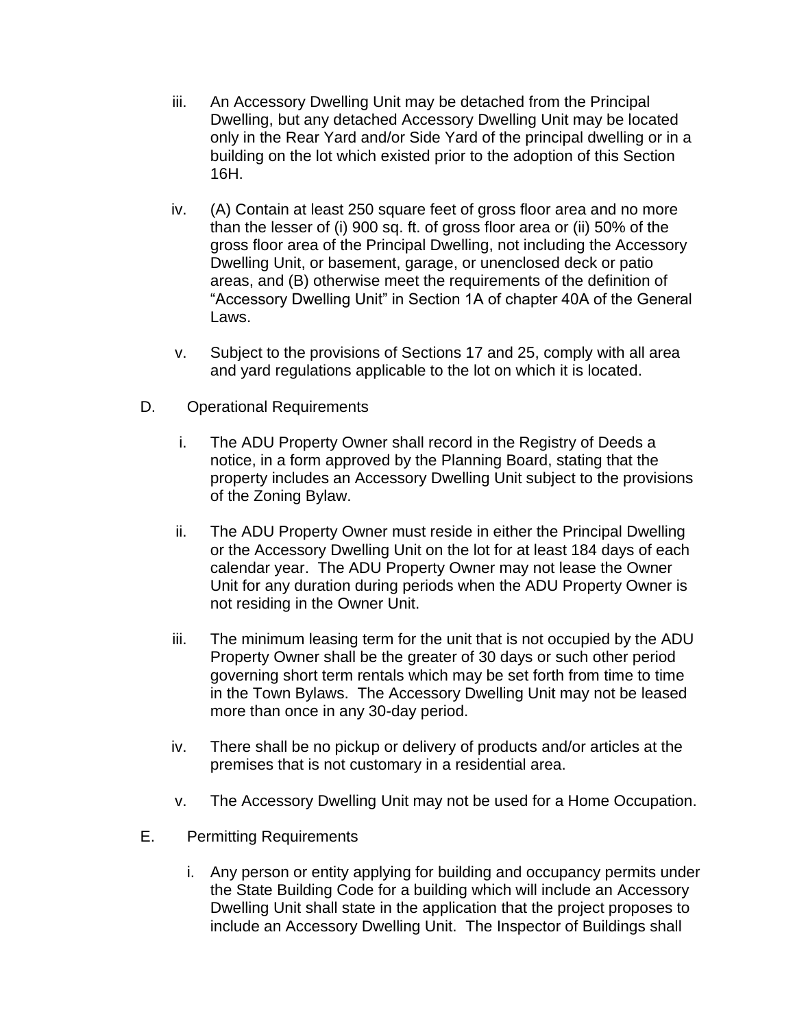iii. An Accessory Dwelling Unit may be detached from the Principal Dwelling, but any detached Accessory Dwelling Unit may be located only in the Rear Yard and/or Side Yard of the principal dwelling or in a building on the lot which existed prior to the adoption of this Section 16H.

iv. (A) Contain at least 250 square feet of gross floor area and no more than the lesser of (i) 900 sq. ft. of gross floor area or (ii) 50% of the gross floor area of the Principal Dwelling, not including the Accessory Dwelling Unit, or basement, garage, or unenclosed deck or patio areas, and (B) otherwise meet the requirements of the definition of "Accessory Dwelling Unit" in Section 1A of chapter 40A of the General Laws.

v. Subject to the provisions of Sections 17 and 25, comply with all area and yard regulations applicable to the lot on which it is located.

D. Operational Requirements

i. The ADU Property Owner shall record in the Registry of Deeds a notice, in a form approved by the Planning Board, stating that the property includes an Accessory Dwelling Unit subject to the provisions of the Zoning Bylaw.

ii. The ADU Property Owner must reside in either the Principal Dwelling or the Accessory Dwelling Unit on the lot for at least 184 days of each calendar year. The ADU Property Owner may not lease the Owner Unit for any duration during periods when the ADU Property Owner is not residing in the Owner Unit.

iii. The minimum leasing term for the unit that is not occupied by the ADU Property Owner shall be the greater of 30 days or such other period governing short term rentals which may be set forth from time to time in the Town Bylaws. The Accessory Dwelling Unit may not be leased more than once in any 30-day period.

iv. There shall be no pickup or delivery of products and/or articles at the premises that is not customary in a residential area.

v. The Accessory Dwelling Unit may not be used for a Home Occupation.

E. Permitting Requirements

i. Any person or entity applying for building and occupancy permits under the State Building Code for a building which will include an Accessory Dwelling Unit shall state in the application that the project proposes to include an Accessory Dwelling Unit. The Inspector of Buildings shall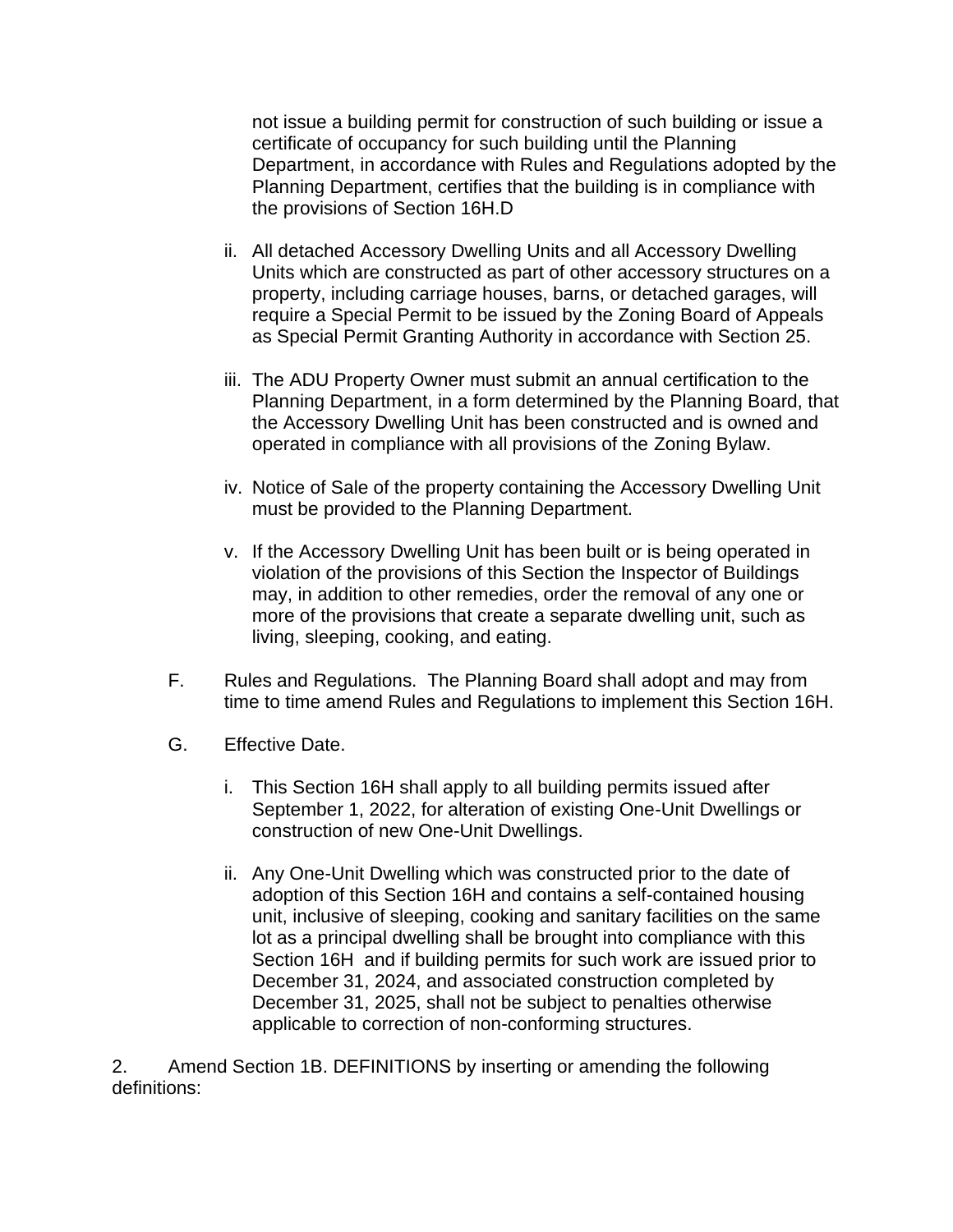not issue a building permit for construction of such building or issue a certificate of occupancy for such building until the Planning Department, in accordance with Rules and Regulations adopted by the Planning Department, certifies that the building is in compliance with the provisions of Section 16H.D

ii. All detached Accessory Dwelling Units and all Accessory Dwelling Units which are constructed as part of other accessory structures on a property, including carriage houses, barns, or detached garages, will require a Special Permit to be issued by the Zoning Board of Appeals as Special Permit Granting Authority in accordance with Section 25.

iii. The ADU Property Owner must submit an annual certification to the Planning Department, in a form determined by the Planning Board, that the Accessory Dwelling Unit has been constructed and is owned and operated in compliance with all provisions of the Zoning Bylaw.

iv. Notice of Sale of the property containing the Accessory Dwelling Unit must be provided to the Planning Department.

v. If the Accessory Dwelling Unit has been built or is being operated in violation of the provisions of this Section the Inspector of Buildings may, in addition to other remedies, order the removal of any one or more of the provisions that create a separate dwelling unit, such as living, sleeping, cooking, and eating.

F. Rules and Regulations. The Planning Board shall adopt and may from time to time amend Rules and Regulations to implement this Section 16H.

G. Effective Date.

i. This Section 16H shall apply to all building permits issued after September 1, 2022, for alteration of existing One-Unit Dwellings or construction of new One-Unit Dwellings.

ii. Any One-Unit Dwelling which was constructed prior to the date of adoption of this Section 16H and contains a self-contained housing unit, inclusive of sleeping, cooking and sanitary facilities on the same lot as a principal dwelling shall be brought into compliance with this Section 16H and if building permits for such work are issued prior to December 31, 2024, and associated construction completed by December 31, 2025, shall not be subject to penalties otherwise applicable to correction of non-conforming structures.

2. Amend Section 1B. DEFINITIONS by inserting or amending the following definitions: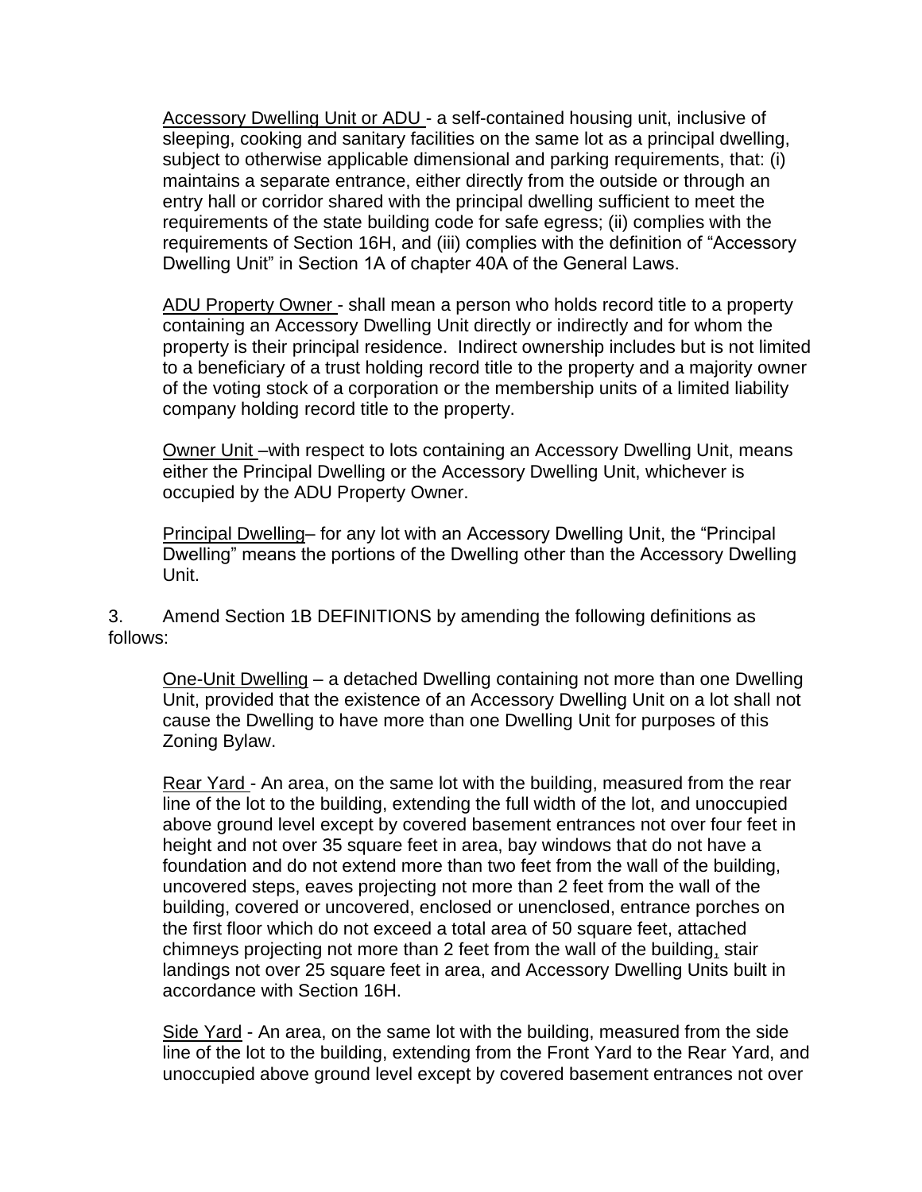Accessory Dwelling Unit or ADU - a self-contained housing unit, inclusive of sleeping, cooking and sanitary facilities on the same lot as a principal dwelling, subject to otherwise applicable dimensional and parking requirements, that: (i) maintains a separate entrance, either directly from the outside or through an entry hall or corridor shared with the principal dwelling sufficient to meet the requirements of the state building code for safe egress; (ii) complies with the requirements of Section 16H, and (iii) complies with the definition of "Accessory Dwelling Unit" in Section 1A of chapter 40A of the General Laws.

ADU Property Owner - shall mean a person who holds record title to a property containing an Accessory Dwelling Unit directly or indirectly and for whom the property is their principal residence. Indirect ownership includes but is not limited to a beneficiary of a trust holding record title to the property and a majority owner of the voting stock of a corporation or the membership units of a limited liability company holding record title to the property.

Owner Unit –with respect to lots containing an Accessory Dwelling Unit, means either the Principal Dwelling or the Accessory Dwelling Unit, whichever is occupied by the ADU Property Owner.

Principal Dwelling– for any lot with an Accessory Dwelling Unit, the "Principal Dwelling" means the portions of the Dwelling other than the Accessory Dwelling Unit.

3. Amend Section 1B DEFINITIONS by amending the following definitions as follows:

One-Unit Dwelling – a detached Dwelling containing not more than one Dwelling Unit, provided that the existence of an Accessory Dwelling Unit on a lot shall not cause the Dwelling to have more than one Dwelling Unit for purposes of this Zoning Bylaw.

Rear Yard - An area, on the same lot with the building, measured from the rear line of the lot to the building, extending the full width of the lot, and unoccupied above ground level except by covered basement entrances not over four feet in height and not over 35 square feet in area, bay windows that do not have a foundation and do not extend more than two feet from the wall of the building, uncovered steps, eaves projecting not more than 2 feet from the wall of the building, covered or uncovered, enclosed or unenclosed, entrance porches on the first floor which do not exceed a total area of 50 square feet, attached chimneys projecting not more than 2 feet from the wall of the building, stair landings not over 25 square feet in area, and Accessory Dwelling Units built in accordance with Section 16H.

Side Yard - An area, on the same lot with the building, measured from the side line of the lot to the building, extending from the Front Yard to the Rear Yard, and unoccupied above ground level except by covered basement entrances not over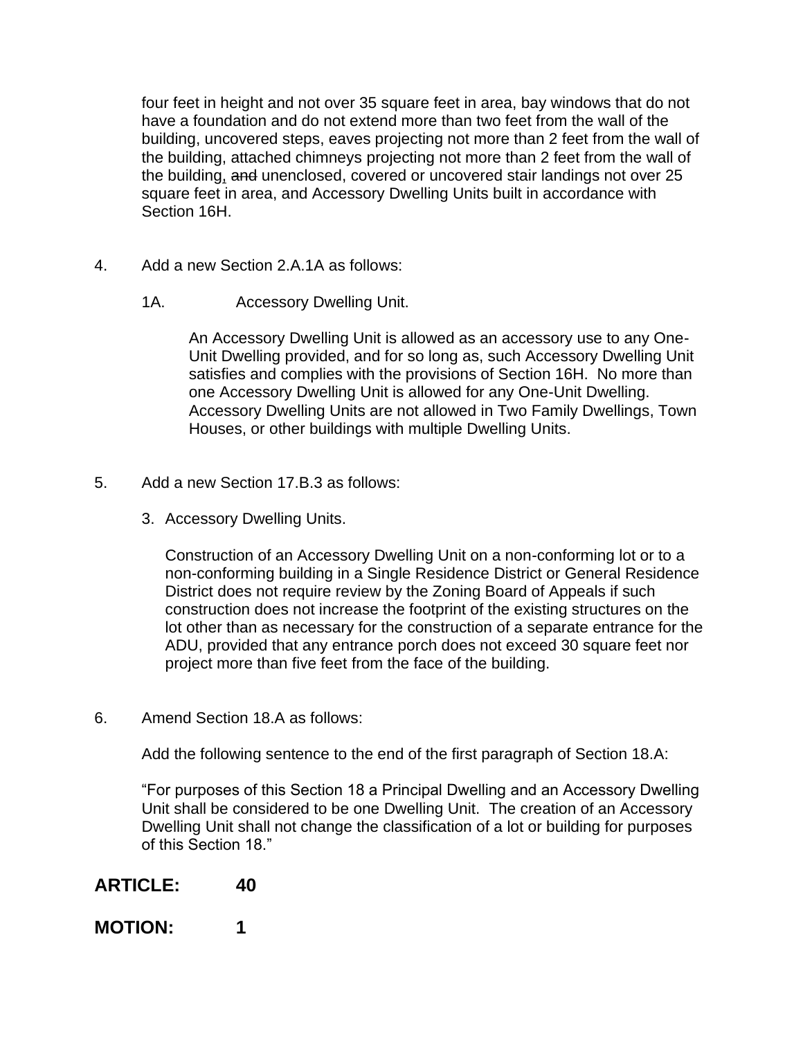four feet in height and not over 35 square feet in area, bay windows that do not have a foundation and do not extend more than two feet from the wall of the building, uncovered steps, eaves projecting not more than 2 feet from the wall of the building, attached chimneys projecting not more than 2 feet from the wall of the building, ~~and~~ unenclosed, covered or uncovered stair landings not over 25 square feet in area, and Accessory Dwelling Units built in accordance with Section 16H.

4. Add a new Section 2.A.1A as follows:

   1A. Accessory Dwelling Unit.

   An Accessory Dwelling Unit is allowed as an accessory use to any One-Unit Dwelling provided, and for so long as, such Accessory Dwelling Unit satisfies and complies with the provisions of Section 16H. No more than one Accessory Dwelling Unit is allowed for any One-Unit Dwelling. Accessory Dwelling Units are not allowed in Two Family Dwellings, Town Houses, or other buildings with multiple Dwelling Units.

5. Add a new Section 17.B.3 as follows:

   3. Accessory Dwelling Units.

   Construction of an Accessory Dwelling Unit on a non-conforming lot or to a non-conforming building in a Single Residence District or General Residence District does not require review by the Zoning Board of Appeals if such construction does not increase the footprint of the existing structures on the lot other than as necessary for the construction of a separate entrance for the ADU, provided that any entrance porch does not exceed 30 square feet nor project more than five feet from the face of the building.

6. Amend Section 18.A as follows:

   Add the following sentence to the end of the first paragraph of Section 18.A:

   "For purposes of this Section 18 a Principal Dwelling and an Accessory Dwelling Unit shall be considered to be one Dwelling Unit. The creation of an Accessory Dwelling Unit shall not change the classification of a lot or building for purposes of this Section 18."

**ARTICLE: 40**

**MOTION: 1**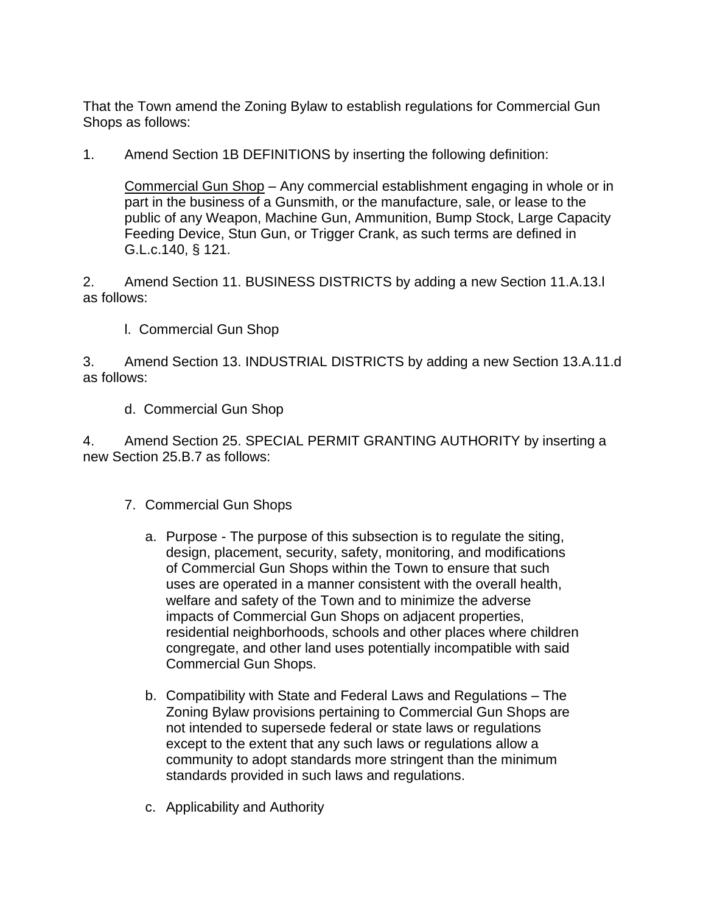That the Town amend the Zoning Bylaw to establish regulations for Commercial Gun Shops as follows:

1. Amend Section 1B DEFINITIONS by inserting the following definition:

   Commercial Gun Shop – Any commercial establishment engaging in whole or in part in the business of a Gunsmith, or the manufacture, sale, or lease to the public of any Weapon, Machine Gun, Ammunition, Bump Stock, Large Capacity Feeding Device, Stun Gun, or Trigger Crank, as such terms are defined in G.L.c.140, § 121.

2. Amend Section 11. BUSINESS DISTRICTS by adding a new Section 11.A.13.l as follows:

   l. Commercial Gun Shop

3. Amend Section 13. INDUSTRIAL DISTRICTS by adding a new Section 13.A.11.d as follows:

   d. Commercial Gun Shop

4. Amend Section 25. SPECIAL PERMIT GRANTING AUTHORITY by inserting a new Section 25.B.7 as follows:

   7. Commercial Gun Shops

      a. Purpose - The purpose of this subsection is to regulate the siting, design, placement, security, safety, monitoring, and modifications of Commercial Gun Shops within the Town to ensure that such uses are operated in a manner consistent with the overall health, welfare and safety of the Town and to minimize the adverse impacts of Commercial Gun Shops on adjacent properties, residential neighborhoods, schools and other places where children congregate, and other land uses potentially incompatible with said Commercial Gun Shops.

      b. Compatibility with State and Federal Laws and Regulations – The Zoning Bylaw provisions pertaining to Commercial Gun Shops are not intended to supersede federal or state laws or regulations except to the extent that any such laws or regulations allow a community to adopt standards more stringent than the minimum standards provided in such laws and regulations.

      c. Applicability and Authority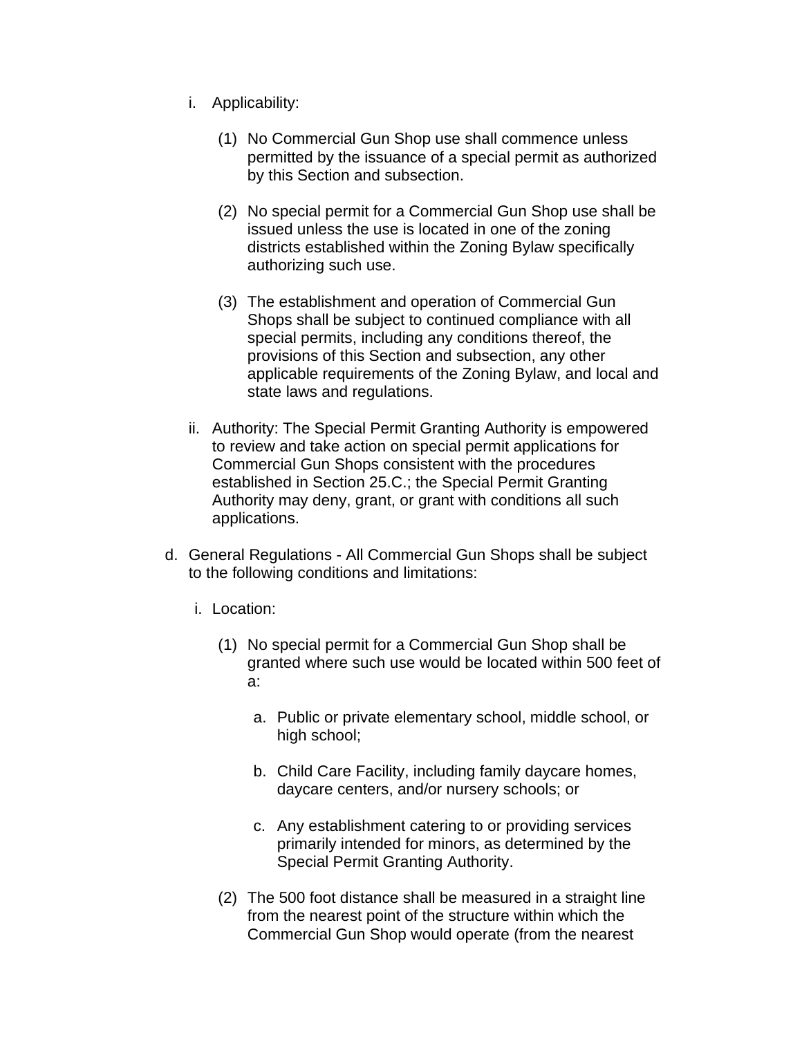i. Applicability:

   (1) No Commercial Gun Shop use shall commence unless permitted by the issuance of a special permit as authorized by this Section and subsection.

   (2) No special permit for a Commercial Gun Shop use shall be issued unless the use is located in one of the zoning districts established within the Zoning Bylaw specifically authorizing such use.

   (3) The establishment and operation of Commercial Gun Shops shall be subject to continued compliance with all special permits, including any conditions thereof, the provisions of this Section and subsection, any other applicable requirements of the Zoning Bylaw, and local and state laws and regulations.

ii. Authority: The Special Permit Granting Authority is empowered to review and take action on special permit applications for Commercial Gun Shops consistent with the procedures established in Section 25.C.; the Special Permit Granting Authority may deny, grant, or grant with conditions all such applications.

d. General Regulations - All Commercial Gun Shops shall be subject to the following conditions and limitations:

   i. Location:

      (1) No special permit for a Commercial Gun Shop shall be granted where such use would be located within 500 feet of a:

         a. Public or private elementary school, middle school, or high school;

         b. Child Care Facility, including family daycare homes, daycare centers, and/or nursery schools; or

         c. Any establishment catering to or providing services primarily intended for minors, as determined by the Special Permit Granting Authority.

      (2) The 500 foot distance shall be measured in a straight line from the nearest point of the structure within which the Commercial Gun Shop would operate (from the nearest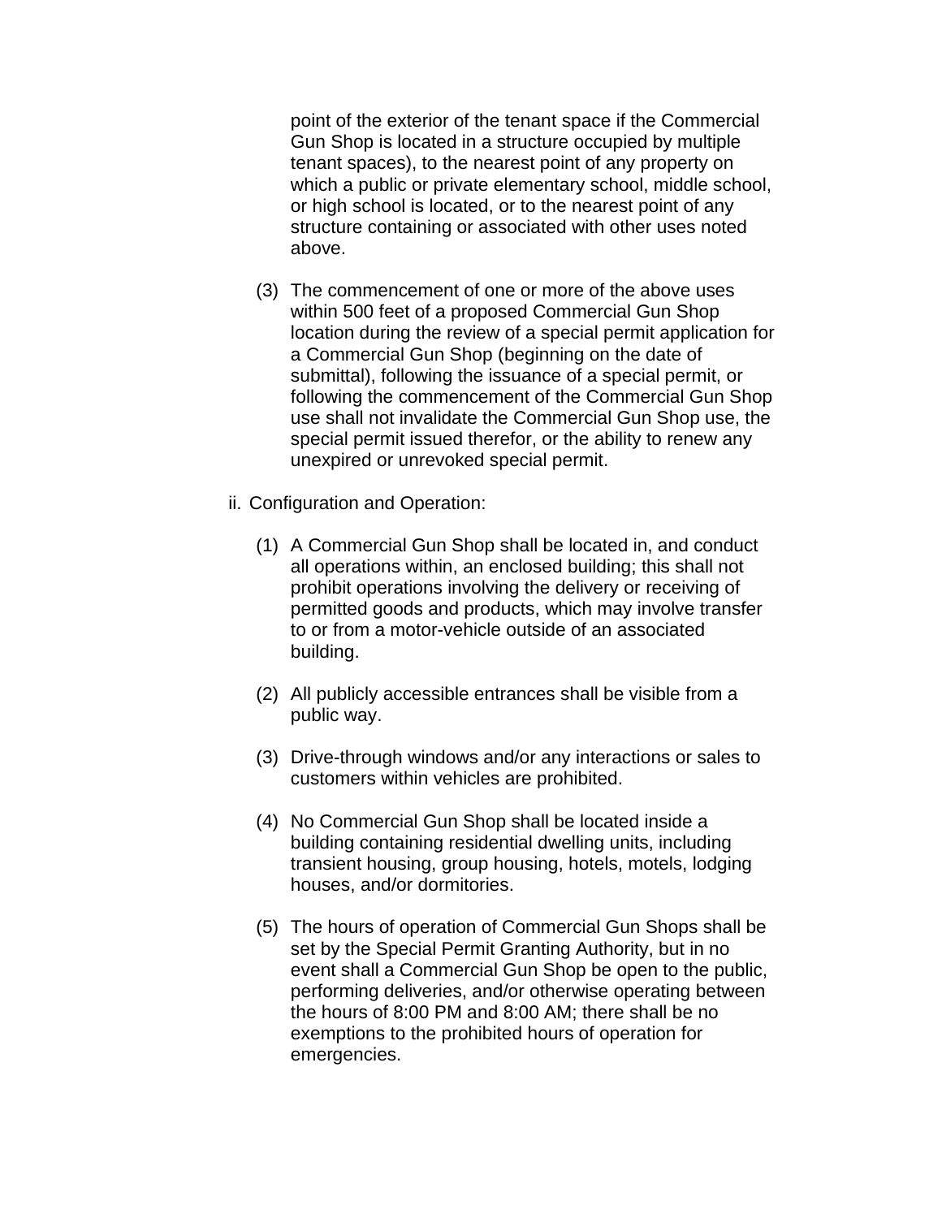point of the exterior of the tenant space if the Commercial Gun Shop is located in a structure occupied by multiple tenant spaces), to the nearest point of any property on which a public or private elementary school, middle school, or high school is located, or to the nearest point of any structure containing or associated with other uses noted above.

(3) The commencement of one or more of the above uses within 500 feet of a proposed Commercial Gun Shop location during the review of a special permit application for a Commercial Gun Shop (beginning on the date of submittal), following the issuance of a special permit, or following the commencement of the Commercial Gun Shop use shall not invalidate the Commercial Gun Shop use, the special permit issued therefor, or the ability to renew any unexpired or unrevoked special permit.

ii. Configuration and Operation:

(1) A Commercial Gun Shop shall be located in, and conduct all operations within, an enclosed building; this shall not prohibit operations involving the delivery or receiving of permitted goods and products, which may involve transfer to or from a motor-vehicle outside of an associated building.

(2) All publicly accessible entrances shall be visible from a public way.

(3) Drive-through windows and/or any interactions or sales to customers within vehicles are prohibited.

(4) No Commercial Gun Shop shall be located inside a building containing residential dwelling units, including transient housing, group housing, hotels, motels, lodging houses, and/or dormitories.

(5) The hours of operation of Commercial Gun Shops shall be set by the Special Permit Granting Authority, but in no event shall a Commercial Gun Shop be open to the public, performing deliveries, and/or otherwise operating between the hours of 8:00 PM and 8:00 AM; there shall be no exemptions to the prohibited hours of operation for emergencies.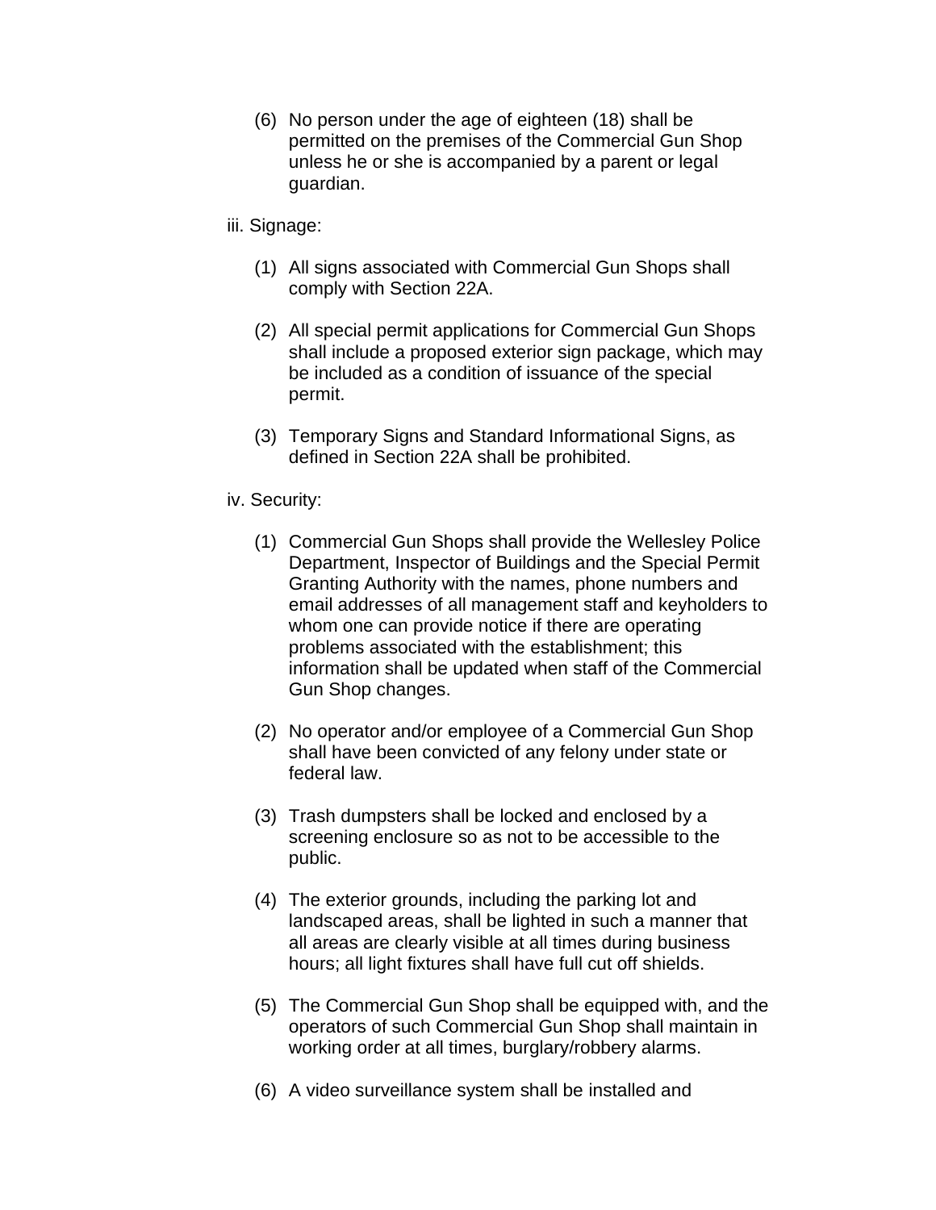(6) No person under the age of eighteen (18) shall be permitted on the premises of the Commercial Gun Shop unless he or she is accompanied by a parent or legal guardian.

iii. Signage:

(1) All signs associated with Commercial Gun Shops shall comply with Section 22A.

(2) All special permit applications for Commercial Gun Shops shall include a proposed exterior sign package, which may be included as a condition of issuance of the special permit.

(3) Temporary Signs and Standard Informational Signs, as defined in Section 22A shall be prohibited.

iv. Security:

(1) Commercial Gun Shops shall provide the Wellesley Police Department, Inspector of Buildings and the Special Permit Granting Authority with the names, phone numbers and email addresses of all management staff and keyholders to whom one can provide notice if there are operating problems associated with the establishment; this information shall be updated when staff of the Commercial Gun Shop changes.

(2) No operator and/or employee of a Commercial Gun Shop shall have been convicted of any felony under state or federal law.

(3) Trash dumpsters shall be locked and enclosed by a screening enclosure so as not to be accessible to the public.

(4) The exterior grounds, including the parking lot and landscaped areas, shall be lighted in such a manner that all areas are clearly visible at all times during business hours; all light fixtures shall have full cut off shields.

(5) The Commercial Gun Shop shall be equipped with, and the operators of such Commercial Gun Shop shall maintain in working order at all times, burglary/robbery alarms.

(6) A video surveillance system shall be installed and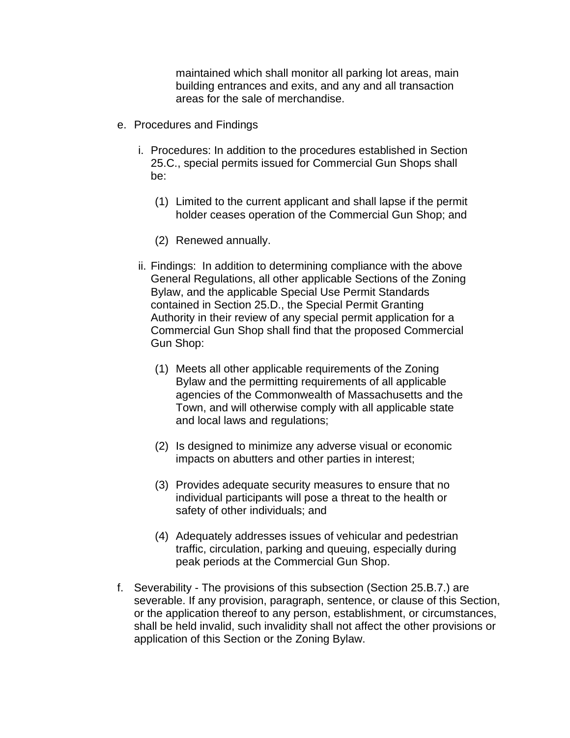maintained which shall monitor all parking lot areas, main building entrances and exits, and any and all transaction areas for the sale of merchandise.

e. Procedures and Findings

   i. Procedures: In addition to the procedures established in Section 25.C., special permits issued for Commercial Gun Shops shall be:

      (1) Limited to the current applicant and shall lapse if the permit holder ceases operation of the Commercial Gun Shop; and

      (2) Renewed annually.

   ii. Findings: In addition to determining compliance with the above General Regulations, all other applicable Sections of the Zoning Bylaw, and the applicable Special Use Permit Standards contained in Section 25.D., the Special Permit Granting Authority in their review of any special permit application for a Commercial Gun Shop shall find that the proposed Commercial Gun Shop:

      (1) Meets all other applicable requirements of the Zoning Bylaw and the permitting requirements of all applicable agencies of the Commonwealth of Massachusetts and the Town, and will otherwise comply with all applicable state and local laws and regulations;

      (2) Is designed to minimize any adverse visual or economic impacts on abutters and other parties in interest;

      (3) Provides adequate security measures to ensure that no individual participants will pose a threat to the health or safety of other individuals; and

      (4) Adequately addresses issues of vehicular and pedestrian traffic, circulation, parking and queuing, especially during peak periods at the Commercial Gun Shop.

f. Severability - The provisions of this subsection (Section 25.B.7.) are severable. If any provision, paragraph, sentence, or clause of this Section, or the application thereof to any person, establishment, or circumstances, shall be held invalid, such invalidity shall not affect the other provisions or application of this Section or the Zoning Bylaw.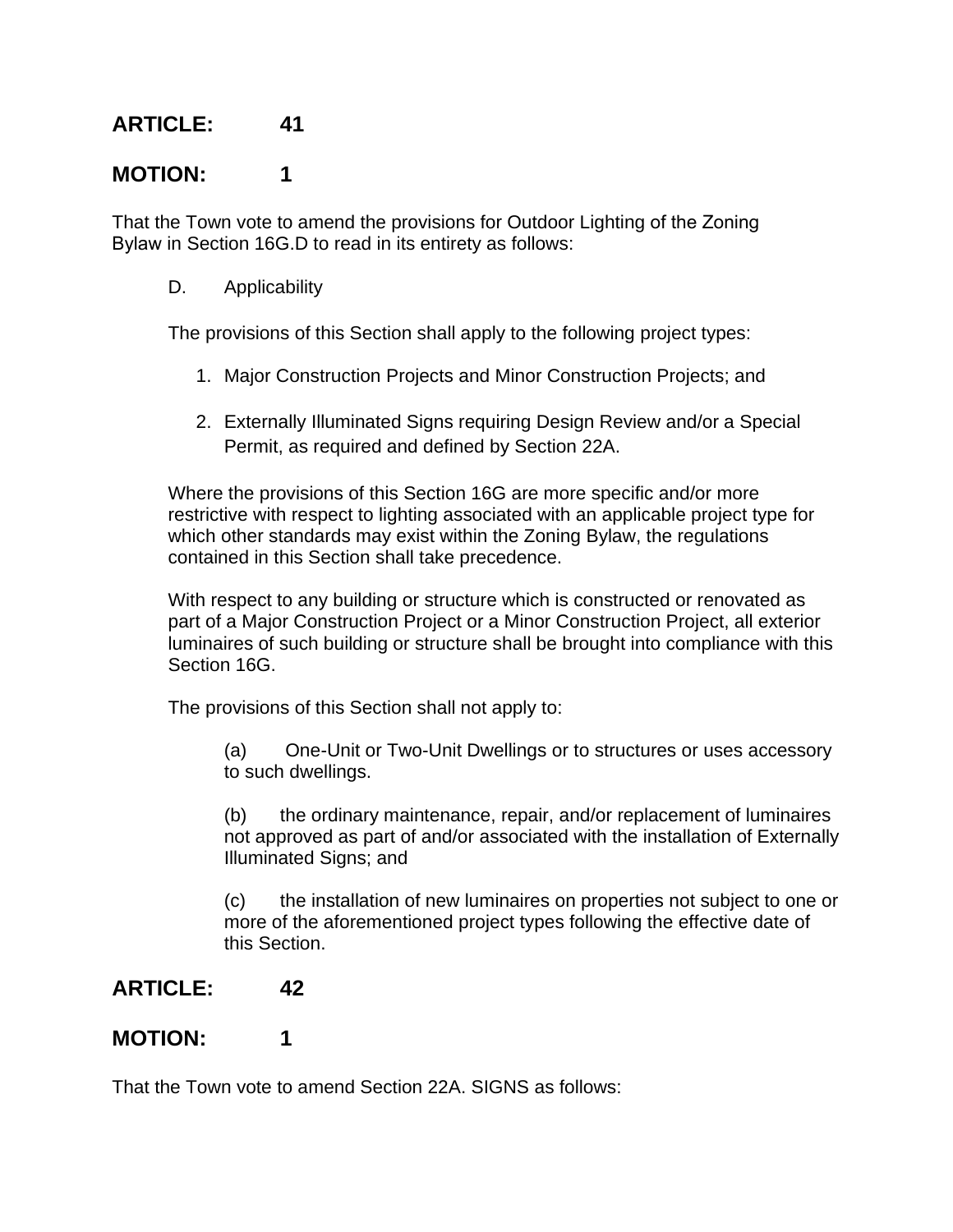## ARTICLE: 41

## MOTION: 1

That the Town vote to amend the provisions for Outdoor Lighting of the Zoning Bylaw in Section 16G.D to read in its entirety as follows:

D. Applicability

The provisions of this Section shall apply to the following project types:

1. Major Construction Projects and Minor Construction Projects; and
2. Externally Illuminated Signs requiring Design Review and/or a Special Permit, as required and defined by Section 22A.

Where the provisions of this Section 16G are more specific and/or more restrictive with respect to lighting associated with an applicable project type for which other standards may exist within the Zoning Bylaw, the regulations contained in this Section shall take precedence.

With respect to any building or structure which is constructed or renovated as part of a Major Construction Project or a Minor Construction Project, all exterior luminaires of such building or structure shall be brought into compliance with this Section 16G.

The provisions of this Section shall not apply to:

(a) One-Unit or Two-Unit Dwellings or to structures or uses accessory to such dwellings.

(b) the ordinary maintenance, repair, and/or replacement of luminaires not approved as part of and/or associated with the installation of Externally Illuminated Signs; and

(c) the installation of new luminaires on properties not subject to one or more of the aforementioned project types following the effective date of this Section.

## ARTICLE: 42

## MOTION: 1

That the Town vote to amend Section 22A. SIGNS as follows: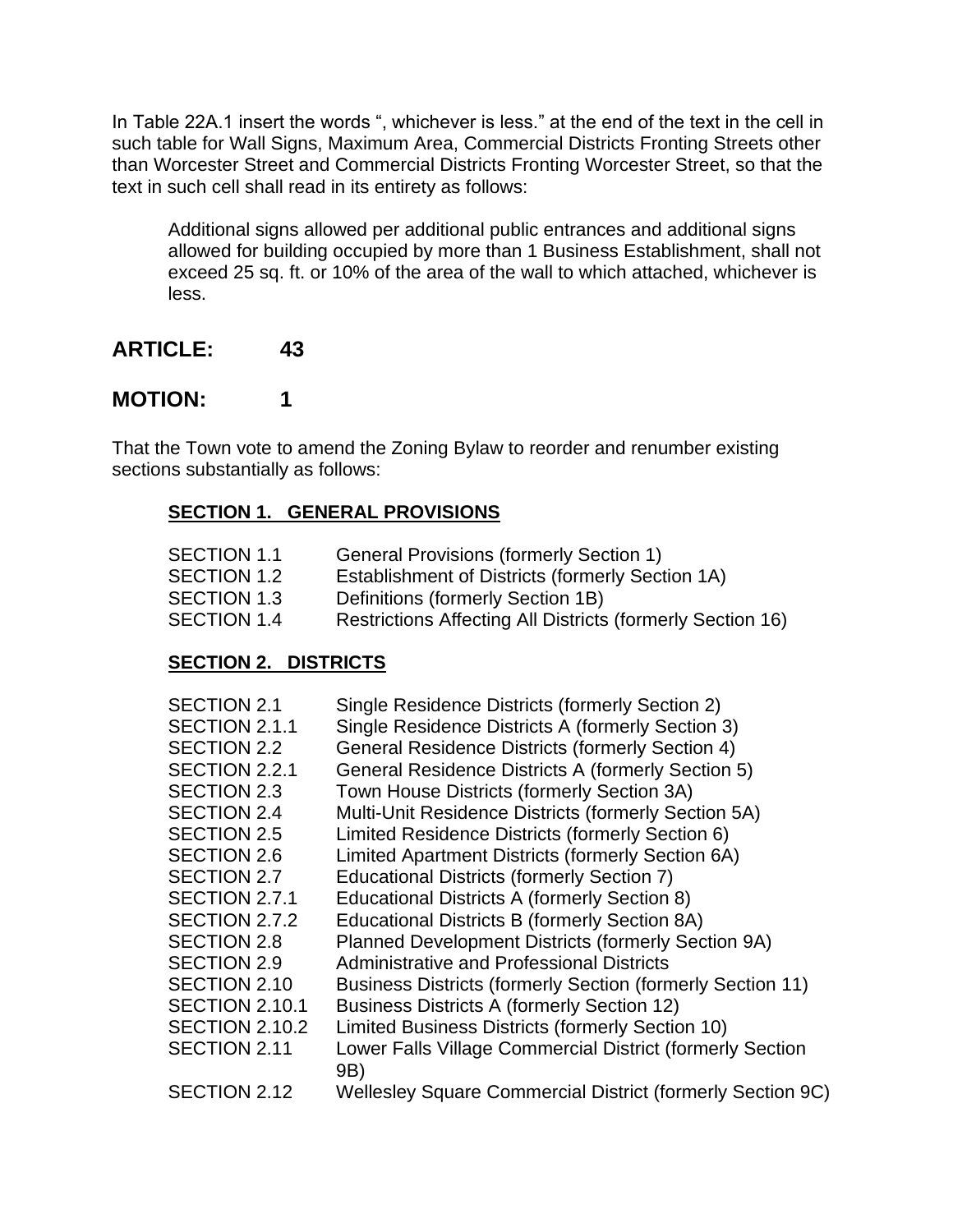In Table 22A.1 insert the words ", whichever is less." at the end of the text in the cell in such table for Wall Signs, Maximum Area, Commercial Districts Fronting Streets other than Worcester Street and Commercial Districts Fronting Worcester Street, so that the text in such cell shall read in its entirety as follows:

> Additional signs allowed per additional public entrances and additional signs allowed for building occupied by more than 1 Business Establishment, shall not exceed 25 sq. ft. or 10% of the area of the wall to which attached, whichever is less.

## ARTICLE: 43

## MOTION: 1

That the Town vote to amend the Zoning Bylaw to reorder and renumber existing sections substantially as follows:

**SECTION 1. GENERAL PROVISIONS**

| | |
|---|---|
| SECTION 1.1 | General Provisions (formerly Section 1) |
| SECTION 1.2 | Establishment of Districts (formerly Section 1A) |
| SECTION 1.3 | Definitions (formerly Section 1B) |
| SECTION 1.4 | Restrictions Affecting All Districts (formerly Section 16) |

**SECTION 2. DISTRICTS**

| | |
|---|---|
| SECTION 2.1 | Single Residence Districts (formerly Section 2) |
| SECTION 2.1.1 | Single Residence Districts A (formerly Section 3) |
| SECTION 2.2 | General Residence Districts (formerly Section 4) |
| SECTION 2.2.1 | General Residence Districts A (formerly Section 5) |
| SECTION 2.3 | Town House Districts (formerly Section 3A) |
| SECTION 2.4 | Multi-Unit Residence Districts (formerly Section 5A) |
| SECTION 2.5 | Limited Residence Districts (formerly Section 6) |
| SECTION 2.6 | Limited Apartment Districts (formerly Section 6A) |
| SECTION 2.7 | Educational Districts (formerly Section 7) |
| SECTION 2.7.1 | Educational Districts A (formerly Section 8) |
| SECTION 2.7.2 | Educational Districts B (formerly Section 8A) |
| SECTION 2.8 | Planned Development Districts (formerly Section 9A) |
| SECTION 2.9 | Administrative and Professional Districts |
| SECTION 2.10 | Business Districts (formerly Section (formerly Section 11) |
| SECTION 2.10.1 | Business Districts A (formerly Section 12) |
| SECTION 2.10.2 | Limited Business Districts (formerly Section 10) |
| SECTION 2.11 | Lower Falls Village Commercial District (formerly Section 9B) |
| SECTION 2.12 | Wellesley Square Commercial District (formerly Section 9C) |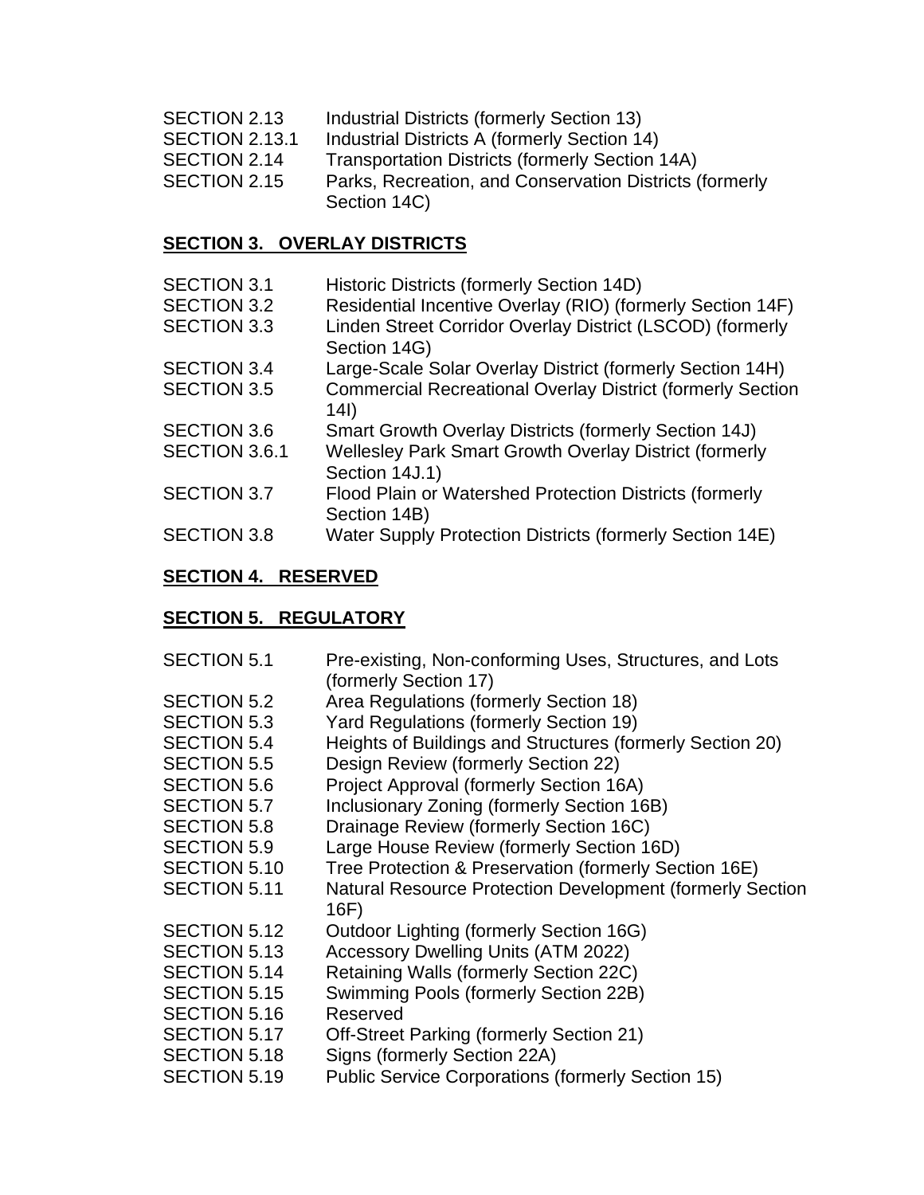SECTION 2.13 Industrial Districts (formerly Section 13)
SECTION 2.13.1 Industrial Districts A (formerly Section 14)
SECTION 2.14 Transportation Districts (formerly Section 14A)
SECTION 2.15 Parks, Recreation, and Conservation Districts (formerly Section 14C)

## **SECTION 3. OVERLAY DISTRICTS**

SECTION 3.1 Historic Districts (formerly Section 14D)
SECTION 3.2 Residential Incentive Overlay (RIO) (formerly Section 14F)
SECTION 3.3 Linden Street Corridor Overlay District (LSCOD) (formerly Section 14G)
SECTION 3.4 Large-Scale Solar Overlay District (formerly Section 14H)
SECTION 3.5 Commercial Recreational Overlay District (formerly Section 14I)
SECTION 3.6 Smart Growth Overlay Districts (formerly Section 14J)
SECTION 3.6.1 Wellesley Park Smart Growth Overlay District (formerly Section 14J.1)
SECTION 3.7 Flood Plain or Watershed Protection Districts (formerly Section 14B)
SECTION 3.8 Water Supply Protection Districts (formerly Section 14E)

## **SECTION 4. RESERVED**

## **SECTION 5. REGULATORY**

SECTION 5.1 Pre-existing, Non-conforming Uses, Structures, and Lots (formerly Section 17)
SECTION 5.2 Area Regulations (formerly Section 18)
SECTION 5.3 Yard Regulations (formerly Section 19)
SECTION 5.4 Heights of Buildings and Structures (formerly Section 20)
SECTION 5.5 Design Review (formerly Section 22)
SECTION 5.6 Project Approval (formerly Section 16A)
SECTION 5.7 Inclusionary Zoning (formerly Section 16B)
SECTION 5.8 Drainage Review (formerly Section 16C)
SECTION 5.9 Large House Review (formerly Section 16D)
SECTION 5.10 Tree Protection & Preservation (formerly Section 16E)
SECTION 5.11 Natural Resource Protection Development (formerly Section 16F)
SECTION 5.12 Outdoor Lighting (formerly Section 16G)
SECTION 5.13 Accessory Dwelling Units (ATM 2022)
SECTION 5.14 Retaining Walls (formerly Section 22C)
SECTION 5.15 Swimming Pools (formerly Section 22B)
SECTION 5.16 Reserved
SECTION 5.17 Off-Street Parking (formerly Section 21)
SECTION 5.18 Signs (formerly Section 22A)
SECTION 5.19 Public Service Corporations (formerly Section 15)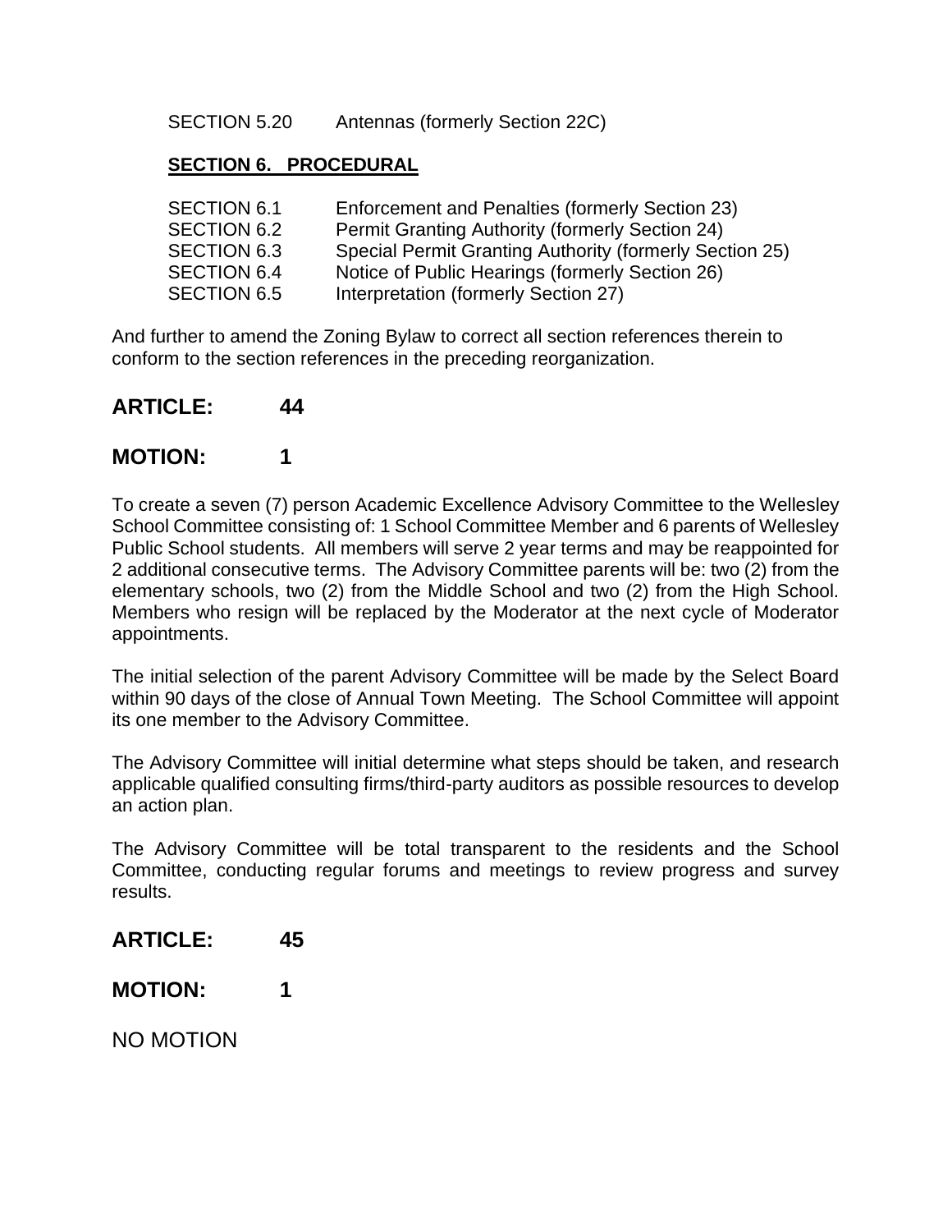SECTION 5.20 Antennas (formerly Section 22C)

**SECTION 6. PROCEDURAL**

SECTION 6.1 Enforcement and Penalties (formerly Section 23)
SECTION 6.2 Permit Granting Authority (formerly Section 24)
SECTION 6.3 Special Permit Granting Authority (formerly Section 25)
SECTION 6.4 Notice of Public Hearings (formerly Section 26)
SECTION 6.5 Interpretation (formerly Section 27)

And further to amend the Zoning Bylaw to correct all section references therein to conform to the section references in the preceding reorganization.

## ARTICLE: 44

## MOTION: 1

To create a seven (7) person Academic Excellence Advisory Committee to the Wellesley School Committee consisting of: 1 School Committee Member and 6 parents of Wellesley Public School students. All members will serve 2 year terms and may be reappointed for 2 additional consecutive terms. The Advisory Committee parents will be: two (2) from the elementary schools, two (2) from the Middle School and two (2) from the High School. Members who resign will be replaced by the Moderator at the next cycle of Moderator appointments.

The initial selection of the parent Advisory Committee will be made by the Select Board within 90 days of the close of Annual Town Meeting. The School Committee will appoint its one member to the Advisory Committee.

The Advisory Committee will initial determine what steps should be taken, and research applicable qualified consulting firms/third-party auditors as possible resources to develop an action plan.

The Advisory Committee will be total transparent to the residents and the School Committee, conducting regular forums and meetings to review progress and survey results.

## ARTICLE: 45

## MOTION: 1

NO MOTION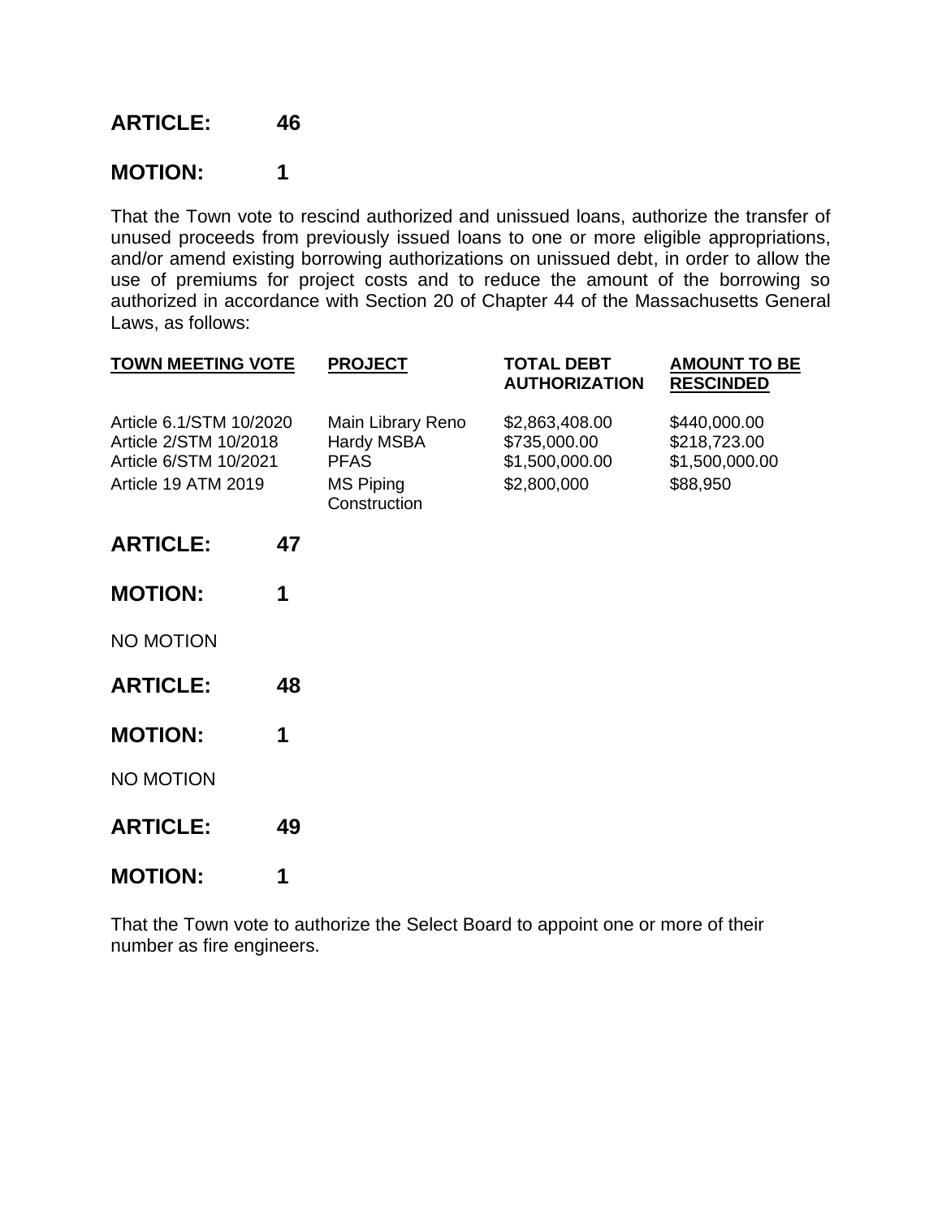## ARTICLE: 46

## MOTION: 1

That the Town vote to rescind authorized and unissued loans, authorize the transfer of unused proceeds from previously issued loans to one or more eligible appropriations, and/or amend existing borrowing authorizations on unissued debt, in order to allow the use of premiums for project costs and to reduce the amount of the borrowing so authorized in accordance with Section 20 of Chapter 44 of the Massachusetts General Laws, as follows:

| TOWN MEETING VOTE | PROJECT | TOTAL DEBT AUTHORIZATION | AMOUNT TO BE RESCINDED |
|---|---|---|---|
| Article 6.1/STM 10/2020 | Main Library Reno | $2,863,408.00 | $440,000.00 |
| Article 2/STM 10/2018 | Hardy MSBA | $735,000.00 | $218,723.00 |
| Article 6/STM 10/2021 | PFAS | $1,500,000.00 | $1,500,000.00 |
| Article 19 ATM 2019 | MS Piping Construction | $2,800,000 | $88,950 |

## ARTICLE: 47

## MOTION: 1

NO MOTION

## ARTICLE: 48

## MOTION: 1

NO MOTION

## ARTICLE: 49

## MOTION: 1

That the Town vote to authorize the Select Board to appoint one or more of their number as fire engineers.